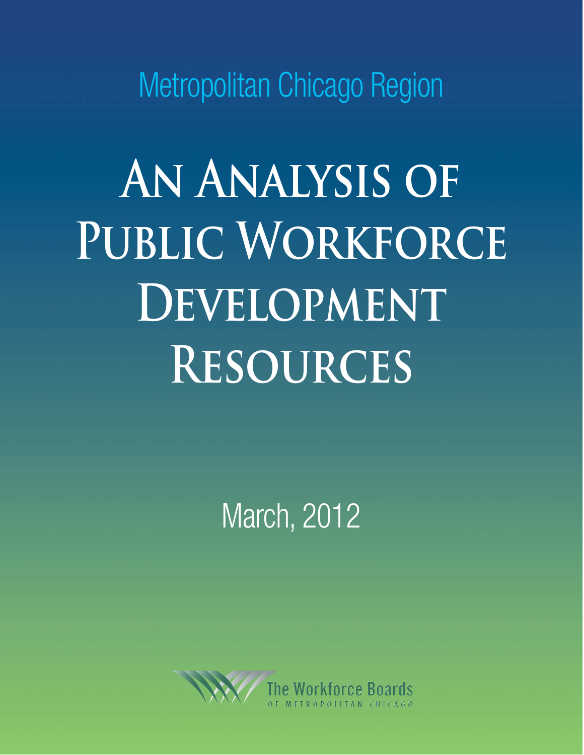Metropolitan Chicago Region

# An Analysis of Public Workforce Development Resources

March, 2012

The Workforce Boards
OF METROPOLITAN CHICAGO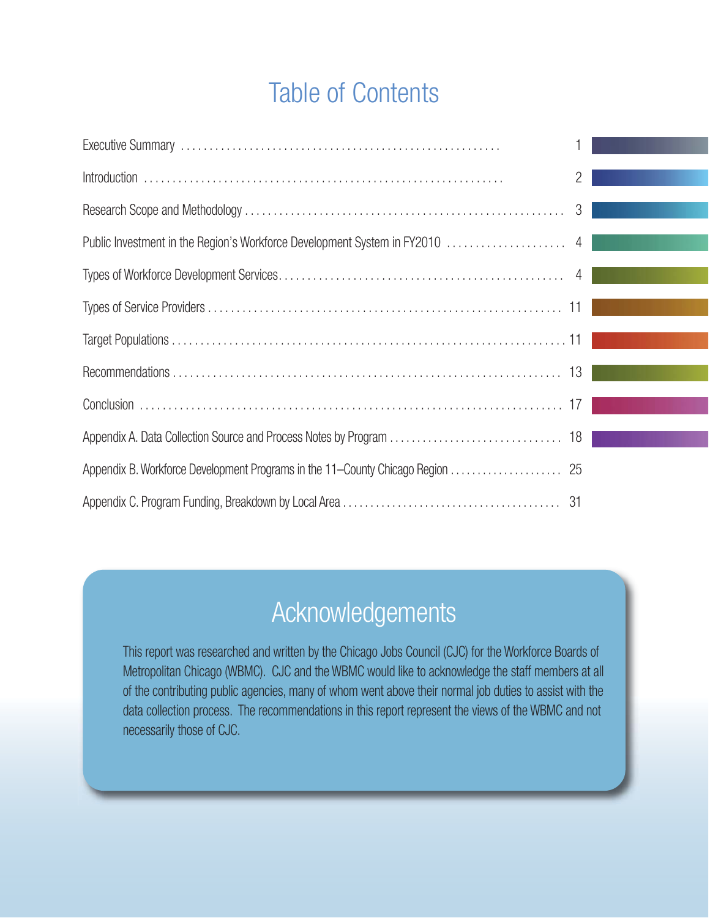# Table of Contents

| Section | Page |
| --- | --- |
| Executive Summary | 1 |
| Introduction | 2 |
| Research Scope and Methodology | 3 |
| Public Investment in the Region's Workforce Development System in FY2010 | 4 |
| Types of Workforce Development Services | 4 |
| Types of Service Providers | 11 |
| Target Populations | 11 |
| Recommendations | 13 |
| Conclusion | 17 |
| Appendix A. Data Collection Source and Process Notes by Program | 18 |
| Appendix B. Workforce Development Programs in the 11–County Chicago Region | 25 |
| Appendix C. Program Funding, Breakdown by Local Area | 31 |

## Acknowledgements

This report was researched and written by the Chicago Jobs Council (CJC) for the Workforce Boards of Metropolitan Chicago (WBMC). CJC and the WBMC would like to acknowledge the staff members at all of the contributing public agencies, many of whom went above their normal job duties to assist with the data collection process. The recommendations in this report represent the views of the WBMC and not necessarily those of CJC.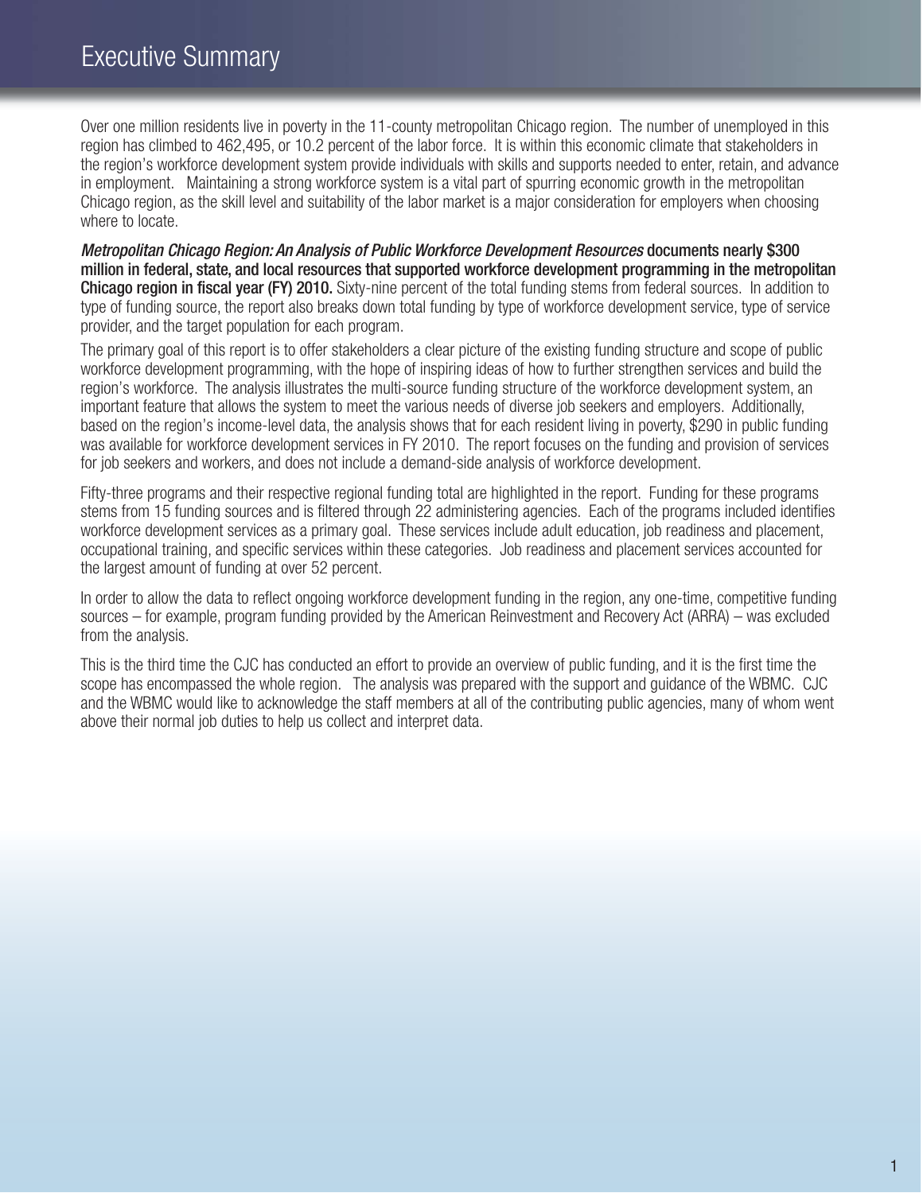# Executive Summary

Over one million residents live in poverty in the 11-county metropolitan Chicago region. The number of unemployed in this region has climbed to 462,495, or 10.2 percent of the labor force. It is within this economic climate that stakeholders in the region's workforce development system provide individuals with skills and supports needed to enter, retain, and advance in employment. Maintaining a strong workforce system is a vital part of spurring economic growth in the metropolitan Chicago region, as the skill level and suitability of the labor market is a major consideration for employers when choosing where to locate.

***Metropolitan Chicago Region: An Analysis of Public Workforce Development Resources*** **documents nearly $300 million in federal, state, and local resources that supported workforce development programming in the metropolitan Chicago region in fiscal year (FY) 2010.** Sixty-nine percent of the total funding stems from federal sources. In addition to type of funding source, the report also breaks down total funding by type of workforce development service, type of service provider, and the target population for each program.

The primary goal of this report is to offer stakeholders a clear picture of the existing funding structure and scope of public workforce development programming, with the hope of inspiring ideas of how to further strengthen services and build the region's workforce. The analysis illustrates the multi-source funding structure of the workforce development system, an important feature that allows the system to meet the various needs of diverse job seekers and employers. Additionally, based on the region's income-level data, the analysis shows that for each resident living in poverty, $290 in public funding was available for workforce development services in FY 2010. The report focuses on the funding and provision of services for job seekers and workers, and does not include a demand-side analysis of workforce development.

Fifty-three programs and their respective regional funding total are highlighted in the report. Funding for these programs stems from 15 funding sources and is filtered through 22 administering agencies. Each of the programs included identifies workforce development services as a primary goal. These services include adult education, job readiness and placement, occupational training, and specific services within these categories. Job readiness and placement services accounted for the largest amount of funding at over 52 percent.

In order to allow the data to reflect ongoing workforce development funding in the region, any one-time, competitive funding sources – for example, program funding provided by the American Reinvestment and Recovery Act (ARRA) – was excluded from the analysis.

This is the third time the CJC has conducted an effort to provide an overview of public funding, and it is the first time the scope has encompassed the whole region. The analysis was prepared with the support and guidance of the WBMC. CJC and the WBMC would like to acknowledge the staff members at all of the contributing public agencies, many of whom went above their normal job duties to help us collect and interpret data.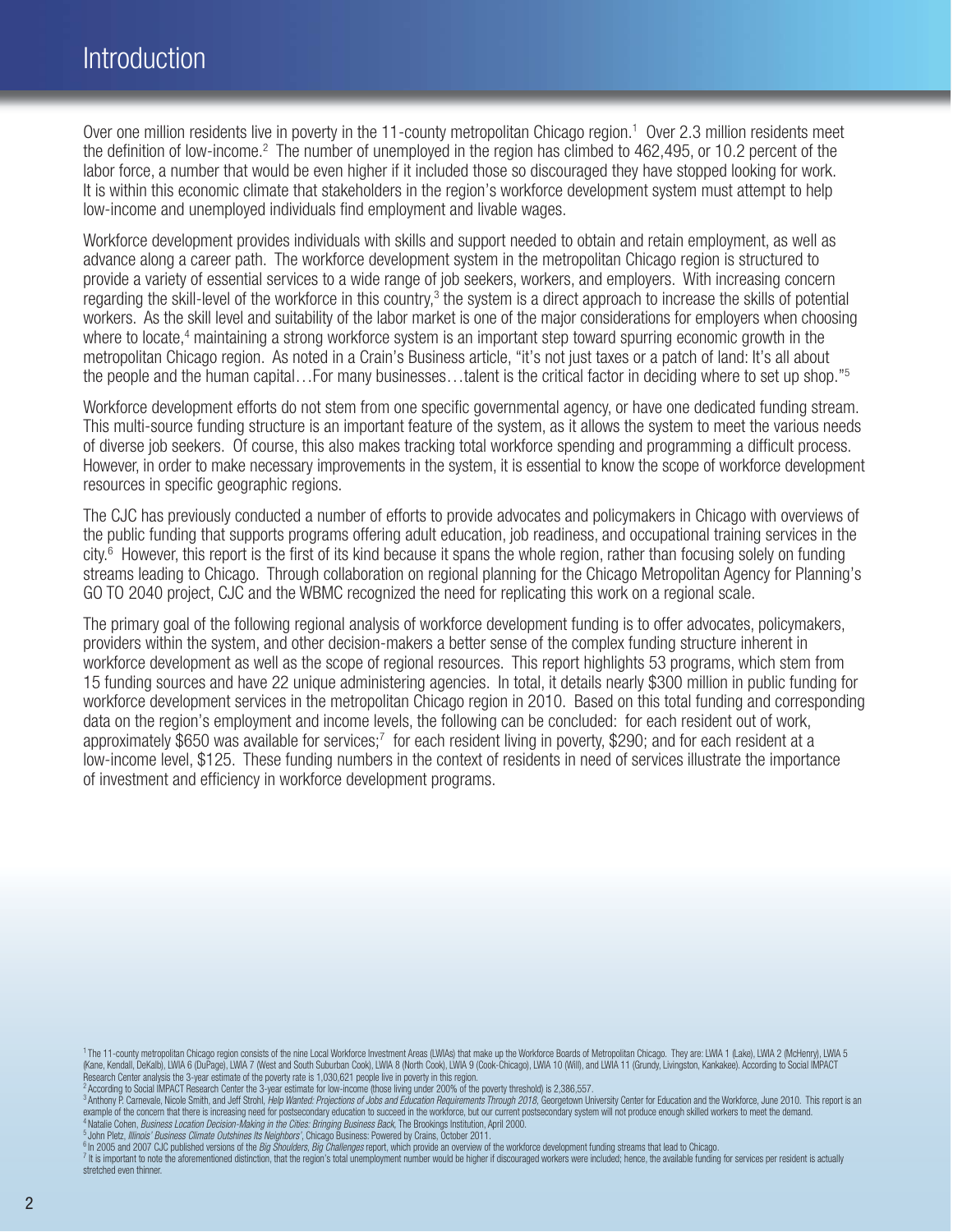# Introduction

Over one million residents live in poverty in the 11-county metropolitan Chicago region.[1] Over 2.3 million residents meet the definition of low-income.[2] The number of unemployed in the region has climbed to 462,495, or 10.2 percent of the labor force, a number that would be even higher if it included those so discouraged they have stopped looking for work. It is within this economic climate that stakeholders in the region's workforce development system must attempt to help low-income and unemployed individuals find employment and livable wages.

Workforce development provides individuals with skills and support needed to obtain and retain employment, as well as advance along a career path. The workforce development system in the metropolitan Chicago region is structured to provide a variety of essential services to a wide range of job seekers, workers, and employers. With increasing concern regarding the skill-level of the workforce in this country,[3] the system is a direct approach to increase the skills of potential workers. As the skill level and suitability of the labor market is one of the major considerations for employers when choosing where to locate,[4] maintaining a strong workforce system is an important step toward spurring economic growth in the metropolitan Chicago region. As noted in a Crain's Business article, "it's not just taxes or a patch of land: It's all about the people and the human capital…For many businesses…talent is the critical factor in deciding where to set up shop."[5]

Workforce development efforts do not stem from one specific governmental agency, or have one dedicated funding stream. This multi-source funding structure is an important feature of the system, as it allows the system to meet the various needs of diverse job seekers. Of course, this also makes tracking total workforce spending and programming a difficult process. However, in order to make necessary improvements in the system, it is essential to know the scope of workforce development resources in specific geographic regions.

The CJC has previously conducted a number of efforts to provide advocates and policymakers in Chicago with overviews of the public funding that supports programs offering adult education, job readiness, and occupational training services in the city.[6] However, this report is the first of its kind because it spans the whole region, rather than focusing solely on funding streams leading to Chicago. Through collaboration on regional planning for the Chicago Metropolitan Agency for Planning's GO TO 2040 project, CJC and the WBMC recognized the need for replicating this work on a regional scale.

The primary goal of the following regional analysis of workforce development funding is to offer advocates, policymakers, providers within the system, and other decision-makers a better sense of the complex funding structure inherent in workforce development as well as the scope of regional resources. This report highlights 53 programs, which stem from 15 funding sources and have 22 unique administering agencies. In total, it details nearly \$300 million in public funding for workforce development services in the metropolitan Chicago region in 2010. Based on this total funding and corresponding data on the region's employment and income levels, the following can be concluded: for each resident out of work, approximately \$650 was available for services;[7] for each resident living in poverty, \$290; and for each resident at a low-income level, \$125. These funding numbers in the context of residents in need of services illustrate the importance of investment and efficiency in workforce development programs.

---

[1] The 11-county metropolitan Chicago region consists of the nine Local Workforce Investment Areas (LWIAs) that make up the Workforce Boards of Metropolitan Chicago. They are: LWIA 1 (Lake), LWIA 2 (McHenry), LWIA 5 (Kane, Kendall, DeKalb), LWIA 6 (DuPage), LWIA 7 (West and South Suburban Cook), LWIA 8 (North Cook), LWIA 9 (Cook-Chicago), LWIA 10 (Will), and LWIA 11 (Grundy, Livingston, Kankakee). According to Social IMPACT Research Center analysis the 3-year estimate of the poverty rate is 1,030,621 people live in poverty in this region.

[2] According to Social IMPACT Research Center the 3-year estimate for low-income (those living under 200% of the poverty threshold) is 2,386,557.

[3] Anthony P. Carnevale, Nicole Smith, and Jeff Strohl, *Help Wanted: Projections of Jobs and Education Requirements Through 2018*, Georgetown University Center for Education and the Workforce, June 2010. This report is an example of the concern that there is increasing need for postsecondary education to succeed in the workforce, but our current postsecondary system will not produce enough skilled workers to meet the demand.

[4] Natalie Cohen, *Business Location Decision-Making in the Cities: Bringing Business Back*, The Brookings Institution, April 2000.

[5] John Pletz, *Illinois' Business Climate Outshines Its Neighbors'*, Chicago Business: Powered by Crains, October 2011.

[6] In 2005 and 2007 CJC published versions of the *Big Shoulders, Big Challenges* report, which provide an overview of the workforce development funding streams that lead to Chicago.

[7] It is important to note the aforementioned distinction, that the region's total unemployment number would be higher if discouraged workers were included; hence, the available funding for services per resident is actually stretched even thinner.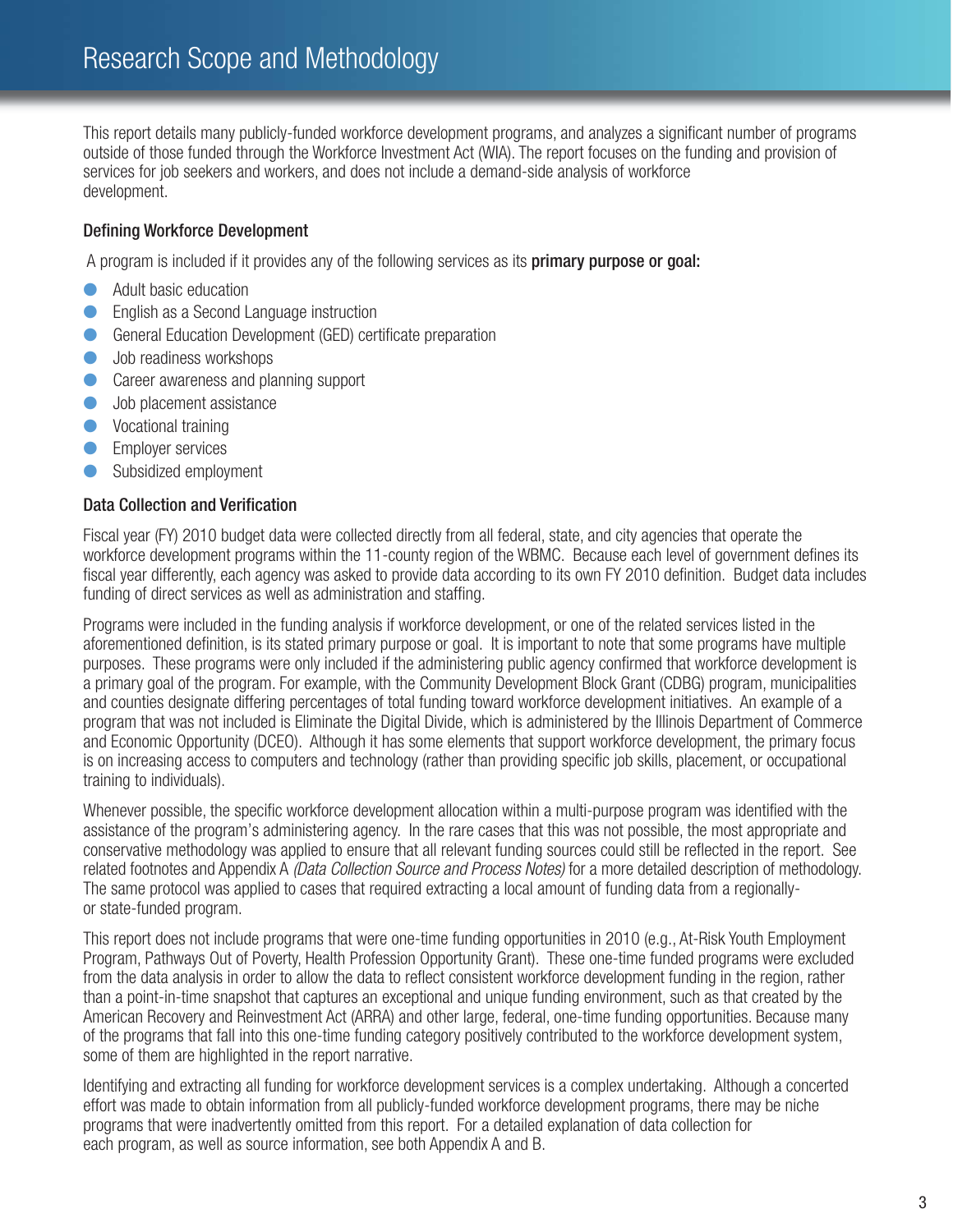# Research Scope and Methodology

This report details many publicly-funded workforce development programs, and analyzes a significant number of programs outside of those funded through the Workforce Investment Act (WIA). The report focuses on the funding and provision of services for job seekers and workers, and does not include a demand-side analysis of workforce development.

### Defining Workforce Development

A program is included if it provides any of the following services as its **primary purpose or goal:**

- Adult basic education
- English as a Second Language instruction
- General Education Development (GED) certificate preparation
- Job readiness workshops
- Career awareness and planning support
- Job placement assistance
- Vocational training
- Employer services
- Subsidized employment

### Data Collection and Verification

Fiscal year (FY) 2010 budget data were collected directly from all federal, state, and city agencies that operate the workforce development programs within the 11-county region of the WBMC. Because each level of government defines its fiscal year differently, each agency was asked to provide data according to its own FY 2010 definition. Budget data includes funding of direct services as well as administration and staffing.

Programs were included in the funding analysis if workforce development, or one of the related services listed in the aforementioned definition, is its stated primary purpose or goal. It is important to note that some programs have multiple purposes. These programs were only included if the administering public agency confirmed that workforce development is a primary goal of the program. For example, with the Community Development Block Grant (CDBG) program, municipalities and counties designate differing percentages of total funding toward workforce development initiatives. An example of a program that was not included is Eliminate the Digital Divide, which is administered by the Illinois Department of Commerce and Economic Opportunity (DCEO). Although it has some elements that support workforce development, the primary focus is on increasing access to computers and technology (rather than providing specific job skills, placement, or occupational training to individuals).

Whenever possible, the specific workforce development allocation within a multi-purpose program was identified with the assistance of the program's administering agency. In the rare cases that this was not possible, the most appropriate and conservative methodology was applied to ensure that all relevant funding sources could still be reflected in the report. See related footnotes and Appendix A *(Data Collection Source and Process Notes)* for a more detailed description of methodology. The same protocol was applied to cases that required extracting a local amount of funding data from a regionally- or state-funded program.

This report does not include programs that were one-time funding opportunities in 2010 (e.g., At-Risk Youth Employment Program, Pathways Out of Poverty, Health Profession Opportunity Grant). These one-time funded programs were excluded from the data analysis in order to allow the data to reflect consistent workforce development funding in the region, rather than a point-in-time snapshot that captures an exceptional and unique funding environment, such as that created by the American Recovery and Reinvestment Act (ARRA) and other large, federal, one-time funding opportunities. Because many of the programs that fall into this one-time funding category positively contributed to the workforce development system, some of them are highlighted in the report narrative.

Identifying and extracting all funding for workforce development services is a complex undertaking. Although a concerted effort was made to obtain information from all publicly-funded workforce development programs, there may be niche programs that were inadvertently omitted from this report. For a detailed explanation of data collection for each program, as well as source information, see both Appendix A and B.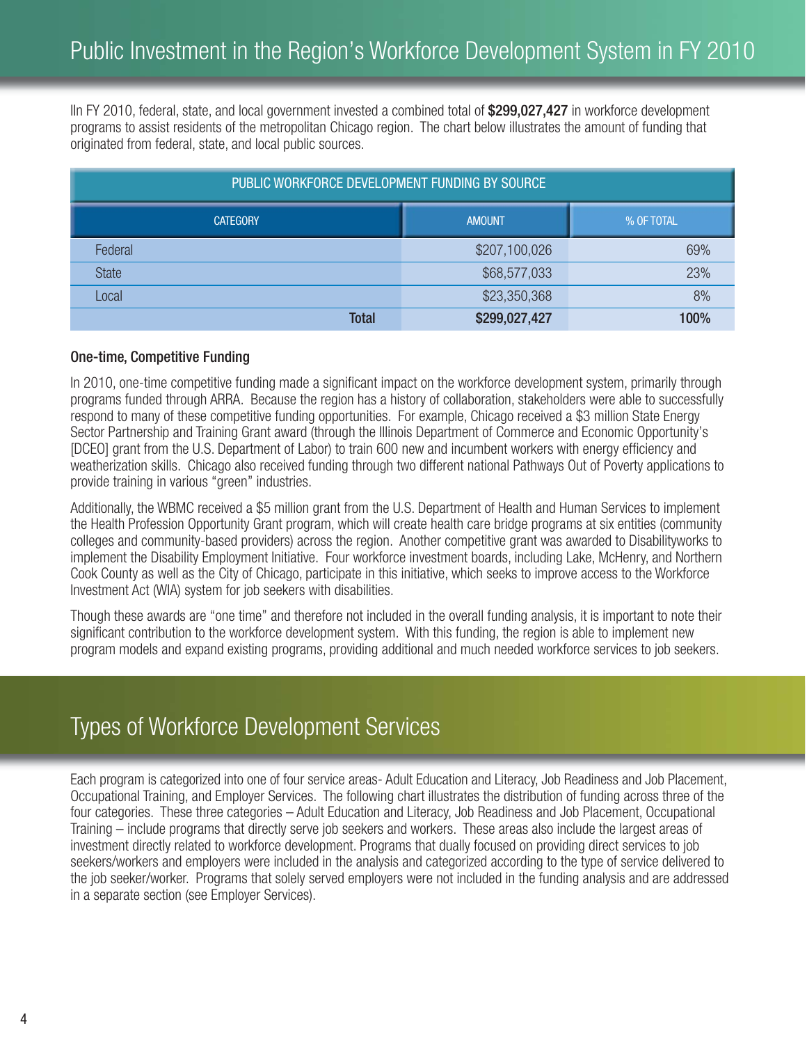# Public Investment in the Region's Workforce Development System in FY 2010

IIn FY 2010, federal, state, and local government invested a combined total of **$299,027,427** in workforce development programs to assist residents of the metropolitan Chicago region. The chart below illustrates the amount of funding that originated from federal, state, and local public sources.

| PUBLIC WORKFORCE DEVELOPMENT FUNDING BY SOURCE | | |
|---|---|---|
| CATEGORY | AMOUNT | % OF TOTAL |
| Federal | $207,100,026 | 69% |
| State | $68,577,033 | 23% |
| Local | $23,350,368 | 8% |
| **Total** | **$299,027,427** | **100%** |

### One-time, Competitive Funding

In 2010, one-time competitive funding made a significant impact on the workforce development system, primarily through programs funded through ARRA. Because the region has a history of collaboration, stakeholders were able to successfully respond to many of these competitive funding opportunities. For example, Chicago received a $3 million State Energy Sector Partnership and Training Grant award (through the Illinois Department of Commerce and Economic Opportunity's [DCEO] grant from the U.S. Department of Labor) to train 600 new and incumbent workers with energy efficiency and weatherization skills. Chicago also received funding through two different national Pathways Out of Poverty applications to provide training in various "green" industries.

Additionally, the WBMC received a $5 million grant from the U.S. Department of Health and Human Services to implement the Health Profession Opportunity Grant program, which will create health care bridge programs at six entities (community colleges and community-based providers) across the region. Another competitive grant was awarded to Disabilityworks to implement the Disability Employment Initiative. Four workforce investment boards, including Lake, McHenry, and Northern Cook County as well as the City of Chicago, participate in this initiative, which seeks to improve access to the Workforce Investment Act (WIA) system for job seekers with disabilities.

Though these awards are "one time" and therefore not included in the overall funding analysis, it is important to note their significant contribution to the workforce development system. With this funding, the region is able to implement new program models and expand existing programs, providing additional and much needed workforce services to job seekers.

# Types of Workforce Development Services

Each program is categorized into one of four service areas- Adult Education and Literacy, Job Readiness and Job Placement, Occupational Training, and Employer Services. The following chart illustrates the distribution of funding across three of the four categories. These three categories – Adult Education and Literacy, Job Readiness and Job Placement, Occupational Training – include programs that directly serve job seekers and workers. These areas also include the largest areas of investment directly related to workforce development. Programs that dually focused on providing direct services to job seekers/workers and employers were included in the analysis and categorized according to the type of service delivered to the job seeker/worker. Programs that solely served employers were not included in the funding analysis and are addressed in a separate section (see Employer Services).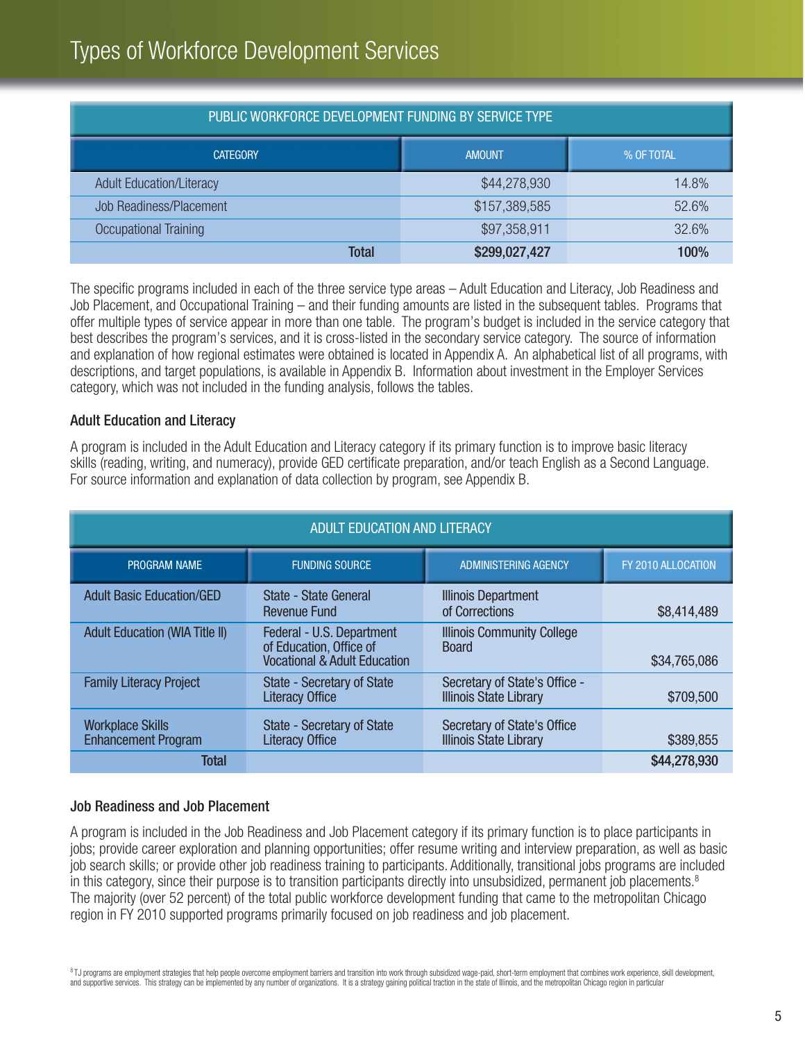# Types of Workforce Development Services

| PUBLIC WORKFORCE DEVELOPMENT FUNDING BY SERVICE TYPE | | |
|---|---|---|
| CATEGORY | AMOUNT | % OF TOTAL |
| Adult Education/Literacy | $44,278,930 | 14.8% |
| Job Readiness/Placement | $157,389,585 | 52.6% |
| Occupational Training | $97,358,911 | 32.6% |
| **Total** | **$299,027,427** | **100%** |

The specific programs included in each of the three service type areas – Adult Education and Literacy, Job Readiness and Job Placement, and Occupational Training – and their funding amounts are listed in the subsequent tables. Programs that offer multiple types of service appear in more than one table. The program's budget is included in the service category that best describes the program's services, and it is cross-listed in the secondary service category. The source of information and explanation of how regional estimates were obtained is located in Appendix A. An alphabetical list of all programs, with descriptions, and target populations, is available in Appendix B. Information about investment in the Employer Services category, which was not included in the funding analysis, follows the tables.

### Adult Education and Literacy

A program is included in the Adult Education and Literacy category if its primary function is to improve basic literacy skills (reading, writing, and numeracy), provide GED certificate preparation, and/or teach English as a Second Language. For source information and explanation of data collection by program, see Appendix B.

| ADULT EDUCATION AND LITERACY | | | |
|---|---|---|---|
| PROGRAM NAME | FUNDING SOURCE | ADMINISTERING AGENCY | FY 2010 ALLOCATION |
| Adult Basic Education/GED | State - State General Revenue Fund | Illinois Department of Corrections | $8,414,489 |
| Adult Education (WIA Title II) | Federal - U.S. Department of Education, Office of Vocational & Adult Education | Illinois Community College Board | $34,765,086 |
| Family Literacy Project | State - Secretary of State Literacy Office | Secretary of State's Office - Illinois State Library | $709,500 |
| Workplace Skills Enhancement Program | State - Secretary of State Literacy Office | Secretary of State's Office Illinois State Library | $389,855 |
| **Total** | | | **$44,278,930** |

### Job Readiness and Job Placement

A program is included in the Job Readiness and Job Placement category if its primary function is to place participants in jobs; provide career exploration and planning opportunities; offer resume writing and interview preparation, as well as basic job search skills; or provide other job readiness training to participants. Additionally, transitional jobs programs are included in this category, since their purpose is to transition participants directly into unsubsidized, permanent job placements.[8] The majority (over 52 percent) of the total public workforce development funding that came to the metropolitan Chicago region in FY 2010 supported programs primarily focused on job readiness and job placement.

[8] TJ programs are employment strategies that help people overcome employment barriers and transition into work through subsidized wage-paid, short-term employment that combines work experience, skill development, and supportive services. This strategy can be implemented by any number of organizations. It is a strategy gaining political traction in the state of Illinois, and the metropolitan Chicago region in particular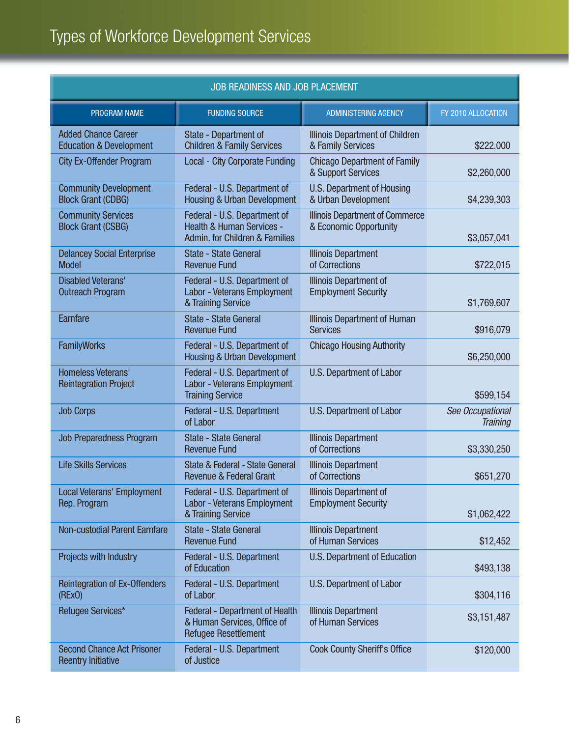# Types of Workforce Development Services

## JOB READINESS AND JOB PLACEMENT

| PROGRAM NAME | FUNDING SOURCE | ADMINISTERING AGENCY | FY 2010 ALLOCATION |
|---|---|---|---|
| Added Chance Career Education & Development | State - Department of Children & Family Services | Illinois Department of Children & Family Services | $222,000 |
| City Ex-Offender Program | Local - City Corporate Funding | Chicago Department of Family & Support Services | $2,260,000 |
| Community Development Block Grant (CDBG) | Federal - U.S. Department of Housing & Urban Development | U.S. Department of Housing & Urban Development | $4,239,303 |
| Community Services Block Grant (CSBG) | Federal - U.S. Department of Health & Human Services - Admin. for Children & Families | Illinois Department of Commerce & Economic Opportunity | $3,057,041 |
| Delancey Social Enterprise Model | State - State General Revenue Fund | Illinois Department of Corrections | $722,015 |
| Disabled Veterans' Outreach Program | Federal - U.S. Department of Labor - Veterans Employment & Training Service | Illinois Department of Employment Security | $1,769,607 |
| Earnfare | State - State General Revenue Fund | Illinois Department of Human Services | $916,079 |
| FamilyWorks | Federal - U.S. Department of Housing & Urban Development | Chicago Housing Authority | $6,250,000 |
| Homeless Veterans' Reintegration Project | Federal - U.S. Department of Labor - Veterans Employment Training Service | U.S. Department of Labor | $599,154 |
| Job Corps | Federal - U.S. Department of Labor | U.S. Department of Labor | *See Occupational Training* |
| Job Preparedness Program | State - State General Revenue Fund | Illinois Department of Corrections | $3,330,250 |
| Life Skills Services | State & Federal - State General Revenue & Federal Grant | Illinois Department of Corrections | $651,270 |
| Local Veterans' Employment Rep. Program | Federal - U.S. Department of Labor - Veterans Employment & Training Service | Illinois Department of Employment Security | $1,062,422 |
| Non-custodial Parent Earnfare | State - State General Revenue Fund | Illinois Department of Human Services | $12,452 |
| Projects with Industry | Federal - U.S. Department of Education | U.S. Department of Education | $493,138 |
| Reintegration of Ex-Offenders (RExO) | Federal - U.S. Department of Labor | U.S. Department of Labor | $304,116 |
| Refugee Services* | Federal - Department of Health & Human Services, Office of Refugee Resettlement | Illinois Department of Human Services | $3,151,487 |
| Second Chance Act Prisoner Reentry Initiative | Federal - U.S. Department of Justice | Cook County Sheriff's Office | $120,000 |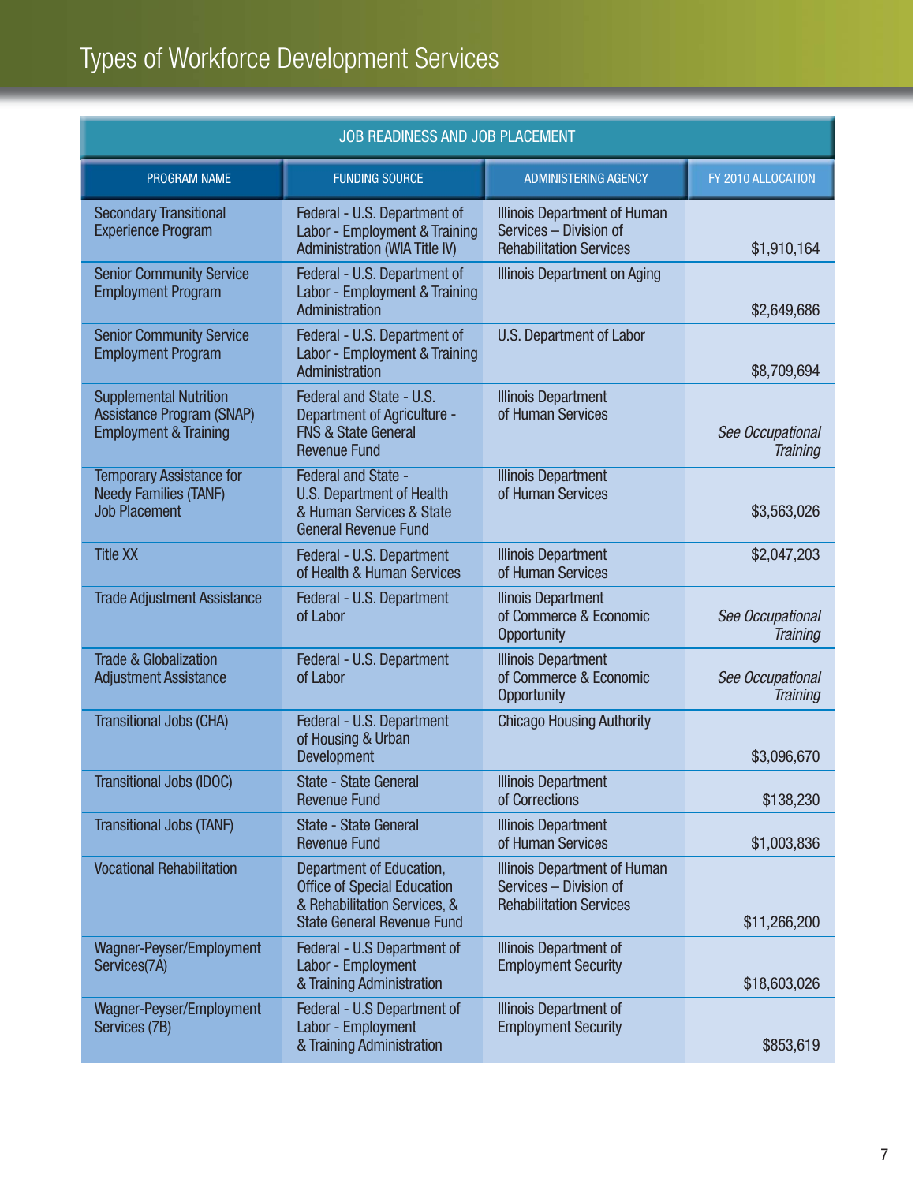# Types of Workforce Development Services

| JOB READINESS AND JOB PLACEMENT | | | |
|---|---|---|---|
| PROGRAM NAME | FUNDING SOURCE | ADMINISTERING AGENCY | FY 2010 ALLOCATION |
| Secondary Transitional Experience Program | Federal - U.S. Department of Labor - Employment & Training Administration (WIA Title IV) | Illinois Department of Human Services – Division of Rehabilitation Services | $1,910,164 |
| Senior Community Service Employment Program | Federal - U.S. Department of Labor - Employment & Training Administration | Illinois Department on Aging | $2,649,686 |
| Senior Community Service Employment Program | Federal - U.S. Department of Labor - Employment & Training Administration | U.S. Department of Labor | $8,709,694 |
| Supplemental Nutrition Assistance Program (SNAP) Employment & Training | Federal and State - U.S. Department of Agriculture - FNS & State General Revenue Fund | Illinois Department of Human Services | *See Occupational Training* |
| Temporary Assistance for Needy Families (TANF) Job Placement | Federal and State - U.S. Department of Health & Human Services & State General Revenue Fund | Illinois Department of Human Services | $3,563,026 |
| Title XX | Federal - U.S. Department of Health & Human Services | Illinois Department of Human Services | $2,047,203 |
| Trade Adjustment Assistance | Federal - U.S. Department of Labor | Ilnois Department of Commerce & Economic Opportunity | *See Occupational Training* |
| Trade & Globalization Adjustment Assistance | Federal - U.S. Department of Labor | Illinois Department of Commerce & Economic Opportunity | *See Occupational Training* |
| Transitional Jobs (CHA) | Federal - U.S. Department of Housing & Urban Development | Chicago Housing Authority | $3,096,670 |
| Transitional Jobs (IDOC) | State - State General Revenue Fund | Illinois Department of Corrections | $138,230 |
| Transitional Jobs (TANF) | State - State General Revenue Fund | Illinois Department of Human Services | $1,003,836 |
| Vocational Rehabilitation | Department of Education, Office of Special Education & Rehabilitation Services, & State General Revenue Fund | Illinois Department of Human Services – Division of Rehabilitation Services | $11,266,200 |
| Wagner-Peyser/Employment Services(7A) | Federal - U.S Department of Labor - Employment & Training Administration | Illinois Department of Employment Security | $18,603,026 |
| Wagner-Peyser/Employment Services (7B) | Federal - U.S Department of Labor - Employment & Training Administration | Illinois Department of Employment Security | $853,619 |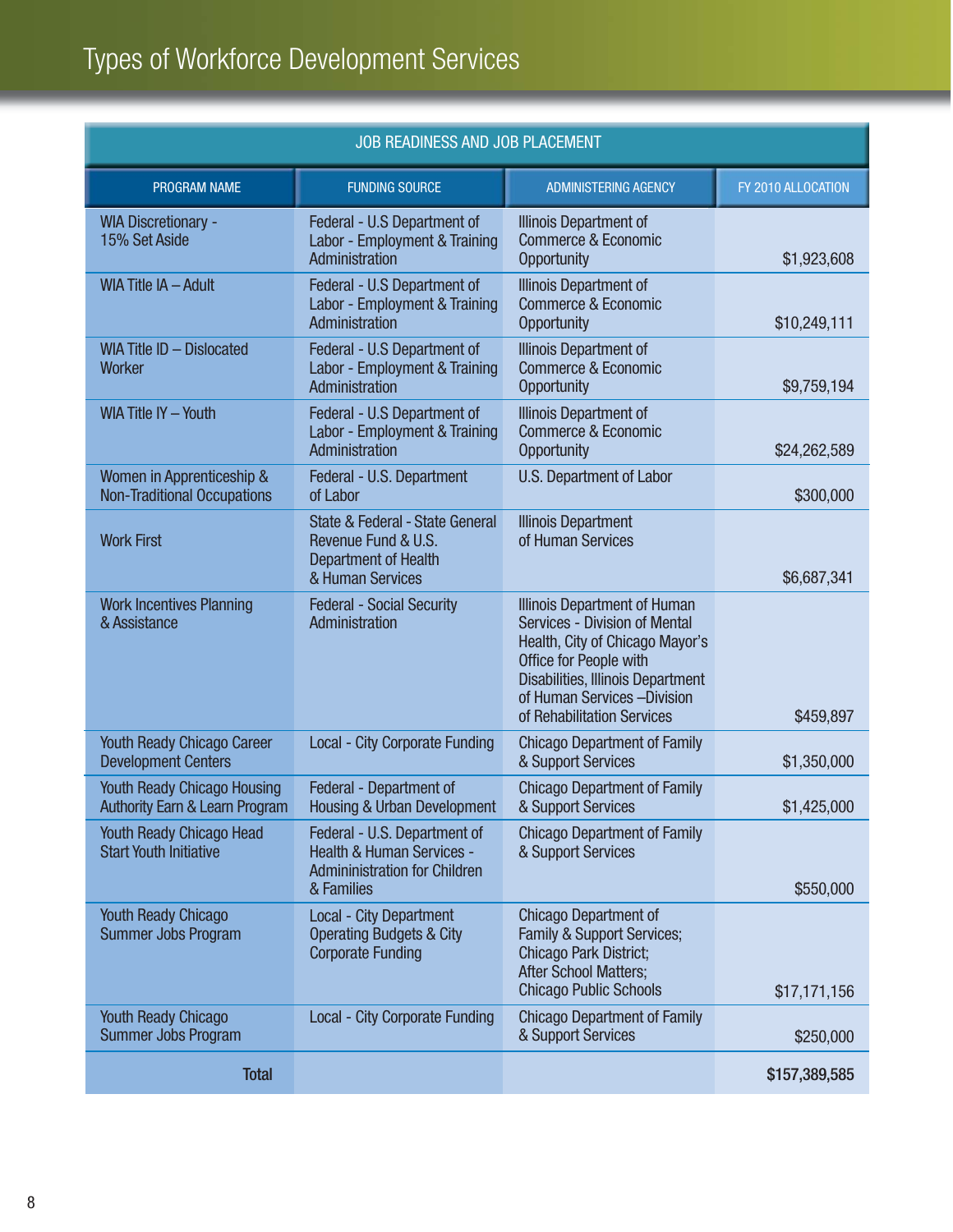# Types of Workforce Development Services

| JOB READINESS AND JOB PLACEMENT | | | |
|---|---|---|---|
| PROGRAM NAME | FUNDING SOURCE | ADMINISTERING AGENCY | FY 2010 ALLOCATION |
| WIA Discretionary - 15% Set Aside | Federal - U.S Department of Labor - Employment & Training Administration | Illinois Department of Commerce & Economic Opportunity | $1,923,608 |
| WIA Title IA – Adult | Federal - U.S Department of Labor - Employment & Training Administration | Illinois Department of Commerce & Economic Opportunity | $10,249,111 |
| WIA Title ID – Dislocated Worker | Federal - U.S Department of Labor - Employment & Training Administration | Illinois Department of Commerce & Economic Opportunity | $9,759,194 |
| WIA Title IY – Youth | Federal - U.S Department of Labor - Employment & Training Administration | Illinois Department of Commerce & Economic Opportunity | $24,262,589 |
| Women in Apprenticeship & Non-Traditional Occupations | Federal - U.S. Department of Labor | U.S. Department of Labor | $300,000 |
| Work First | State & Federal - State General Revenue Fund & U.S. Department of Health & Human Services | Illinois Department of Human Services | $6,687,341 |
| Work Incentives Planning & Assistance | Federal - Social Security Administration | Illinois Department of Human Services - Division of Mental Health, City of Chicago Mayor's Office for People with Disabilities, Illinois Department of Human Services –Division of Rehabilitation Services | $459,897 |
| Youth Ready Chicago Career Development Centers | Local - City Corporate Funding | Chicago Department of Family & Support Services | $1,350,000 |
| Youth Ready Chicago Housing Authority Earn & Learn Program | Federal - Department of Housing & Urban Development | Chicago Department of Family & Support Services | $1,425,000 |
| Youth Ready Chicago Head Start Youth Initiative | Federal - U.S. Department of Health & Human Services - Admininistration for Children & Families | Chicago Department of Family & Support Services | $550,000 |
| Youth Ready Chicago Summer Jobs Program | Local - City Department Operating Budgets & City Corporate Funding | Chicago Department of Family & Support Services; Chicago Park District; After School Matters; Chicago Public Schools | $17,171,156 |
| Youth Ready Chicago Summer Jobs Program | Local - City Corporate Funding | Chicago Department of Family & Support Services | $250,000 |
| **Total** | | | **$157,389,585** |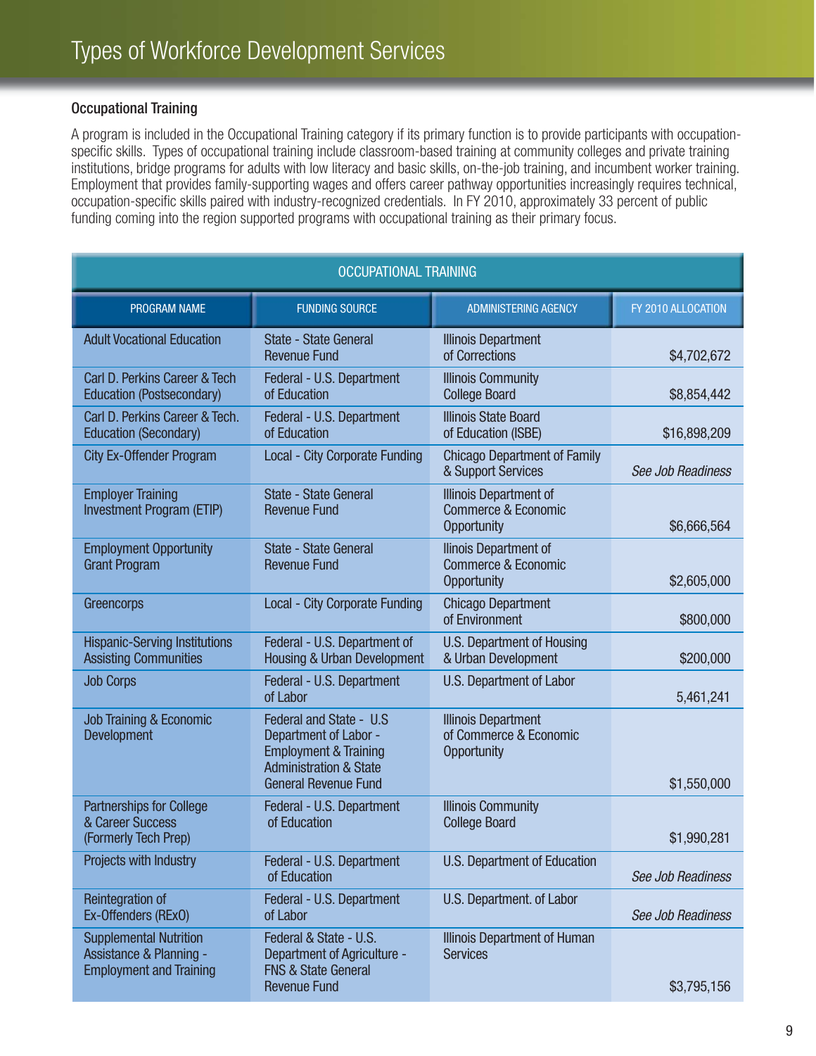# Types of Workforce Development Services

## Occupational Training

A program is included in the Occupational Training category if its primary function is to provide participants with occupation-specific skills. Types of occupational training include classroom-based training at community colleges and private training institutions, bridge programs for adults with low literacy and basic skills, on-the-job training, and incumbent worker training. Employment that provides family-supporting wages and offers career pathway opportunities increasingly requires technical, occupation-specific skills paired with industry-recognized credentials. In FY 2010, approximately 33 percent of public funding coming into the region supported programs with occupational training as their primary focus.

| OCCUPATIONAL TRAINING | | | |
|---|---|---|---|
| PROGRAM NAME | FUNDING SOURCE | ADMINISTERING AGENCY | FY 2010 ALLOCATION |
| Adult Vocational Education | State - State General Revenue Fund | Illinois Department of Corrections | $4,702,672 |
| Carl D. Perkins Career & Tech Education (Postsecondary) | Federal - U.S. Department of Education | Illinois Community College Board | $8,854,442 |
| Carl D. Perkins Career & Tech. Education (Secondary) | Federal - U.S. Department of Education | Illinois State Board of Education (ISBE) | $16,898,209 |
| City Ex-Offender Program | Local - City Corporate Funding | Chicago Department of Family & Support Services | *See Job Readiness* |
| Employer Training Investment Program (ETIP) | State - State General Revenue Fund | Illinois Department of Commerce & Economic Opportunity | $6,666,564 |
| Employment Opportunity Grant Program | State - State General Revenue Fund | Ilinois Department of Commerce & Economic Opportunity | $2,605,000 |
| Greencorps | Local - City Corporate Funding | Chicago Department of Environment | $800,000 |
| Hispanic-Serving Institutions Assisting Communities | Federal - U.S. Department of Housing & Urban Development | U.S. Department of Housing & Urban Development | $200,000 |
| Job Corps | Federal - U.S. Department of Labor | U.S. Department of Labor | 5,461,241 |
| Job Training & Economic Development | Federal and State - U.S Department of Labor - Employment & Training Administration & State General Revenue Fund | Illinois Department of Commerce & Economic Opportunity | $1,550,000 |
| Partnerships for College & Career Success (Formerly Tech Prep) | Federal - U.S. Department of Education | Illinois Community College Board | $1,990,281 |
| Projects with Industry | Federal - U.S. Department of Education | U.S. Department of Education | *See Job Readiness* |
| Reintegration of Ex-Offenders (RExO) | Federal - U.S. Department of Labor | U.S. Department. of Labor | *See Job Readiness* |
| Supplemental Nutrition Assistance & Planning - Employment and Training | Federal & State - U.S. Department of Agriculture - FNS & State General Revenue Fund | Illinois Department of Human Services | $3,795,156 |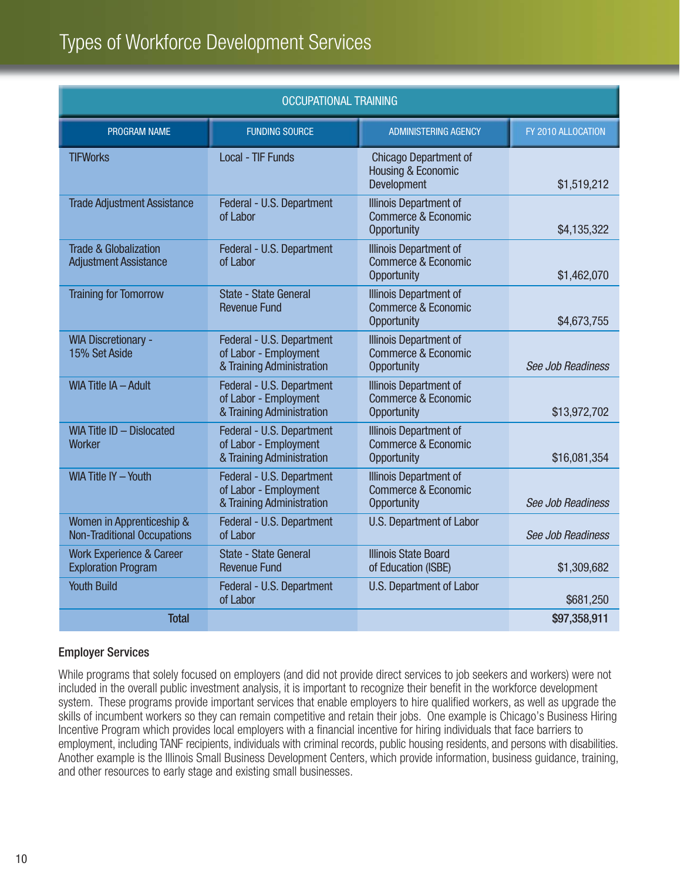# Types of Workforce Development Services

| OCCUPATIONAL TRAINING | | | |
|---|---|---|---|
| PROGRAM NAME | FUNDING SOURCE | ADMINISTERING AGENCY | FY 2010 ALLOCATION |
| TIFWorks | Local - TIF Funds | Chicago Department of Housing & Economic Development | $1,519,212 |
| Trade Adjustment Assistance | Federal - U.S. Department of Labor | Illinois Department of Commerce & Economic Opportunity | $4,135,322 |
| Trade & Globalization Adjustment Assistance | Federal - U.S. Department of Labor | Illinois Department of Commerce & Economic Opportunity | $1,462,070 |
| Training for Tomorrow | State - State General Revenue Fund | Illinois Department of Commerce & Economic Opportunity | $4,673,755 |
| WIA Discretionary - 15% Set Aside | Federal - U.S. Department of Labor - Employment & Training Administration | Illinois Department of Commerce & Economic Opportunity | *See Job Readiness* |
| WIA Title IA – Adult | Federal - U.S. Department of Labor - Employment & Training Administration | Illinois Department of Commerce & Economic Opportunity | $13,972,702 |
| WIA Title ID – Dislocated Worker | Federal - U.S. Department of Labor - Employment & Training Administration | Illinois Department of Commerce & Economic Opportunity | $16,081,354 |
| WIA Title IY – Youth | Federal - U.S. Department of Labor - Employment & Training Administration | Illinois Department of Commerce & Economic Opportunity | *See Job Readiness* |
| Women in Apprenticeship & Non-Traditional Occupations | Federal - U.S. Department of Labor | U.S. Department of Labor | *See Job Readiness* |
| Work Experience & Career Exploration Program | State - State General Revenue Fund | Illinois State Board of Education (ISBE) | $1,309,682 |
| Youth Build | Federal - U.S. Department of Labor | U.S. Department of Labor | $681,250 |
| **Total** | | | **$97,358,911** |

### Employer Services

While programs that solely focused on employers (and did not provide direct services to job seekers and workers) were not included in the overall public investment analysis, it is important to recognize their benefit in the workforce development system. These programs provide important services that enable employers to hire qualified workers, as well as upgrade the skills of incumbent workers so they can remain competitive and retain their jobs. One example is Chicago's Business Hiring Incentive Program which provides local employers with a financial incentive for hiring individuals that face barriers to employment, including TANF recipients, individuals with criminal records, public housing residents, and persons with disabilities. Another example is the Illinois Small Business Development Centers, which provide information, business guidance, training, and other resources to early stage and existing small businesses.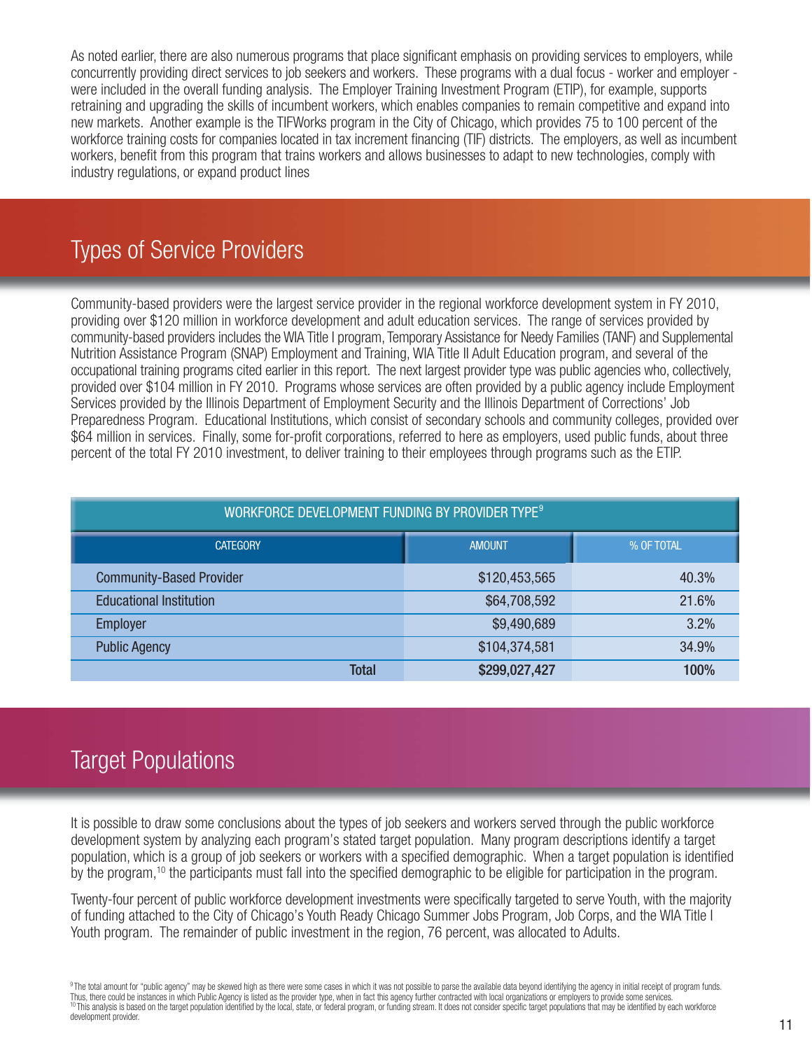As noted earlier, there are also numerous programs that place significant emphasis on providing services to employers, while concurrently providing direct services to job seekers and workers. These programs with a dual focus - worker and employer - were included in the overall funding analysis. The Employer Training Investment Program (ETIP), for example, supports retraining and upgrading the skills of incumbent workers, which enables companies to remain competitive and expand into new markets. Another example is the TIFWorks program in the City of Chicago, which provides 75 to 100 percent of the workforce training costs for companies located in tax increment financing (TIF) districts. The employers, as well as incumbent workers, benefit from this program that trains workers and allows businesses to adapt to new technologies, comply with industry regulations, or expand product lines

## Types of Service Providers

Community-based providers were the largest service provider in the regional workforce development system in FY 2010, providing over $120 million in workforce development and adult education services. The range of services provided by community-based providers includes the WIA Title I program, Temporary Assistance for Needy Families (TANF) and Supplemental Nutrition Assistance Program (SNAP) Employment and Training, WIA Title II Adult Education program, and several of the occupational training programs cited earlier in this report. The next largest provider type was public agencies who, collectively, provided over $104 million in FY 2010. Programs whose services are often provided by a public agency include Employment Services provided by the Illinois Department of Employment Security and the Illinois Department of Corrections' Job Preparedness Program. Educational Institutions, which consist of secondary schools and community colleges, provided over $64 million in services. Finally, some for-profit corporations, referred to here as employers, used public funds, about three percent of the total FY 2010 investment, to deliver training to their employees through programs such as the ETIP.

**WORKFORCE DEVELOPMENT FUNDING BY PROVIDER TYPE[9]**

| CATEGORY | AMOUNT | % OF TOTAL |
|---|---|---|
| Community-Based Provider | $120,453,565 | 40.3% |
| Educational Institution | $64,708,592 | 21.6% |
| Employer | $9,490,689 | 3.2% |
| Public Agency | $104,374,581 | 34.9% |
| **Total** | **$299,027,427** | **100%** |

## Target Populations

It is possible to draw some conclusions about the types of job seekers and workers served through the public workforce development system by analyzing each program's stated target population. Many program descriptions identify a target population, which is a group of job seekers or workers with a specified demographic. When a target population is identified by the program,[10] the participants must fall into the specified demographic to be eligible for participation in the program.

Twenty-four percent of public workforce development investments were specifically targeted to serve Youth, with the majority of funding attached to the City of Chicago's Youth Ready Chicago Summer Jobs Program, Job Corps, and the WIA Title I Youth program. The remainder of public investment in the region, 76 percent, was allocated to Adults.

[9] The total amount for "public agency" may be skewed high as there were some cases in which it was not possible to parse the available data beyond identifying the agency in initial receipt of program funds. Thus, there could be instances in which Public Agency is listed as the provider type, when in fact this agency further contracted with local organizations or employers to provide some services.

[10] This analysis is based on the target population identified by the local, state, or federal program, or funding stream. It does not consider specific target populations that may be identified by each workforce development provider.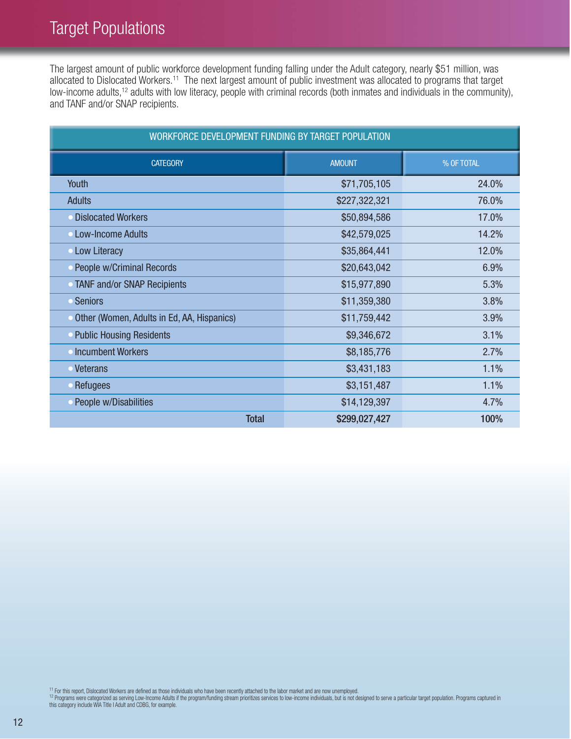## Target Populations

The largest amount of public workforce development funding falling under the Adult category, nearly $51 million, was allocated to Dislocated Workers.[11] The next largest amount of public investment was allocated to programs that target low-income adults,[12] adults with low literacy, people with criminal records (both inmates and individuals in the community), and TANF and/or SNAP recipients.

| WORKFORCE DEVELOPMENT FUNDING BY TARGET POPULATION | | |
|---|---|---|
| CATEGORY | AMOUNT | % OF TOTAL |
| Youth | $71,705,105 | 24.0% |
| Adults | $227,322,321 | 76.0% |
| • Dislocated Workers | $50,894,586 | 17.0% |
| • Low-Income Adults | $42,579,025 | 14.2% |
| • Low Literacy | $35,864,441 | 12.0% |
| • People w/Criminal Records | $20,643,042 | 6.9% |
| • TANF and/or SNAP Recipients | $15,977,890 | 5.3% |
| • Seniors | $11,359,380 | 3.8% |
| • Other (Women, Adults in Ed, AA, Hispanics) | $11,759,442 | 3.9% |
| • Public Housing Residents | $9,346,672 | 3.1% |
| • Incumbent Workers | $8,185,776 | 2.7% |
| • Veterans | $3,431,183 | 1.1% |
| • Refugees | $3,151,487 | 1.1% |
| • People w/Disabilities | $14,129,397 | 4.7% |
| **Total** | **$299,027,427** | **100%** |

[11] For this report, Dislocated Workers are defined as those individuals who have been recently attached to the labor market and are now unemployed.
[12] Programs were categorized as serving Low-Income Adults if the program/funding stream prioritizes services to low-income individuals, but is not designed to serve a particular target population. Programs captured in this category include WIA Title I Adult and CDBG, for example.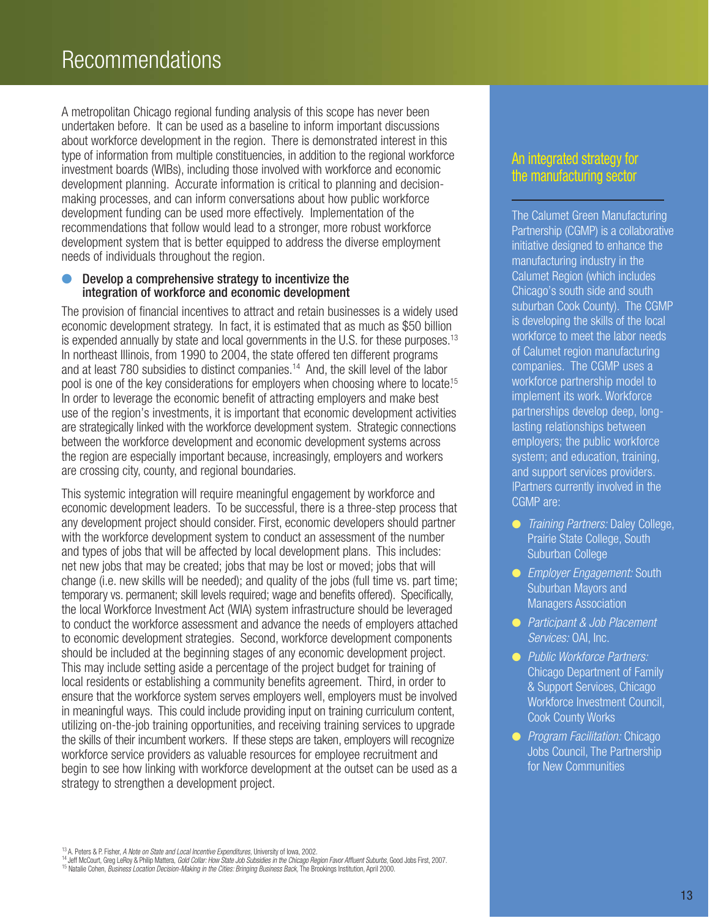# Recommendations

A metropolitan Chicago regional funding analysis of this scope has never been undertaken before. It can be used as a baseline to inform important discussions about workforce development in the region. There is demonstrated interest in this type of information from multiple constituencies, in addition to the regional workforce investment boards (WIBs), including those involved with workforce and economic development planning. Accurate information is critical to planning and decision-making processes, and can inform conversations about how public workforce development funding can be used more effectively. Implementation of the recommendations that follow would lead to a stronger, more robust workforce development system that is better equipped to address the diverse employment needs of individuals throughout the region.

## Develop a comprehensive strategy to incentivize the integration of workforce and economic development

The provision of financial incentives to attract and retain businesses is a widely used economic development strategy. In fact, it is estimated that as much as $50 billion is expended annually by state and local governments in the U.S. for these purposes.[13] In northeast Illinois, from 1990 to 2004, the state offered ten different programs and at least 780 subsidies to distinct companies.[14] And, the skill level of the labor pool is one of the key considerations for employers when choosing where to locate.[15] In order to leverage the economic benefit of attracting employers and make best use of the region's investments, it is important that economic development activities are strategically linked with the workforce development system. Strategic connections between the workforce development and economic development systems across the region are especially important because, increasingly, employers and workers are crossing city, county, and regional boundaries.

This systemic integration will require meaningful engagement by workforce and economic development leaders. To be successful, there is a three-step process that any development project should consider. First, economic developers should partner with the workforce development system to conduct an assessment of the number and types of jobs that will be affected by local development plans. This includes: net new jobs that may be created; jobs that may be lost or moved; jobs that will change (i.e. new skills will be needed); and quality of the jobs (full time vs. part time; temporary vs. permanent; skill levels required; wage and benefits offered). Specifically, the local Workforce Investment Act (WIA) system infrastructure should be leveraged to conduct the workforce assessment and advance the needs of employers attached to economic development strategies. Second, workforce development components should be included at the beginning stages of any economic development project. This may include setting aside a percentage of the project budget for training of local residents or establishing a community benefits agreement. Third, in order to ensure that the workforce system serves employers well, employers must be involved in meaningful ways. This could include providing input on training curriculum content, utilizing on-the-job training opportunities, and receiving training services to upgrade the skills of their incumbent workers. If these steps are taken, employers will recognize workforce service providers as valuable resources for employee recruitment and begin to see how linking with workforce development at the outset can be used as a strategy to strengthen a development project.

### An integrated strategy for the manufacturing sector

The Calumet Green Manufacturing Partnership (CGMP) is a collaborative initiative designed to enhance the manufacturing industry in the Calumet Region (which includes Chicago's south side and south suburban Cook County). The CGMP is developing the skills of the local workforce to meet the labor needs of Calumet region manufacturing companies. The CGMP uses a workforce partnership model to implement its work. Workforce partnerships develop deep, long-lasting relationships between employers; the public workforce system; and education, training, and support services providers. lPartners currently involved in the CGMP are:

- *Training Partners:* Daley College, Prairie State College, South Suburban College
- *Employer Engagement:* South Suburban Mayors and Managers Association
- *Participant & Job Placement Services:* OAI, Inc.
- *Public Workforce Partners:* Chicago Department of Family & Support Services, Chicago Workforce Investment Council, Cook County Works
- *Program Facilitation:* Chicago Jobs Council, The Partnership for New Communities

---

[13] A. Peters & P. Fisher, *A Note on State and Local Incentive Expenditures*, University of Iowa, 2002.
[14] Jeff McCourt, Greg LeRoy & Philip Mattera, *Gold Collar: How State Job Subsidies in the Chicago Region Favor Affluent Suburbs*, Good Jobs First, 2007.
[15] Natalie Cohen, *Business Location Decision-Making in the Cities: Bringing Business Back*, The Brookings Institution, April 2000.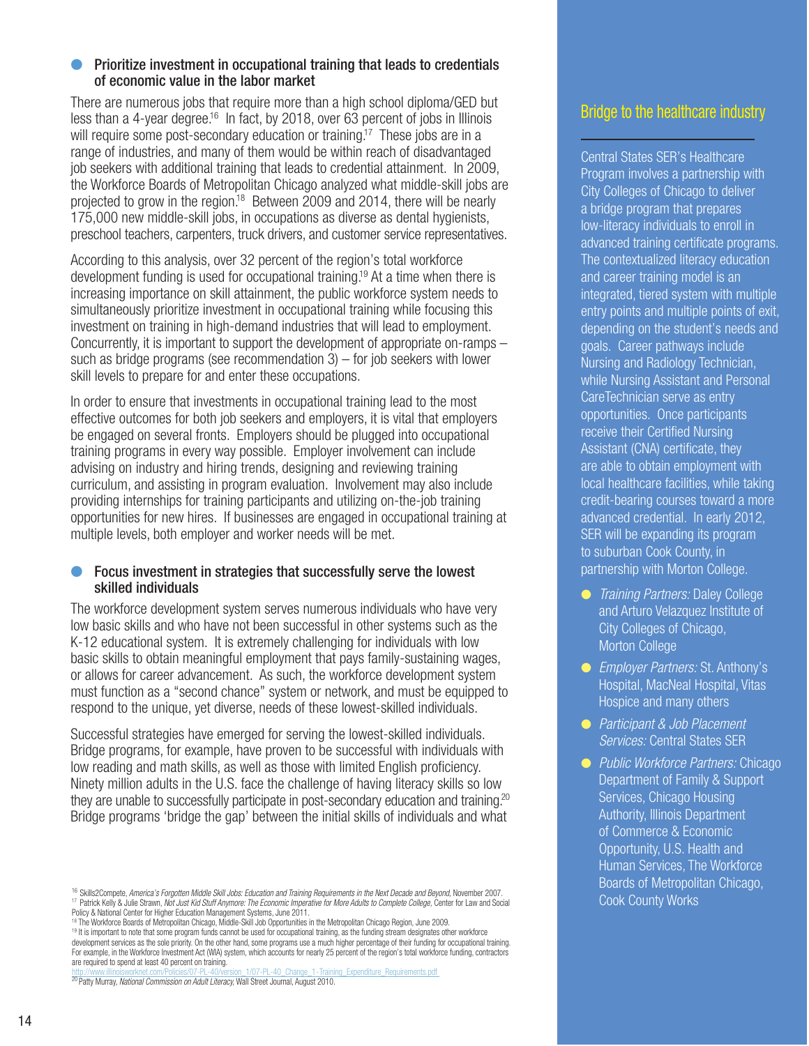- **Prioritize investment in occupational training that leads to credentials of economic value in the labor market**

There are numerous jobs that require more than a high school diploma/GED but less than a 4-year degree.[16] In fact, by 2018, over 63 percent of jobs in Illinois will require some post-secondary education or training.[17] These jobs are in a range of industries, and many of them would be within reach of disadvantaged job seekers with additional training that leads to credential attainment. In 2009, the Workforce Boards of Metropolitan Chicago analyzed what middle-skill jobs are projected to grow in the region.[18] Between 2009 and 2014, there will be nearly 175,000 new middle-skill jobs, in occupations as diverse as dental hygienists, preschool teachers, carpenters, truck drivers, and customer service representatives.

According to this analysis, over 32 percent of the region's total workforce development funding is used for occupational training.[19] At a time when there is increasing importance on skill attainment, the public workforce system needs to simultaneously prioritize investment in occupational training while focusing this investment on training in high-demand industries that will lead to employment. Concurrently, it is important to support the development of appropriate on-ramps – such as bridge programs (see recommendation 3) – for job seekers with lower skill levels to prepare for and enter these occupations.

In order to ensure that investments in occupational training lead to the most effective outcomes for both job seekers and employers, it is vital that employers be engaged on several fronts. Employers should be plugged into occupational training programs in every way possible. Employer involvement can include advising on industry and hiring trends, designing and reviewing training curriculum, and assisting in program evaluation. Involvement may also include providing internships for training participants and utilizing on-the-job training opportunities for new hires. If businesses are engaged in occupational training at multiple levels, both employer and worker needs will be met.

- **Focus investment in strategies that successfully serve the lowest skilled individuals**

The workforce development system serves numerous individuals who have very low basic skills and who have not been successful in other systems such as the K-12 educational system. It is extremely challenging for individuals with low basic skills to obtain meaningful employment that pays family-sustaining wages, or allows for career advancement. As such, the workforce development system must function as a "second chance" system or network, and must be equipped to respond to the unique, yet diverse, needs of these lowest-skilled individuals.

Successful strategies have emerged for serving the lowest-skilled individuals. Bridge programs, for example, have proven to be successful with individuals with low reading and math skills, as well as those with limited English proficiency. Ninety million adults in the U.S. face the challenge of having literacy skills so low they are unable to successfully participate in post-secondary education and training.[20] Bridge programs 'bridge the gap' between the initial skills of individuals and what

[16] Skills2Compete, *America's Forgotten Middle Skill Jobs: Education and Training Requirements in the Next Decade and Beyond*, November 2007.
[17] Patrick Kelly & Julie Strawn, *Not Just Kid Stuff Anymore: The Economic Imperative for More Adults to Complete College*, Center for Law and Social Policy & National Center for Higher Education Management Systems, June 2011.
[18] The Workforce Boards of Metropolitan Chicago, Middle-Skill Job Opportunities in the Metropolitan Chicago Region, June 2009.
[19] It is important to note that some program funds cannot be used for occupational training, as the funding stream designates other workforce development services as the sole priority. On the other hand, some programs use a much higher percentage of their funding for occupational training. For example, in the Workforce Investment Act (WIA) system, which accounts for nearly 25 percent of the region's total workforce funding, contractors are required to spend at least 40 percent on training.
http://www.illinoisworknet.com/Policies/07-PL-40/version_1/07-PL-40_Change_1-Training_Expenditure_Requirements.pdf
[20] Patty Murray, *National Commission on Adult Literacy*, Wall Street Journal, August 2010.

## Bridge to the healthcare industry

Central States SER's Healthcare Program involves a partnership with City Colleges of Chicago to deliver a bridge program that prepares low-literacy individuals to enroll in advanced training certificate programs. The contextualized literacy education and career training model is an integrated, tiered system with multiple entry points and multiple points of exit, depending on the student's needs and goals. Career pathways include Nursing and Radiology Technician, while Nursing Assistant and Personal CareTechnician serve as entry opportunities. Once participants receive their Certified Nursing Assistant (CNA) certificate, they are able to obtain employment with local healthcare facilities, while taking credit-bearing courses toward a more advanced credential. In early 2012, SER will be expanding its program to suburban Cook County, in partnership with Morton College.

- *Training Partners:* Daley College and Arturo Velazquez Institute of City Colleges of Chicago, Morton College
- *Employer Partners:* St. Anthony's Hospital, MacNeal Hospital, Vitas Hospice and many others
- *Participant & Job Placement Services:* Central States SER
- *Public Workforce Partners:* Chicago Department of Family & Support Services, Chicago Housing Authority, Illinois Department of Commerce & Economic Opportunity, U.S. Health and Human Services, The Workforce Boards of Metropolitan Chicago, Cook County Works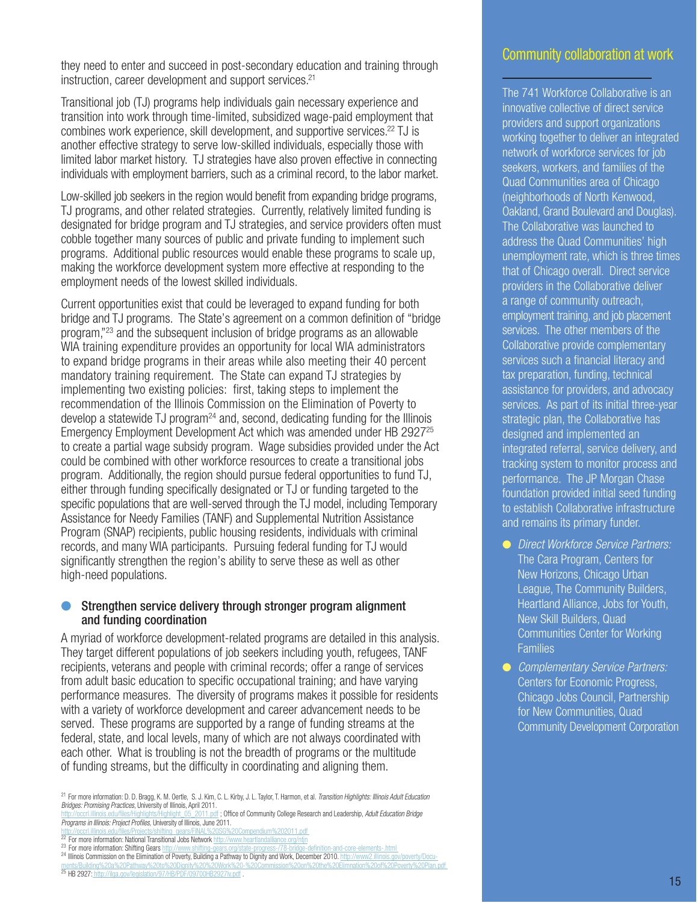they need to enter and succeed in post-secondary education and training through instruction, career development and support services.[21]

Transitional job (TJ) programs help individuals gain necessary experience and transition into work through time-limited, subsidized wage-paid employment that combines work experience, skill development, and supportive services.[22] TJ is another effective strategy to serve low-skilled individuals, especially those with limited labor market history. TJ strategies have also proven effective in connecting individuals with employment barriers, such as a criminal record, to the labor market.

Low-skilled job seekers in the region would benefit from expanding bridge programs, TJ programs, and other related strategies. Currently, relatively limited funding is designated for bridge program and TJ strategies, and service providers often must cobble together many sources of public and private funding to implement such programs. Additional public resources would enable these programs to scale up, making the workforce development system more effective at responding to the employment needs of the lowest skilled individuals.

Current opportunities exist that could be leveraged to expand funding for both bridge and TJ programs. The State's agreement on a common definition of "bridge program,"[23] and the subsequent inclusion of bridge programs as an allowable WIA training expenditure provides an opportunity for local WIA administrators to expand bridge programs in their areas while also meeting their 40 percent mandatory training requirement. The State can expand TJ strategies by implementing two existing policies: first, taking steps to implement the recommendation of the Illinois Commission on the Elimination of Poverty to develop a statewide TJ program[24] and, second, dedicating funding for the Illinois Emergency Employment Development Act which was amended under HB 2927[25] to create a partial wage subsidy program. Wage subsidies provided under the Act could be combined with other workforce resources to create a transitional jobs program. Additionally, the region should pursue federal opportunities to fund TJ, either through funding specifically designated or TJ or funding targeted to the specific populations that are well-served through the TJ model, including Temporary Assistance for Needy Families (TANF) and Supplemental Nutrition Assistance Program (SNAP) recipients, public housing residents, individuals with criminal records, and many WIA participants. Pursuing federal funding for TJ would significantly strengthen the region's ability to serve these as well as other high-need populations.

- **Strengthen service delivery through stronger program alignment and funding coordination**

A myriad of workforce development-related programs are detailed in this analysis. They target different populations of job seekers including youth, refugees, TANF recipients, veterans and people with criminal records; offer a range of services from adult basic education to specific occupational training; and have varying performance measures. The diversity of programs makes it possible for residents with a variety of workforce development and career advancement needs to be served. These programs are supported by a range of funding streams at the federal, state, and local levels, many of which are not always coordinated with each other. What is troubling is not the breadth of programs or the multitude of funding streams, but the difficulty in coordinating and aligning them.

## Community collaboration at work

The 741 Workforce Collaborative is an innovative collective of direct service providers and support organizations working together to deliver an integrated network of workforce services for job seekers, workers, and families of the Quad Communities area of Chicago (neighborhoods of North Kenwood, Oakland, Grand Boulevard and Douglas). The Collaborative was launched to address the Quad Communities' high unemployment rate, which is three times that of Chicago overall. Direct service providers in the Collaborative deliver a range of community outreach, employment training, and job placement services. The other members of the Collaborative provide complementary services such a financial literacy and tax preparation, funding, technical assistance for providers, and advocacy services. As part of its initial three-year strategic plan, the Collaborative has designed and implemented an integrated referral, service delivery, and tracking system to monitor process and performance. The JP Morgan Chase foundation provided initial seed funding to establish Collaborative infrastructure and remains its primary funder.

- *Direct Workforce Service Partners:* The Cara Program, Centers for New Horizons, Chicago Urban League, The Community Builders, Heartland Alliance, Jobs for Youth, New Skill Builders, Quad Communities Center for Working Families
- *Complementary Service Partners:* Centers for Economic Progress, Chicago Jobs Council, Partnership for New Communities, Quad Community Development Corporation

---

[21] For more information: D. D. Bragg, K. M. Oertle, S. J. Kim, C. L. Kirby, J. L. Taylor, T. Harmon, et al. *Transition Highlights: Illinois Adult Education Bridges: Promising Practices*, University of Illinois, April 2011. http://occrl.illinois.edu/files/Highlights/Highlight_05_2011.pdf ; Office of Community College Research and Leadership, *Adult Education Bridge Programs in Illinois: Project Profiles*, University of Illinois, June 2011. http://occrl.illinois.edu/files/Projects/shifting_gears/FINAL%20SG%20Compendium%202011.pdf

[22] For more information: National Transitional Jobs Network http://www.heartlandalliance.org/ntjn

[23] For more information: Shifting Gears http://www.shifting-gears.org/state-progress-/78-bridge-definition-and-core-elements-.html

[24] Illinois Commission on the Elimination of Poverty, Building a Pathway to Dignity and Work, December 2010. http://www2.illinois.gov/poverty/Documents/Building%20a%20Pathway%20to%20Dignity%20%20Work%20-%20Commission%20on%20the%20Elimnation%20of%20Poverty%20Plan.pdf

[25] HB 2927: http://ilga.gov/legislation/97/HB/PDF/09700HB2927lv.pdf .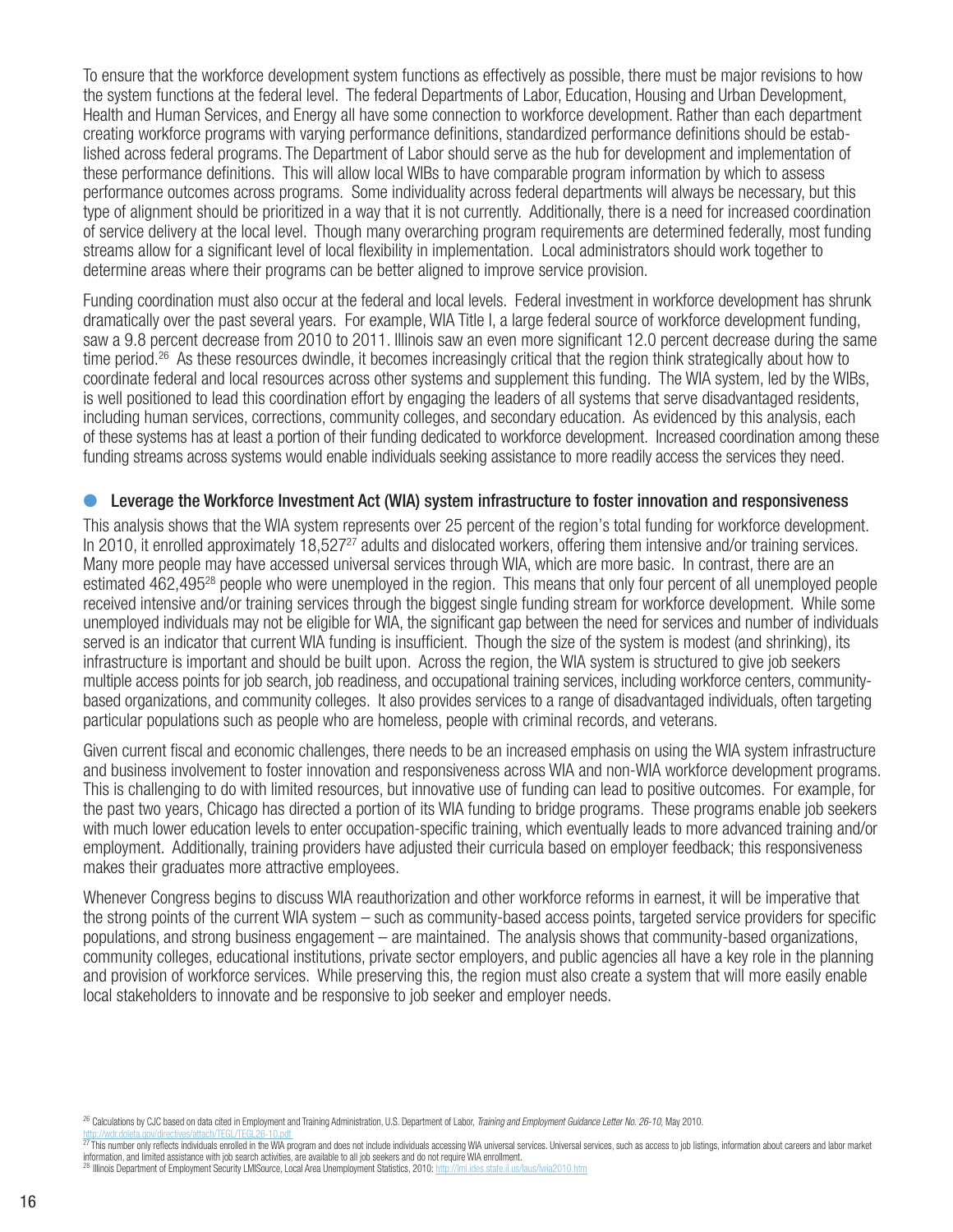To ensure that the workforce development system functions as effectively as possible, there must be major revisions to how the system functions at the federal level. The federal Departments of Labor, Education, Housing and Urban Development, Health and Human Services, and Energy all have some connection to workforce development. Rather than each department creating workforce programs with varying performance definitions, standardized performance definitions should be established across federal programs. The Department of Labor should serve as the hub for development and implementation of these performance definitions. This will allow local WIBs to have comparable program information by which to assess performance outcomes across programs. Some individuality across federal departments will always be necessary, but this type of alignment should be prioritized in a way that it is not currently. Additionally, there is a need for increased coordination of service delivery at the local level. Though many overarching program requirements are determined federally, most funding streams allow for a significant level of local flexibility in implementation. Local administrators should work together to determine areas where their programs can be better aligned to improve service provision.

Funding coordination must also occur at the federal and local levels. Federal investment in workforce development has shrunk dramatically over the past several years. For example, WIA Title I, a large federal source of workforce development funding, saw a 9.8 percent decrease from 2010 to 2011. Illinois saw an even more significant 12.0 percent decrease during the same time period.[26] As these resources dwindle, it becomes increasingly critical that the region think strategically about how to coordinate federal and local resources across other systems and supplement this funding. The WIA system, led by the WIBs, is well positioned to lead this coordination effort by engaging the leaders of all systems that serve disadvantaged residents, including human services, corrections, community colleges, and secondary education. As evidenced by this analysis, each of these systems has at least a portion of their funding dedicated to workforce development. Increased coordination among these funding streams across systems would enable individuals seeking assistance to more readily access the services they need.

### Leverage the Workforce Investment Act (WIA) system infrastructure to foster innovation and responsiveness

This analysis shows that the WIA system represents over 25 percent of the region's total funding for workforce development. In 2010, it enrolled approximately 18,527[27] adults and dislocated workers, offering them intensive and/or training services. Many more people may have accessed universal services through WIA, which are more basic. In contrast, there are an estimated 462,495[28] people who were unemployed in the region. This means that only four percent of all unemployed people received intensive and/or training services through the biggest single funding stream for workforce development. While some unemployed individuals may not be eligible for WIA, the significant gap between the need for services and number of individuals served is an indicator that current WIA funding is insufficient. Though the size of the system is modest (and shrinking), its infrastructure is important and should be built upon. Across the region, the WIA system is structured to give job seekers multiple access points for job search, job readiness, and occupational training services, including workforce centers, community-based organizations, and community colleges. It also provides services to a range of disadvantaged individuals, often targeting particular populations such as people who are homeless, people with criminal records, and veterans.

Given current fiscal and economic challenges, there needs to be an increased emphasis on using the WIA system infrastructure and business involvement to foster innovation and responsiveness across WIA and non-WIA workforce development programs. This is challenging to do with limited resources, but innovative use of funding can lead to positive outcomes. For example, for the past two years, Chicago has directed a portion of its WIA funding to bridge programs. These programs enable job seekers with much lower education levels to enter occupation-specific training, which eventually leads to more advanced training and/or employment. Additionally, training providers have adjusted their curricula based on employer feedback; this responsiveness makes their graduates more attractive employees.

Whenever Congress begins to discuss WIA reauthorization and other workforce reforms in earnest, it will be imperative that the strong points of the current WIA system – such as community-based access points, targeted service providers for specific populations, and strong business engagement – are maintained. The analysis shows that community-based organizations, community colleges, educational institutions, private sector employers, and public agencies all have a key role in the planning and provision of workforce services. While preserving this, the region must also create a system that will more easily enable local stakeholders to innovate and be responsive to job seeker and employer needs.

---

[26] Calculations by CJC based on data cited in Employment and Training Administration, U.S. Department of Labor, *Training and Employment Guidance Letter No. 26-10*, May 2010. http://wdr.doleta.gov/directives/attach/TEGL/TEGL26-10.pdf

[27] This number only reflects individuals enrolled in the WIA program and does not include individuals accessing WIA universal services. Universal services, such as access to job listings, information about careers and labor market information, and limited assistance with job search activities, are available to all job seekers and do not require WIA enrollment.

[28] Illinois Department of Employment Security LMISource, Local Area Unemployment Statistics, 2010: http://lmi.ides.state.il.us/laus/lwia2010.htm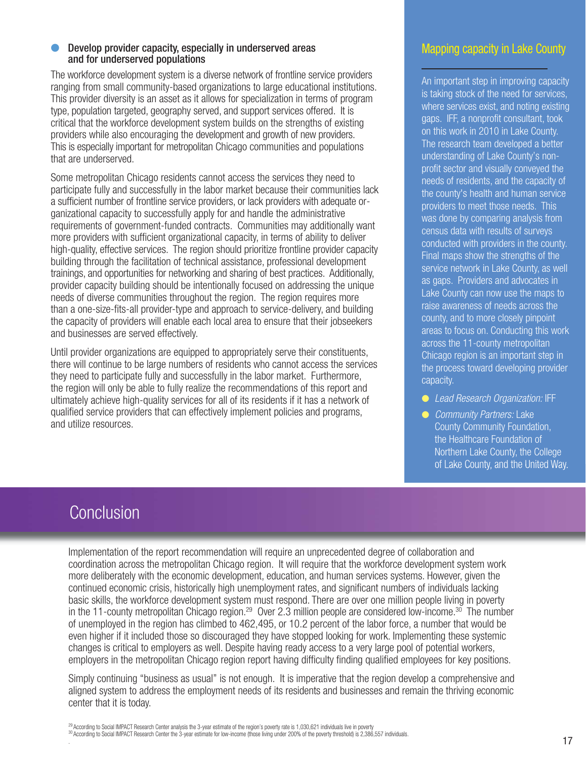- **Develop provider capacity, especially in underserved areas and for underserved populations**

The workforce development system is a diverse network of frontline service providers ranging from small community-based organizations to large educational institutions. This provider diversity is an asset as it allows for specialization in terms of program type, population targeted, geography served, and support services offered. It is critical that the workforce development system builds on the strengths of existing providers while also encouraging the development and growth of new providers. This is especially important for metropolitan Chicago communities and populations that are underserved.

Some metropolitan Chicago residents cannot access the services they need to participate fully and successfully in the labor market because their communities lack a sufficient number of frontline service providers, or lack providers with adequate organizational capacity to successfully apply for and handle the administrative requirements of government-funded contracts. Communities may additionally want more providers with sufficient organizational capacity, in terms of ability to deliver high-quality, effective services. The region should prioritize frontline provider capacity building through the facilitation of technical assistance, professional development trainings, and opportunities for networking and sharing of best practices. Additionally, provider capacity building should be intentionally focused on addressing the unique needs of diverse communities throughout the region. The region requires more than a one-size-fits-all provider-type and approach to service-delivery, and building the capacity of providers will enable each local area to ensure that their jobseekers and businesses are served effectively.

Until provider organizations are equipped to appropriately serve their constituents, there will continue to be large numbers of residents who cannot access the services they need to participate fully and successfully in the labor market. Furthermore, the region will only be able to fully realize the recommendations of this report and ultimately achieve high-quality services for all of its residents if it has a network of qualified service providers that can effectively implement policies and programs, and utilize resources.

### Mapping capacity in Lake County

An important step in improving capacity is taking stock of the need for services, where services exist, and noting existing gaps. IFF, a nonprofit consultant, took on this work in 2010 in Lake County. The research team developed a better understanding of Lake County's non-profit sector and visually conveyed the needs of residents, and the capacity of the county's health and human service providers to meet those needs. This was done by comparing analysis from census data with results of surveys conducted with providers in the county. Final maps show the strengths of the service network in Lake County, as well as gaps. Providers and advocates in Lake County can now use the maps to raise awareness of needs across the county, and to more closely pinpoint areas to focus on. Conducting this work across the 11-county metropolitan Chicago region is an important step in the process toward developing provider capacity.

- *Lead Research Organization:* IFF
- *Community Partners:* Lake County Community Foundation, the Healthcare Foundation of Northern Lake County, the College of Lake County, and the United Way.

## Conclusion

Implementation of the report recommendation will require an unprecedented degree of collaboration and coordination across the metropolitan Chicago region. It will require that the workforce development system work more deliberately with the economic development, education, and human services systems. However, given the continued economic crisis, historically high unemployment rates, and significant numbers of individuals lacking basic skills, the workforce development system must respond. There are over one million people living in poverty in the 11-county metropolitan Chicago region.[29] Over 2.3 million people are considered low-income.[30] The number of unemployed in the region has climbed to 462,495, or 10.2 percent of the labor force, a number that would be even higher if it included those so discouraged they have stopped looking for work. Implementing these systemic changes is critical to employers as well. Despite having ready access to a very large pool of potential workers, employers in the metropolitan Chicago region report having difficulty finding qualified employees for key positions.

Simply continuing "business as usual" is not enough. It is imperative that the region develop a comprehensive and aligned system to address the employment needs of its residents and businesses and remain the thriving economic center that it is today.

[29] According to Social IMPACT Research Center analysis the 3-year estimate of the region's poverty rate is 1,030,621 individuals live in poverty

[30] According to Social IMPACT Research Center the 3-year estimate for low-income (those living under 200% of the poverty threshold) is 2,386,557 individuals.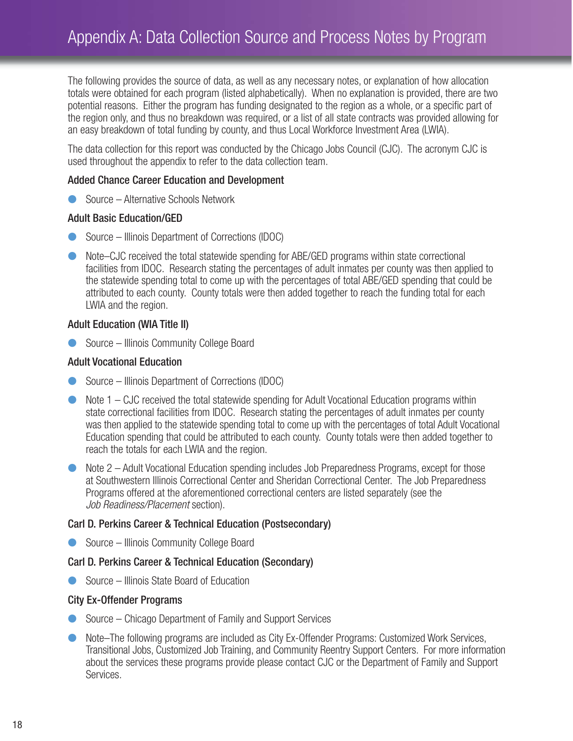# Appendix A: Data Collection Source and Process Notes by Program

The following provides the source of data, as well as any necessary notes, or explanation of how allocation totals were obtained for each program (listed alphabetically). When no explanation is provided, there are two potential reasons. Either the program has funding designated to the region as a whole, or a specific part of the region only, and thus no breakdown was required, or a list of all state contracts was provided allowing for an easy breakdown of total funding by county, and thus Local Workforce Investment Area (LWIA).

The data collection for this report was conducted by the Chicago Jobs Council (CJC). The acronym CJC is used throughout the appendix to refer to the data collection team.

### Added Chance Career Education and Development

- Source – Alternative Schools Network

### Adult Basic Education/GED

- Source – Illinois Department of Corrections (IDOC)
- Note–CJC received the total statewide spending for ABE/GED programs within state correctional facilities from IDOC. Research stating the percentages of adult inmates per county was then applied to the statewide spending total to come up with the percentages of total ABE/GED spending that could be attributed to each county. County totals were then added together to reach the funding total for each LWIA and the region.

### Adult Education (WIA Title II)

- Source – Illinois Community College Board

### Adult Vocational Education

- Source – Illinois Department of Corrections (IDOC)
- Note 1 – CJC received the total statewide spending for Adult Vocational Education programs within state correctional facilities from IDOC. Research stating the percentages of adult inmates per county was then applied to the statewide spending total to come up with the percentages of total Adult Vocational Education spending that could be attributed to each county. County totals were then added together to reach the totals for each LWIA and the region.
- Note 2 – Adult Vocational Education spending includes Job Preparedness Programs, except for those at Southwestern Illinois Correctional Center and Sheridan Correctional Center. The Job Preparedness Programs offered at the aforementioned correctional centers are listed separately (see the *Job Readiness/Placement* section).

### Carl D. Perkins Career & Technical Education (Postsecondary)

- Source – Illinois Community College Board

### Carl D. Perkins Career & Technical Education (Secondary)

- Source – Illinois State Board of Education

### City Ex-Offender Programs

- Source – Chicago Department of Family and Support Services
- Note–The following programs are included as City Ex-Offender Programs: Customized Work Services, Transitional Jobs, Customized Job Training, and Community Reentry Support Centers. For more information about the services these programs provide please contact CJC or the Department of Family and Support Services.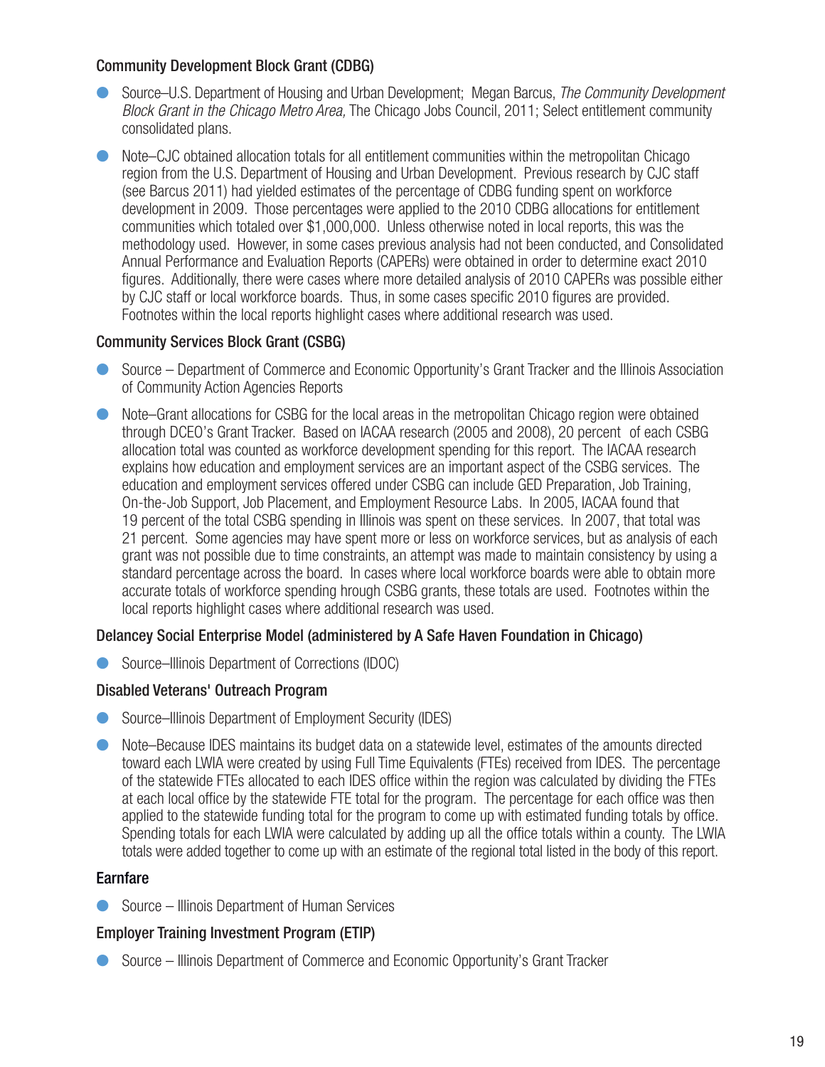### Community Development Block Grant (CDBG)

- Source–U.S. Department of Housing and Urban Development; Megan Barcus, *The Community Development Block Grant in the Chicago Metro Area,* The Chicago Jobs Council, 2011; Select entitlement community consolidated plans.
- Note–CJC obtained allocation totals for all entitlement communities within the metropolitan Chicago region from the U.S. Department of Housing and Urban Development. Previous research by CJC staff (see Barcus 2011) had yielded estimates of the percentage of CDBG funding spent on workforce development in 2009. Those percentages were applied to the 2010 CDBG allocations for entitlement communities which totaled over $1,000,000. Unless otherwise noted in local reports, this was the methodology used. However, in some cases previous analysis had not been conducted, and Consolidated Annual Performance and Evaluation Reports (CAPERs) were obtained in order to determine exact 2010 figures. Additionally, there were cases where more detailed analysis of 2010 CAPERs was possible either by CJC staff or local workforce boards. Thus, in some cases specific 2010 figures are provided. Footnotes within the local reports highlight cases where additional research was used.

### Community Services Block Grant (CSBG)

- Source – Department of Commerce and Economic Opportunity's Grant Tracker and the Illinois Association of Community Action Agencies Reports
- Note–Grant allocations for CSBG for the local areas in the metropolitan Chicago region were obtained through DCEO's Grant Tracker. Based on IACAA research (2005 and 2008), 20 percent of each CSBG allocation total was counted as workforce development spending for this report. The IACAA research explains how education and employment services are an important aspect of the CSBG services. The education and employment services offered under CSBG can include GED Preparation, Job Training, On-the-Job Support, Job Placement, and Employment Resource Labs. In 2005, IACAA found that 19 percent of the total CSBG spending in Illinois was spent on these services. In 2007, that total was 21 percent. Some agencies may have spent more or less on workforce services, but as analysis of each grant was not possible due to time constraints, an attempt was made to maintain consistency by using a standard percentage across the board. In cases where local workforce boards were able to obtain more accurate totals of workforce spending hrough CSBG grants, these totals are used. Footnotes within the local reports highlight cases where additional research was used.

### Delancey Social Enterprise Model (administered by A Safe Haven Foundation in Chicago)

- Source–Illinois Department of Corrections (IDOC)

### Disabled Veterans' Outreach Program

- Source–Illinois Department of Employment Security (IDES)
- Note–Because IDES maintains its budget data on a statewide level, estimates of the amounts directed toward each LWIA were created by using Full Time Equivalents (FTEs) received from IDES. The percentage of the statewide FTEs allocated to each IDES office within the region was calculated by dividing the FTEs at each local office by the statewide FTE total for the program. The percentage for each office was then applied to the statewide funding total for the program to come up with estimated funding totals by office. Spending totals for each LWIA were calculated by adding up all the office totals within a county. The LWIA totals were added together to come up with an estimate of the regional total listed in the body of this report.

### Earnfare

- Source – Illinois Department of Human Services

### Employer Training Investment Program (ETIP)

- Source – Illinois Department of Commerce and Economic Opportunity's Grant Tracker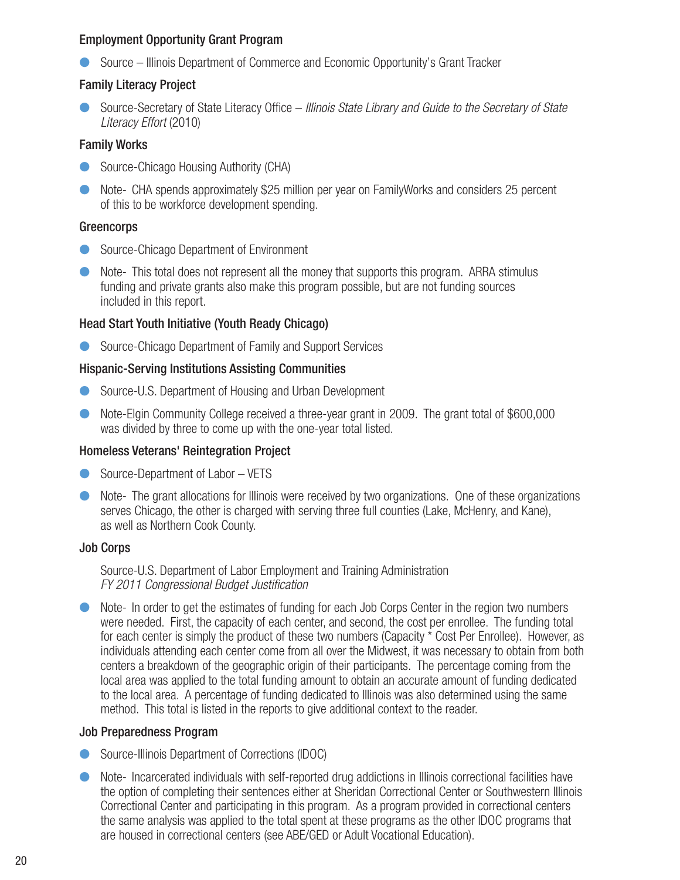**Employment Opportunity Grant Program**

- Source – Illinois Department of Commerce and Economic Opportunity's Grant Tracker

**Family Literacy Project**

- Source-Secretary of State Literacy Office – *Illinois State Library and Guide to the Secretary of State Literacy Effort* (2010)

**Family Works**

- Source-Chicago Housing Authority (CHA)
- Note- CHA spends approximately $25 million per year on FamilyWorks and considers 25 percent of this to be workforce development spending.

**Greencorps**

- Source-Chicago Department of Environment
- Note- This total does not represent all the money that supports this program. ARRA stimulus funding and private grants also make this program possible, but are not funding sources included in this report.

**Head Start Youth Initiative (Youth Ready Chicago)**

- Source-Chicago Department of Family and Support Services

**Hispanic-Serving Institutions Assisting Communities**

- Source-U.S. Department of Housing and Urban Development
- Note-Elgin Community College received a three-year grant in 2009. The grant total of $600,000 was divided by three to come up with the one-year total listed.

**Homeless Veterans' Reintegration Project**

- Source-Department of Labor – VETS
- Note- The grant allocations for Illinois were received by two organizations. One of these organizations serves Chicago, the other is charged with serving three full counties (Lake, McHenry, and Kane), as well as Northern Cook County.

**Job Corps**

Source-U.S. Department of Labor Employment and Training Administration
*FY 2011 Congressional Budget Justification*

- Note- In order to get the estimates of funding for each Job Corps Center in the region two numbers were needed. First, the capacity of each center, and second, the cost per enrollee. The funding total for each center is simply the product of these two numbers (Capacity * Cost Per Enrollee). However, as individuals attending each center come from all over the Midwest, it was necessary to obtain from both centers a breakdown of the geographic origin of their participants. The percentage coming from the local area was applied to the total funding amount to obtain an accurate amount of funding dedicated to the local area. A percentage of funding dedicated to Illinois was also determined using the same method. This total is listed in the reports to give additional context to the reader.

**Job Preparedness Program**

- Source-Illinois Department of Corrections (IDOC)
- Note- Incarcerated individuals with self-reported drug addictions in Illinois correctional facilities have the option of completing their sentences either at Sheridan Correctional Center or Southwestern Illinois Correctional Center and participating in this program. As a program provided in correctional centers the same analysis was applied to the total spent at these programs as the other IDOC programs that are housed in correctional centers (see ABE/GED or Adult Vocational Education).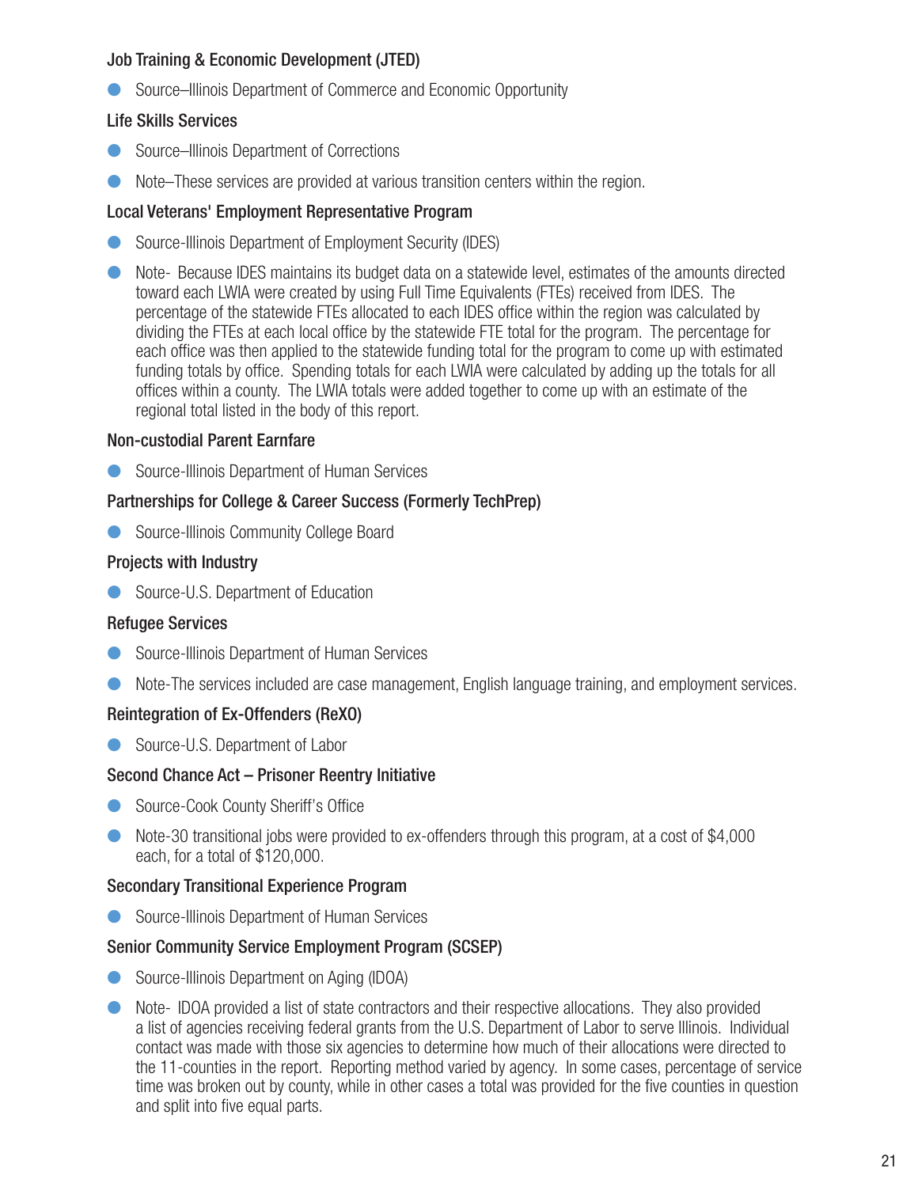### Job Training & Economic Development (JTED)

- Source–Illinois Department of Commerce and Economic Opportunity

### Life Skills Services

- Source–Illinois Department of Corrections
- Note–These services are provided at various transition centers within the region.

### Local Veterans' Employment Representative Program

- Source-Illinois Department of Employment Security (IDES)
- Note- Because IDES maintains its budget data on a statewide level, estimates of the amounts directed toward each LWIA were created by using Full Time Equivalents (FTEs) received from IDES. The percentage of the statewide FTEs allocated to each IDES office within the region was calculated by dividing the FTEs at each local office by the statewide FTE total for the program. The percentage for each office was then applied to the statewide funding total for the program to come up with estimated funding totals by office. Spending totals for each LWIA were calculated by adding up the totals for all offices within a county. The LWIA totals were added together to come up with an estimate of the regional total listed in the body of this report.

### Non-custodial Parent Earnfare

- Source-Illinois Department of Human Services

### Partnerships for College & Career Success (Formerly TechPrep)

- Source-Illinois Community College Board

### Projects with Industry

- Source-U.S. Department of Education

### Refugee Services

- Source-Illinois Department of Human Services
- Note-The services included are case management, English language training, and employment services.

### Reintegration of Ex-Offenders (ReXO)

- Source-U.S. Department of Labor

### Second Chance Act – Prisoner Reentry Initiative

- Source-Cook County Sheriff's Office
- Note-30 transitional jobs were provided to ex-offenders through this program, at a cost of $4,000 each, for a total of $120,000.

### Secondary Transitional Experience Program

- Source-Illinois Department of Human Services

### Senior Community Service Employment Program (SCSEP)

- Source-Illinois Department on Aging (IDOA)
- Note- IDOA provided a list of state contractors and their respective allocations. They also provided a list of agencies receiving federal grants from the U.S. Department of Labor to serve Illinois. Individual contact was made with those six agencies to determine how much of their allocations were directed to the 11-counties in the report. Reporting method varied by agency. In some cases, percentage of service time was broken out by county, while in other cases a total was provided for the five counties in question and split into five equal parts.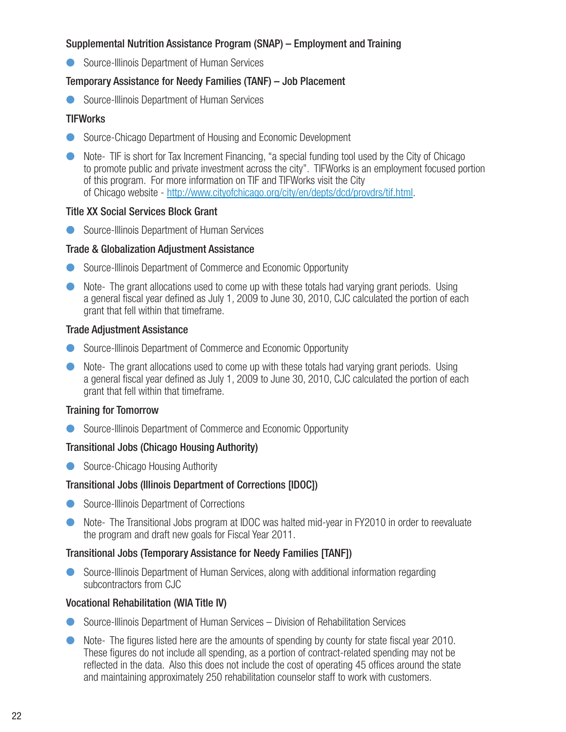### Supplemental Nutrition Assistance Program (SNAP) – Employment and Training

- Source-Illinois Department of Human Services

### Temporary Assistance for Needy Families (TANF) – Job Placement

- Source-Illinois Department of Human Services

### TIFWorks

- Source-Chicago Department of Housing and Economic Development
- Note- TIF is short for Tax Increment Financing, "a special funding tool used by the City of Chicago to promote public and private investment across the city". TIFWorks is an employment focused portion of this program. For more information on TIF and TIFWorks visit the City of Chicago website - [http://www.cityofchicago.org/city/en/depts/dcd/provdrs/tif.html](http://www.cityofchicago.org/city/en/depts/dcd/provdrs/tif.html).

### Title XX Social Services Block Grant

- Source-Illinois Department of Human Services

### Trade & Globalization Adjustment Assistance

- Source-Illinois Department of Commerce and Economic Opportunity
- Note- The grant allocations used to come up with these totals had varying grant periods. Using a general fiscal year defined as July 1, 2009 to June 30, 2010, CJC calculated the portion of each grant that fell within that timeframe.

### Trade Adjustment Assistance

- Source-Illinois Department of Commerce and Economic Opportunity
- Note- The grant allocations used to come up with these totals had varying grant periods. Using a general fiscal year defined as July 1, 2009 to June 30, 2010, CJC calculated the portion of each grant that fell within that timeframe.

### Training for Tomorrow

- Source-Illinois Department of Commerce and Economic Opportunity

### Transitional Jobs (Chicago Housing Authority)

- Source-Chicago Housing Authority

### Transitional Jobs (Illinois Department of Corrections [IDOC])

- Source-Illinois Department of Corrections
- Note- The Transitional Jobs program at IDOC was halted mid-year in FY2010 in order to reevaluate the program and draft new goals for Fiscal Year 2011.

### Transitional Jobs (Temporary Assistance for Needy Families [TANF])

- Source-Illinois Department of Human Services, along with additional information regarding subcontractors from CJC

### Vocational Rehabilitation (WIA Title IV)

- Source-Illinois Department of Human Services – Division of Rehabilitation Services
- Note- The figures listed here are the amounts of spending by county for state fiscal year 2010. These figures do not include all spending, as a portion of contract-related spending may not be reflected in the data. Also this does not include the cost of operating 45 offices around the state and maintaining approximately 250 rehabilitation counselor staff to work with customers.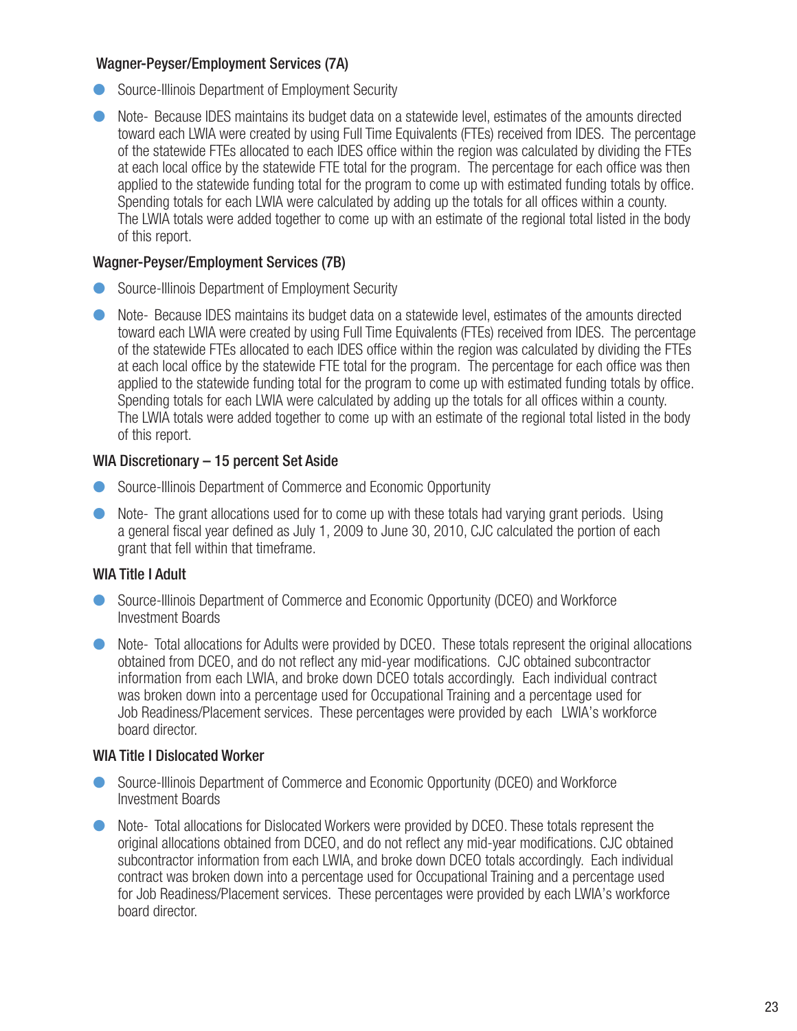### Wagner-Peyser/Employment Services (7A)

- Source-Illinois Department of Employment Security
- Note- Because IDES maintains its budget data on a statewide level, estimates of the amounts directed toward each LWIA were created by using Full Time Equivalents (FTEs) received from IDES. The percentage of the statewide FTEs allocated to each IDES office within the region was calculated by dividing the FTEs at each local office by the statewide FTE total for the program. The percentage for each office was then applied to the statewide funding total for the program to come up with estimated funding totals by office. Spending totals for each LWIA were calculated by adding up the totals for all offices within a county. The LWIA totals were added together to come up with an estimate of the regional total listed in the body of this report.

### Wagner-Peyser/Employment Services (7B)

- Source-Illinois Department of Employment Security
- Note- Because IDES maintains its budget data on a statewide level, estimates of the amounts directed toward each LWIA were created by using Full Time Equivalents (FTEs) received from IDES. The percentage of the statewide FTEs allocated to each IDES office within the region was calculated by dividing the FTEs at each local office by the statewide FTE total for the program. The percentage for each office was then applied to the statewide funding total for the program to come up with estimated funding totals by office. Spending totals for each LWIA were calculated by adding up the totals for all offices within a county. The LWIA totals were added together to come up with an estimate of the regional total listed in the body of this report.

### WIA Discretionary – 15 percent Set Aside

- Source-Illinois Department of Commerce and Economic Opportunity
- Note- The grant allocations used for to come up with these totals had varying grant periods. Using a general fiscal year defined as July 1, 2009 to June 30, 2010, CJC calculated the portion of each grant that fell within that timeframe.

### WIA Title I Adult

- Source-Illinois Department of Commerce and Economic Opportunity (DCEO) and Workforce Investment Boards
- Note- Total allocations for Adults were provided by DCEO. These totals represent the original allocations obtained from DCEO, and do not reflect any mid-year modifications. CJC obtained subcontractor information from each LWIA, and broke down DCEO totals accordingly. Each individual contract was broken down into a percentage used for Occupational Training and a percentage used for Job Readiness/Placement services. These percentages were provided by each LWIA's workforce board director.

### WIA Title I Dislocated Worker

- Source-Illinois Department of Commerce and Economic Opportunity (DCEO) and Workforce Investment Boards
- Note- Total allocations for Dislocated Workers were provided by DCEO. These totals represent the original allocations obtained from DCEO, and do not reflect any mid-year modifications. CJC obtained subcontractor information from each LWIA, and broke down DCEO totals accordingly. Each individual contract was broken down into a percentage used for Occupational Training and a percentage used for Job Readiness/Placement services. These percentages were provided by each LWIA's workforce board director.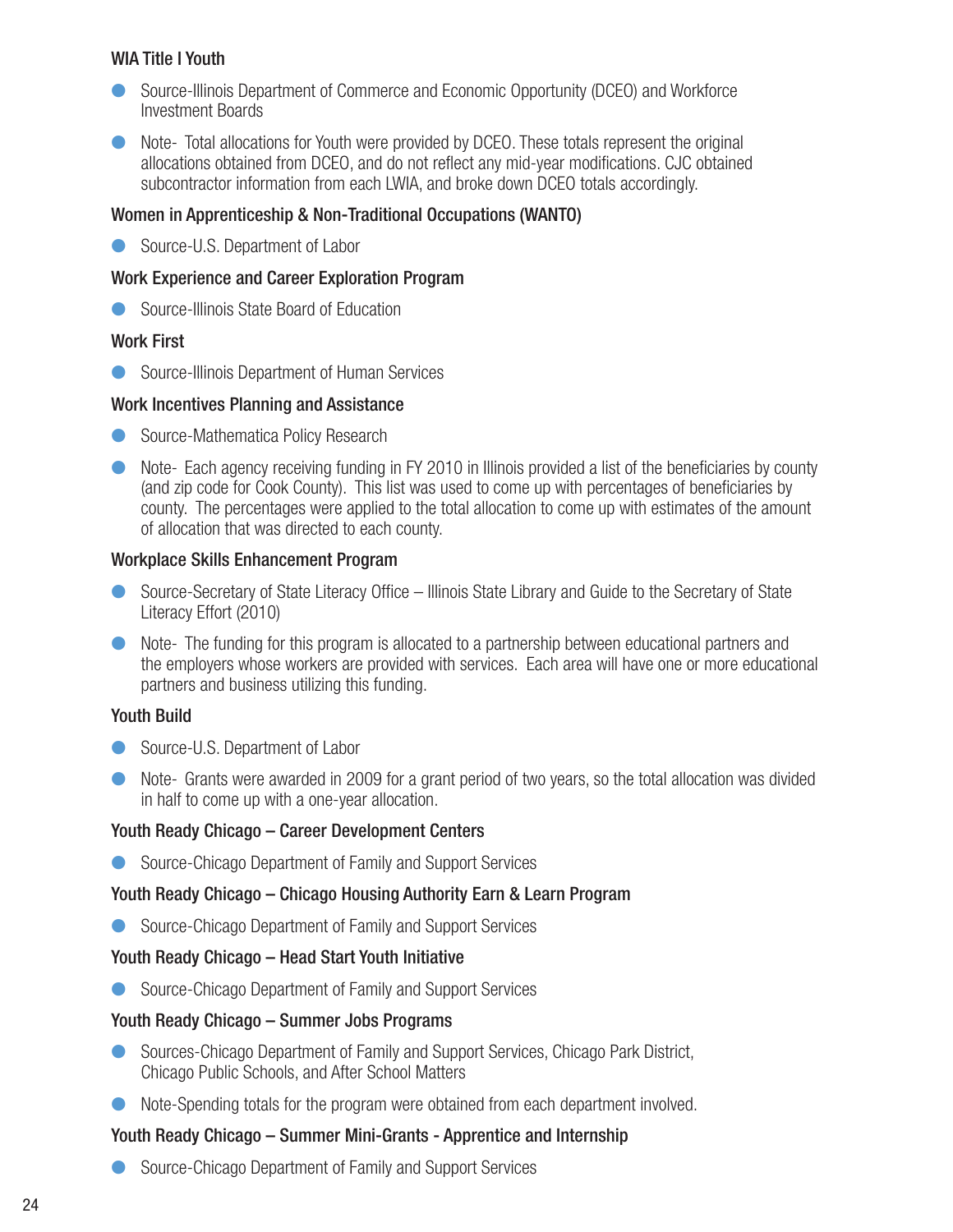### WIA Title I Youth

- Source-Illinois Department of Commerce and Economic Opportunity (DCEO) and Workforce Investment Boards
- Note- Total allocations for Youth were provided by DCEO. These totals represent the original allocations obtained from DCEO, and do not reflect any mid-year modifications. CJC obtained subcontractor information from each LWIA, and broke down DCEO totals accordingly.

### Women in Apprenticeship & Non-Traditional Occupations (WANTO)

- Source-U.S. Department of Labor

### Work Experience and Career Exploration Program

- Source-Illinois State Board of Education

### Work First

- Source-Illinois Department of Human Services

### Work Incentives Planning and Assistance

- Source-Mathematica Policy Research
- Note- Each agency receiving funding in FY 2010 in Illinois provided a list of the beneficiaries by county (and zip code for Cook County). This list was used to come up with percentages of beneficiaries by county. The percentages were applied to the total allocation to come up with estimates of the amount of allocation that was directed to each county.

### Workplace Skills Enhancement Program

- Source-Secretary of State Literacy Office – Illinois State Library and Guide to the Secretary of State Literacy Effort (2010)
- Note- The funding for this program is allocated to a partnership between educational partners and the employers whose workers are provided with services. Each area will have one or more educational partners and business utilizing this funding.

### Youth Build

- Source-U.S. Department of Labor
- Note- Grants were awarded in 2009 for a grant period of two years, so the total allocation was divided in half to come up with a one-year allocation.

### Youth Ready Chicago – Career Development Centers

- Source-Chicago Department of Family and Support Services

### Youth Ready Chicago – Chicago Housing Authority Earn & Learn Program

- Source-Chicago Department of Family and Support Services

### Youth Ready Chicago – Head Start Youth Initiative

- Source-Chicago Department of Family and Support Services

### Youth Ready Chicago – Summer Jobs Programs

- Sources-Chicago Department of Family and Support Services, Chicago Park District, Chicago Public Schools, and After School Matters
- Note-Spending totals for the program were obtained from each department involved.

### Youth Ready Chicago – Summer Mini-Grants - Apprentice and Internship

- Source-Chicago Department of Family and Support Services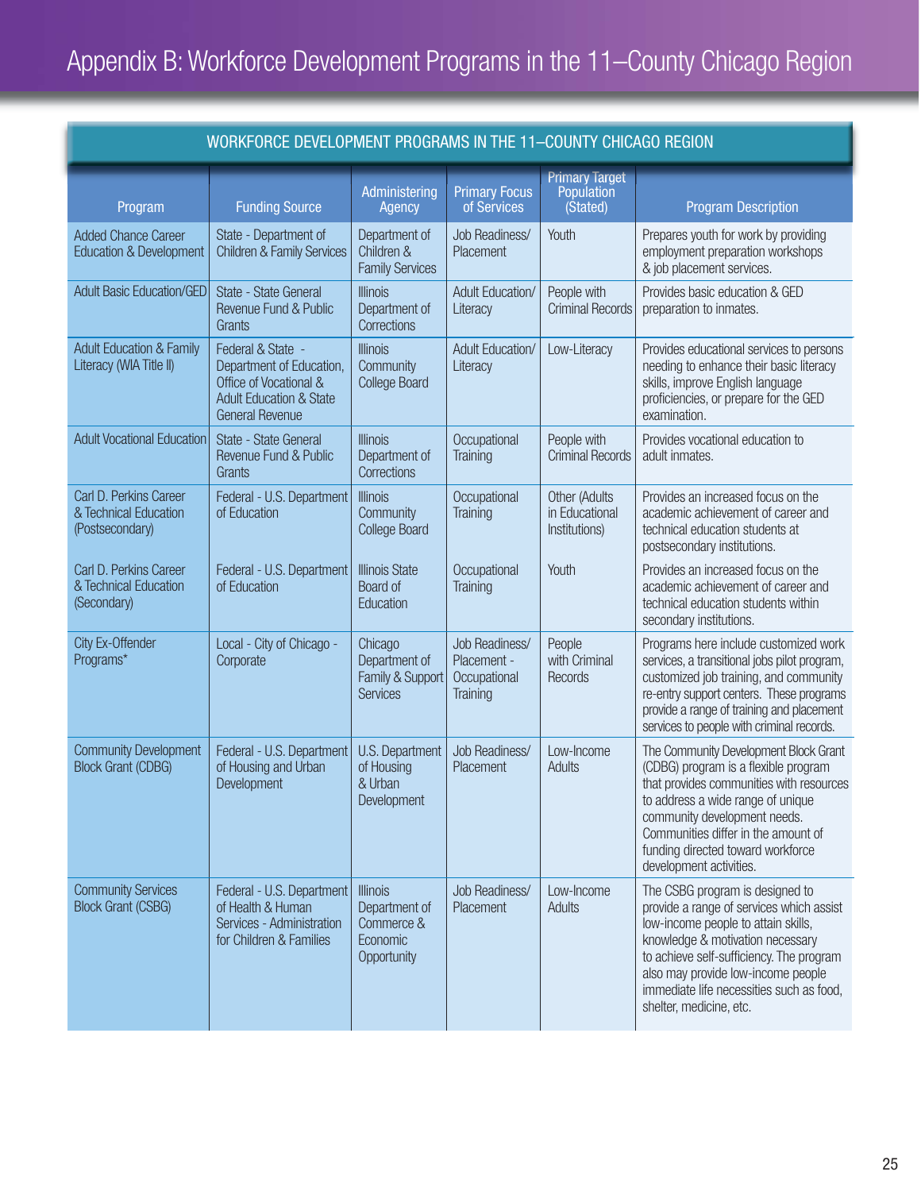# Appendix B: Workforce Development Programs in the 11–County Chicago Region

| WORKFORCE DEVELOPMENT PROGRAMS IN THE 11–COUNTY CHICAGO REGION | | | | | |
|---|---|---|---|---|---|
| Program | Funding Source | Administering Agency | Primary Focus of Services | Primary Target Population (Stated) | Program Description |
| Added Chance Career Education & Development | State - Department of Children & Family Services | Department of Children & Family Services | Job Readiness/ Placement | Youth | Prepares youth for work by providing employment preparation workshops & job placement services. |
| Adult Basic Education/GED | State - State General Revenue Fund & Public Grants | Illinois Department of Corrections | Adult Education/ Literacy | People with Criminal Records | Provides basic education & GED preparation to inmates. |
| Adult Education & Family Literacy (WIA Title II) | Federal & State - Department of Education, Office of Vocational & Adult Education & State General Revenue | Illinois Community College Board | Adult Education/ Literacy | Low-Literacy | Provides educational services to persons needing to enhance their basic literacy skills, improve English language proficiencies, or prepare for the GED examination. |
| Adult Vocational Education | State - State General Revenue Fund & Public Grants | Illinois Department of Corrections | Occupational Training | People with Criminal Records | Provides vocational education to adult inmates. |
| Carl D. Perkins Career & Technical Education (Postsecondary) | Federal - U.S. Department of Education | Illinois Community College Board | Occupational Training | Other (Adults in Educational Institutions) | Provides an increased focus on the academic achievement of career and technical education students at postsecondary institutions. |
| Carl D. Perkins Career & Technical Education (Secondary) | Federal - U.S. Department of Education | Illinois State Board of Education | Occupational Training | Youth | Provides an increased focus on the academic achievement of career and technical education students within secondary institutions. |
| City Ex-Offender Programs* | Local - City of Chicago - Corporate | Chicago Department of Family & Support Services | Job Readiness/ Placement - Occupational Training | People with Criminal Records | Programs here include customized work services, a transitional jobs pilot program, customized job training, and community re-entry support centers. These programs provide a range of training and placement services to people with criminal records. |
| Community Development Block Grant (CDBG) | Federal - U.S. Department of Housing and Urban Development | U.S. Department of Housing & Urban Development | Job Readiness/ Placement | Low-Income Adults | The Community Development Block Grant (CDBG) program is a flexible program that provides communities with resources to address a wide range of unique community development needs. Communities differ in the amount of funding directed toward workforce development activities. |
| Community Services Block Grant (CSBG) | Federal - U.S. Department of Health & Human Services - Administration for Children & Families | Illinois Department of Commerce & Economic Opportunity | Job Readiness/ Placement | Low-Income Adults | The CSBG program is designed to provide a range of services which assist low-income people to attain skills, knowledge & motivation necessary to achieve self-sufficiency. The program also may provide low-income people immediate life necessities such as food, shelter, medicine, etc. |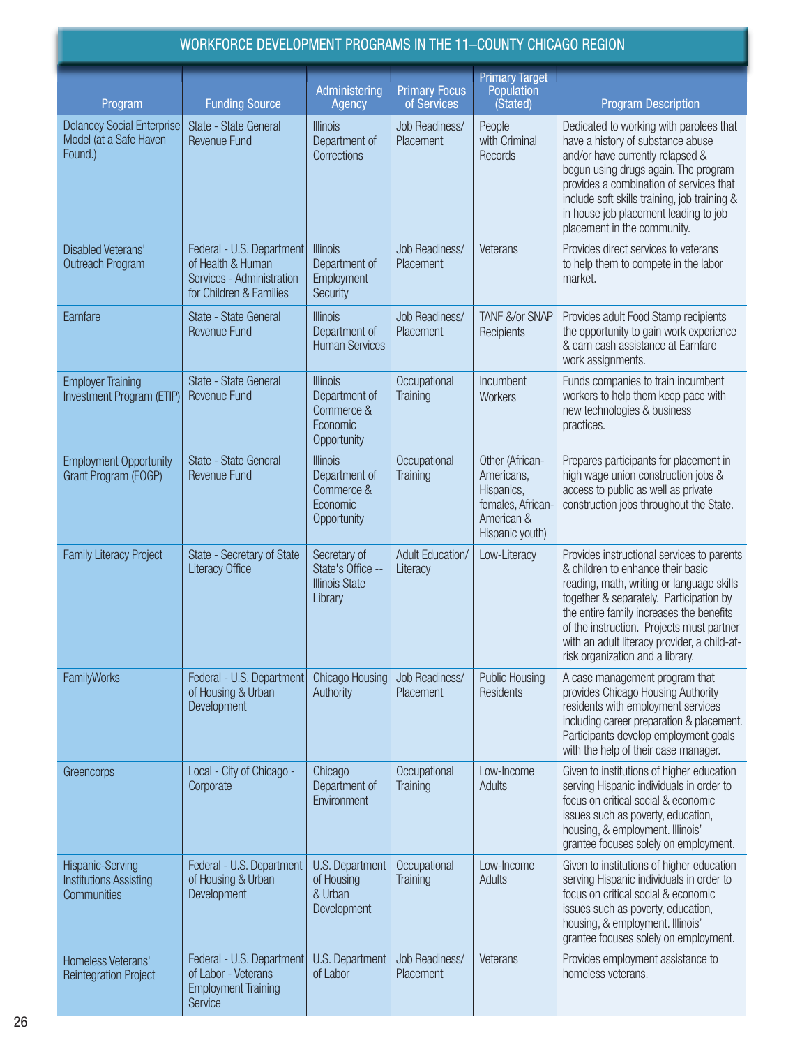## WORKFORCE DEVELOPMENT PROGRAMS IN THE 11–COUNTY CHICAGO REGION

| Program | Funding Source | Administering Agency | Primary Focus of Services | Primary Target Population (Stated) | Program Description |
|---|---|---|---|---|---|
| Delancey Social Enterprise Model (at a Safe Haven Found.) | State - State General Revenue Fund | Illinois Department of Corrections | Job Readiness/ Placement | People with Criminal Records | Dedicated to working with parolees that have a history of substance abuse and/or have currently relapsed & begun using drugs again. The program provides a combination of services that include soft skills training, job training & in house job placement leading to job placement in the community. |
| Disabled Veterans' Outreach Program | Federal - U.S. Department of Health & Human Services - Administration for Children & Families | Illinois Department of Employment Security | Job Readiness/ Placement | Veterans | Provides direct services to veterans to help them to compete in the labor market. |
| Earnfare | State - State General Revenue Fund | Illinois Department of Human Services | Job Readiness/ Placement | TANF &/or SNAP Recipients | Provides adult Food Stamp recipients the opportunity to gain work experience & earn cash assistance at Earnfare work assignments. |
| Employer Training Investment Program (ETIP) | State - State General Revenue Fund | Illinois Department of Commerce & Economic Opportunity | Occupational Training | Incumbent Workers | Funds companies to train incumbent workers to help them keep pace with new technologies & business practices. |
| Employment Opportunity Grant Program (EOGP) | State - State General Revenue Fund | Illinois Department of Commerce & Economic Opportunity | Occupational Training | Other (African-Americans, Hispanics, females, African-American & Hispanic youth) | Prepares participants for placement in high wage union construction jobs & access to public as well as private construction jobs throughout the State. |
| Family Literacy Project | State - Secretary of State Literacy Office | Secretary of State's Office -- Illinois State Library | Adult Education/ Literacy | Low-Literacy | Provides instructional services to parents & children to enhance their basic reading, math, writing or language skills together & separately. Participation by the entire family increases the benefits of the instruction. Projects must partner with an adult literacy provider, a child-at-risk organization and a library. |
| FamilyWorks | Federal - U.S. Department of Housing & Urban Development | Chicago Housing Authority | Job Readiness/ Placement | Public Housing Residents | A case management program that provides Chicago Housing Authority residents with employment services including career preparation & placement. Participants develop employment goals with the help of their case manager. |
| Greencorps | Local - City of Chicago - Corporate | Chicago Department of Environment | Occupational Training | Low-Income Adults | Given to institutions of higher education serving Hispanic individuals in order to focus on critical social & economic issues such as poverty, education, housing, & employment. Illinois' grantee focuses solely on employment. |
| Hispanic-Serving Institutions Assisting Communities | Federal - U.S. Department of Housing & Urban Development | U.S. Department of Housing & Urban Development | Occupational Training | Low-Income Adults | Given to institutions of higher education serving Hispanic individuals in order to focus on critical social & economic issues such as poverty, education, housing, & employment. Illinois' grantee focuses solely on employment. |
| Homeless Veterans' Reintegration Project | Federal - U.S. Department of Labor - Veterans Employment Training Service | U.S. Department of Labor | Job Readiness/ Placement | Veterans | Provides employment assistance to homeless veterans. |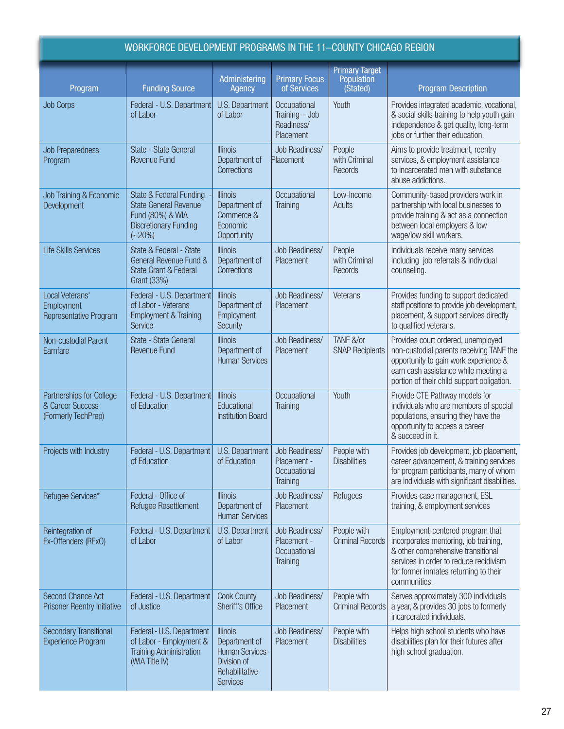## WORKFORCE DEVELOPMENT PROGRAMS IN THE 11–COUNTY CHICAGO REGION

| Program | Funding Source | Administering Agency | Primary Focus of Services | Primary Target Population (Stated) | Program Description |
|---|---|---|---|---|---|
| Job Corps | Federal - U.S. Department of Labor | U.S. Department of Labor | Occupational Training – Job Readiness/ Placement | Youth | Provides integrated academic, vocational, & social skills training to help youth gain independence & get quality, long-term jobs or further their education. |
| Job Preparedness Program | State - State General Revenue Fund | Illinois Department of Corrections | Job Readiness/ Placement | People with Criminal Records | Aims to provide treatment, reentry services, & employment assistance to incarcerated men with substance abuse addictions. |
| Job Training & Economic Development | State & Federal Funding - State General Revenue Fund (80%) & WIA Discretionary Funding (~20%) | Illinois Department of Commerce & Economic Opportunity | Occupational Training | Low-Income Adults | Community-based providers work in partnership with local businesses to provide training & act as a connection between local employers & low wage/low skill workers. |
| Life Skills Services | State & Federal - State General Revenue Fund & State Grant & Federal Grant (33%) | Illinois Department of Corrections | Job Readiness/ Placement | People with Criminal Records | Individuals receive many services including job referrals & individual counseling. |
| Local Veterans' Employment Representative Program | Federal - U.S. Department of Labor - Veterans Employment & Training Service | Illinois Department of Employment Security | Job Readiness/ Placement | Veterans | Provides funding to support dedicated staff positions to provide job development, placement, & support services directly to qualified veterans. |
| Non-custodial Parent Earnfare | State - State General Revenue Fund | Illinois Department of Human Services | Job Readiness/ Placement | TANF &/or SNAP Recipients | Provides court ordered, unemployed non-custodial parents receiving TANF the opportunity to gain work experience & earn cash assistance while meeting a portion of their child support obligation. |
| Partnerships for College & Career Success (Formerly TechPrep) | Federal - U.S. Department of Education | Illinois Educational Institution Board | Occupational Training | Youth | Provide CTE Pathway models for individuals who are members of special populations, ensuring they have the opportunity to access a career & succeed in it. |
| Projects with Industry | Federal - U.S. Department of Education | U.S. Department of Education | Job Readiness/ Placement - Occupational Training | People with Disabilities | Provides job development, job placement, career advancement, & training services for program participants, many of whom are individuals with significant disabilities. |
| Refugee Services* | Federal - Office of Refugee Resettlement | Illinois Department of Human Services | Job Readiness/ Placement | Refugees | Provides case management, ESL training, & employment services |
| Reintegration of Ex-Offenders (RExO) | Federal - U.S. Department of Labor | U.S. Department of Labor | Job Readiness/ Placement - Occupational Training | People with Criminal Records | Employment-centered program that incorporates mentoring, job training, & other comprehensive transitional services in order to reduce recidivism for former inmates returning to their communities. |
| Second Chance Act Prisoner Reentry Initiative | Federal - U.S. Department of Justice | Cook County Sheriff's Office | Job Readiness/ Placement | People with Criminal Records | Serves approximately 300 individuals a year, & provides 30 jobs to formerly incarcerated individuals. |
| Secondary Transitional Experience Program | Federal - U.S. Department of Labor - Employment & Training Administration (WIA Title IV) | Illinois Department of Human Services - Division of Rehabilitative Services | Job Readiness/ Placement | People with Disabilities | Helps high school students who have disabilities plan for their futures after high school graduation. |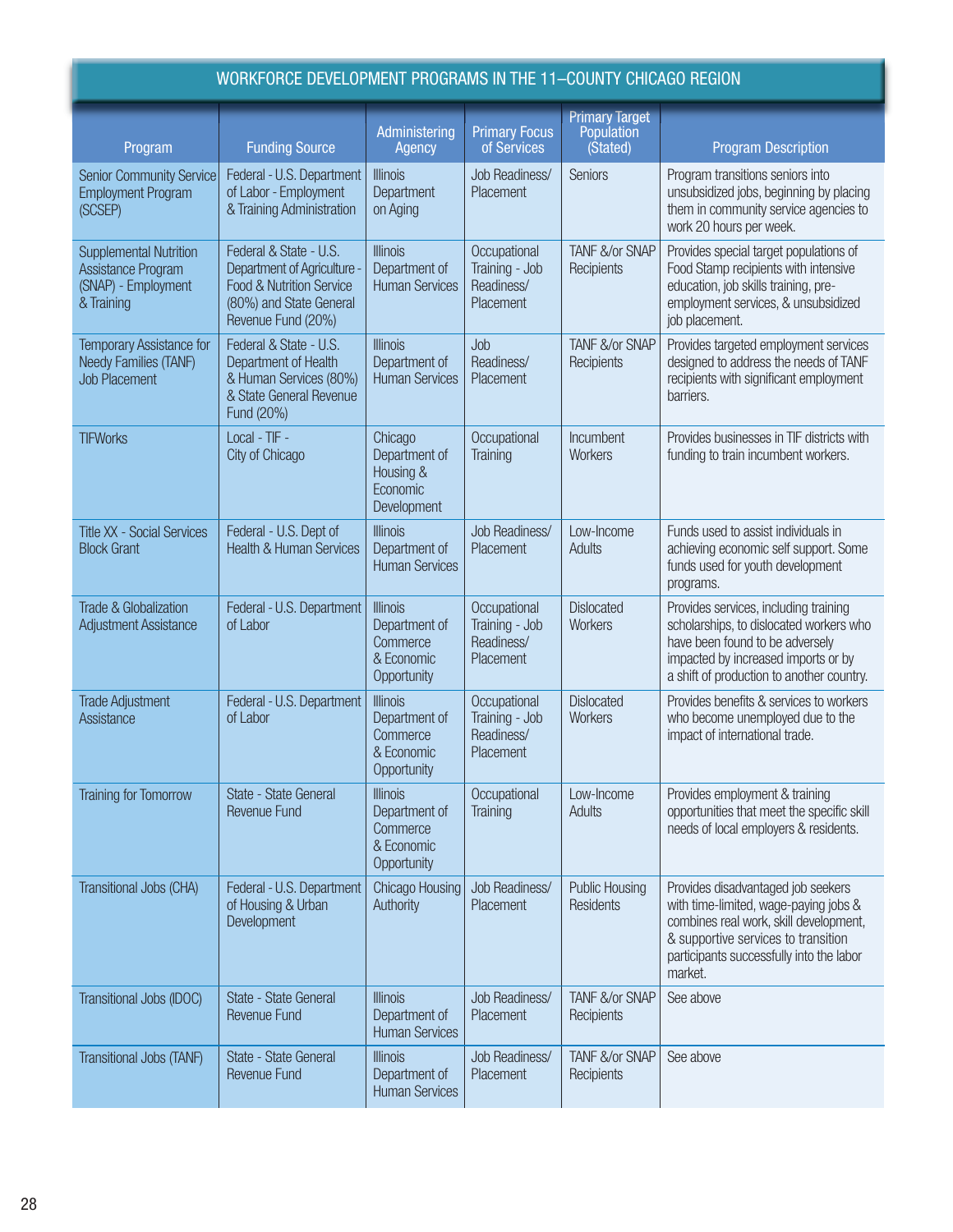## WORKFORCE DEVELOPMENT PROGRAMS IN THE 11–COUNTY CHICAGO REGION

| Program | Funding Source | Administering Agency | Primary Focus of Services | Primary Target Population (Stated) | Program Description |
|---|---|---|---|---|---|
| Senior Community Service Employment Program (SCSEP) | Federal - U.S. Department of Labor - Employment & Training Administration | Illinois Department on Aging | Job Readiness/ Placement | Seniors | Program transitions seniors into unsubsidized jobs, beginning by placing them in community service agencies to work 20 hours per week. |
| Supplemental Nutrition Assistance Program (SNAP) - Employment & Training | Federal & State - U.S. Department of Agriculture - Food & Nutrition Service (80%) and State General Revenue Fund (20%) | Illinois Department of Human Services | Occupational Training - Job Readiness/ Placement | TANF &/or SNAP Recipients | Provides special target populations of Food Stamp recipients with intensive education, job skills training, pre-employment services, & unsubsidized job placement. |
| Temporary Assistance for Needy Families (TANF) Job Placement | Federal & State - U.S. Department of Health & Human Services (80%) & State General Revenue Fund (20%) | Illinois Department of Human Services | Job Readiness/ Placement | TANF &/or SNAP Recipients | Provides targeted employment services designed to address the needs of TANF recipients with significant employment barriers. |
| TIFWorks | Local - TIF - City of Chicago | Chicago Department of Housing & Economic Development | Occupational Training | Incumbent Workers | Provides businesses in TIF districts with funding to train incumbent workers. |
| Title XX - Social Services Block Grant | Federal - U.S. Dept of Health & Human Services | Illinois Department of Human Services | Job Readiness/ Placement | Low-Income Adults | Funds used to assist individuals in achieving economic self support. Some funds used for youth development programs. |
| Trade & Globalization Adjustment Assistance | Federal - U.S. Department of Labor | Illinois Department of Commerce & Economic Opportunity | Occupational Training - Job Readiness/ Placement | Dislocated Workers | Provides services, including training scholarships, to dislocated workers who have been found to be adversely impacted by increased imports or by a shift of production to another country. |
| Trade Adjustment Assistance | Federal - U.S. Department of Labor | Illinois Department of Commerce & Economic Opportunity | Occupational Training - Job Readiness/ Placement | Dislocated Workers | Provides benefits & services to workers who become unemployed due to the impact of international trade. |
| Training for Tomorrow | State - State General Revenue Fund | Illinois Department of Commerce & Economic Opportunity | Occupational Training | Low-Income Adults | Provides employment & training opportunities that meet the specific skill needs of local employers & residents. |
| Transitional Jobs (CHA) | Federal - U.S. Department of Housing & Urban Development | Chicago Housing Authority | Job Readiness/ Placement | Public Housing Residents | Provides disadvantaged job seekers with time-limited, wage-paying jobs & combines real work, skill development, & supportive services to transition participants successfully into the labor market. |
| Transitional Jobs (IDOC) | State - State General Revenue Fund | Illinois Department of Human Services | Job Readiness/ Placement | TANF &/or SNAP Recipients | See above |
| Transitional Jobs (TANF) | State - State General Revenue Fund | Illinois Department of Human Services | Job Readiness/ Placement | TANF &/or SNAP Recipients | See above |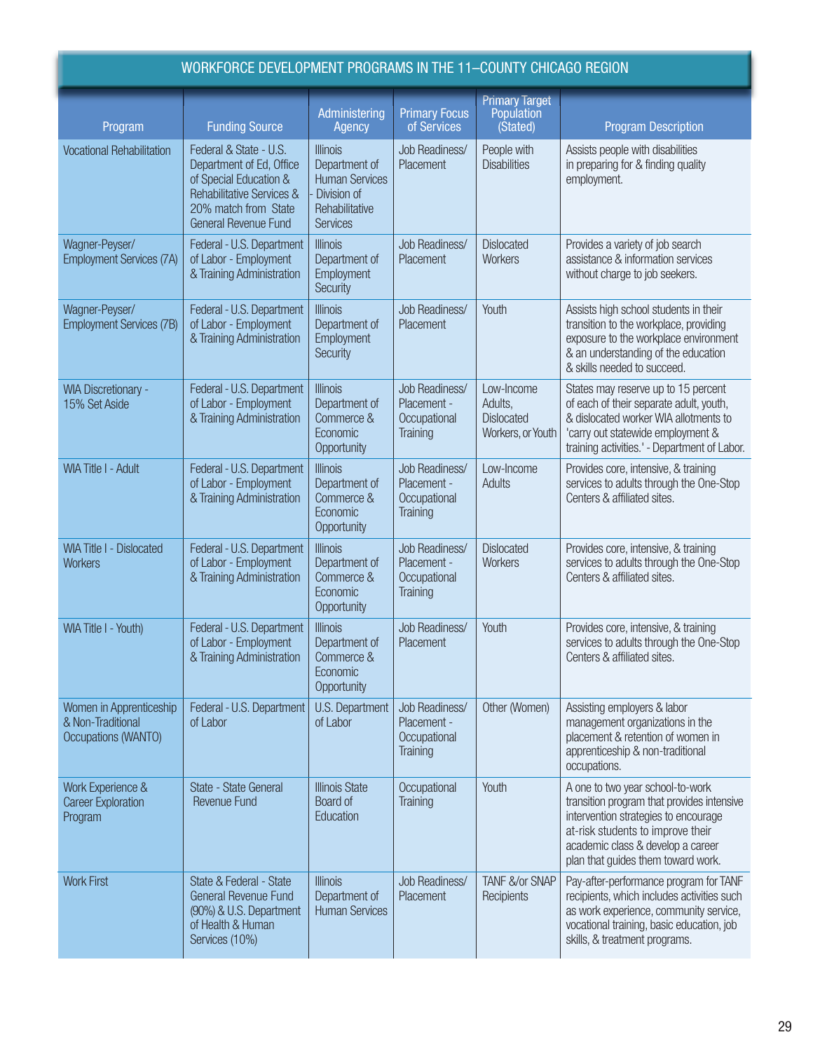## WORKFORCE DEVELOPMENT PROGRAMS IN THE 11–COUNTY CHICAGO REGION

| Program | Funding Source | Administering Agency | Primary Focus of Services | Primary Target Population (Stated) | Program Description |
|---|---|---|---|---|---|
| Vocational Rehabilitation | Federal & State - U.S. Department of Ed, Office of Special Education & Rehabilitative Services & 20% match from State General Revenue Fund | Illinois Department of Human Services - Division of Rehabilitative Services | Job Readiness/ Placement | People with Disabilities | Assists people with disabilities in preparing for & finding quality employment. |
| Wagner-Peyser/ Employment Services (7A) | Federal - U.S. Department of Labor - Employment & Training Administration | Illinois Department of Employment Security | Job Readiness/ Placement | Dislocated Workers | Provides a variety of job search assistance & information services without charge to job seekers. |
| Wagner-Peyser/ Employment Services (7B) | Federal - U.S. Department of Labor - Employment & Training Administration | Illinois Department of Employment Security | Job Readiness/ Placement | Youth | Assists high school students in their transition to the workplace, providing exposure to the workplace environment & an understanding of the education & skills needed to succeed. |
| WIA Discretionary - 15% Set Aside | Federal - U.S. Department of Labor - Employment & Training Administration | Illinois Department of Commerce & Economic Opportunity | Job Readiness/ Placement - Occupational Training | Low-Income Adults, Dislocated Workers, or Youth | States may reserve up to 15 percent of each of their separate adult, youth, & dislocated worker WIA allotments to 'carry out statewide employment & training activities.' - Department of Labor. |
| WIA Title I - Adult | Federal - U.S. Department of Labor - Employment & Training Administration | Illinois Department of Commerce & Economic Opportunity | Job Readiness/ Placement - Occupational Training | Low-Income Adults | Provides core, intensive, & training services to adults through the One-Stop Centers & affiliated sites. |
| WIA Title I - Dislocated Workers | Federal - U.S. Department of Labor - Employment & Training Administration | Illinois Department of Commerce & Economic Opportunity | Job Readiness/ Placement - Occupational Training | Dislocated Workers | Provides core, intensive, & training services to adults through the One-Stop Centers & affiliated sites. |
| WIA Title I - Youth) | Federal - U.S. Department of Labor - Employment & Training Administration | Illinois Department of Commerce & Economic Opportunity | Job Readiness/ Placement | Youth | Provides core, intensive, & training services to adults through the One-Stop Centers & affiliated sites. |
| Women in Apprenticeship & Non-Traditional Occupations (WANTO) | Federal - U.S. Department of Labor | U.S. Department of Labor | Job Readiness/ Placement - Occupational Training | Other (Women) | Assisting employers & labor management organizations in the placement & retention of women in apprenticeship & non-traditional occupations. |
| Work Experience & Career Exploration Program | State - State General Revenue Fund | Illinois State Board of Education | Occupational Training | Youth | A one to two year school-to-work transition program that provides intensive intervention strategies to encourage at-risk students to improve their academic class & develop a career plan that guides them toward work. |
| Work First | State & Federal - State General Revenue Fund (90%) & U.S. Department of Health & Human Services (10%) | Illinois Department of Human Services | Job Readiness/ Placement | TANF &/or SNAP Recipients | Pay-after-performance program for TANF recipients, which includes activities such as work experience, community service, vocational training, basic education, job skills, & treatment programs. |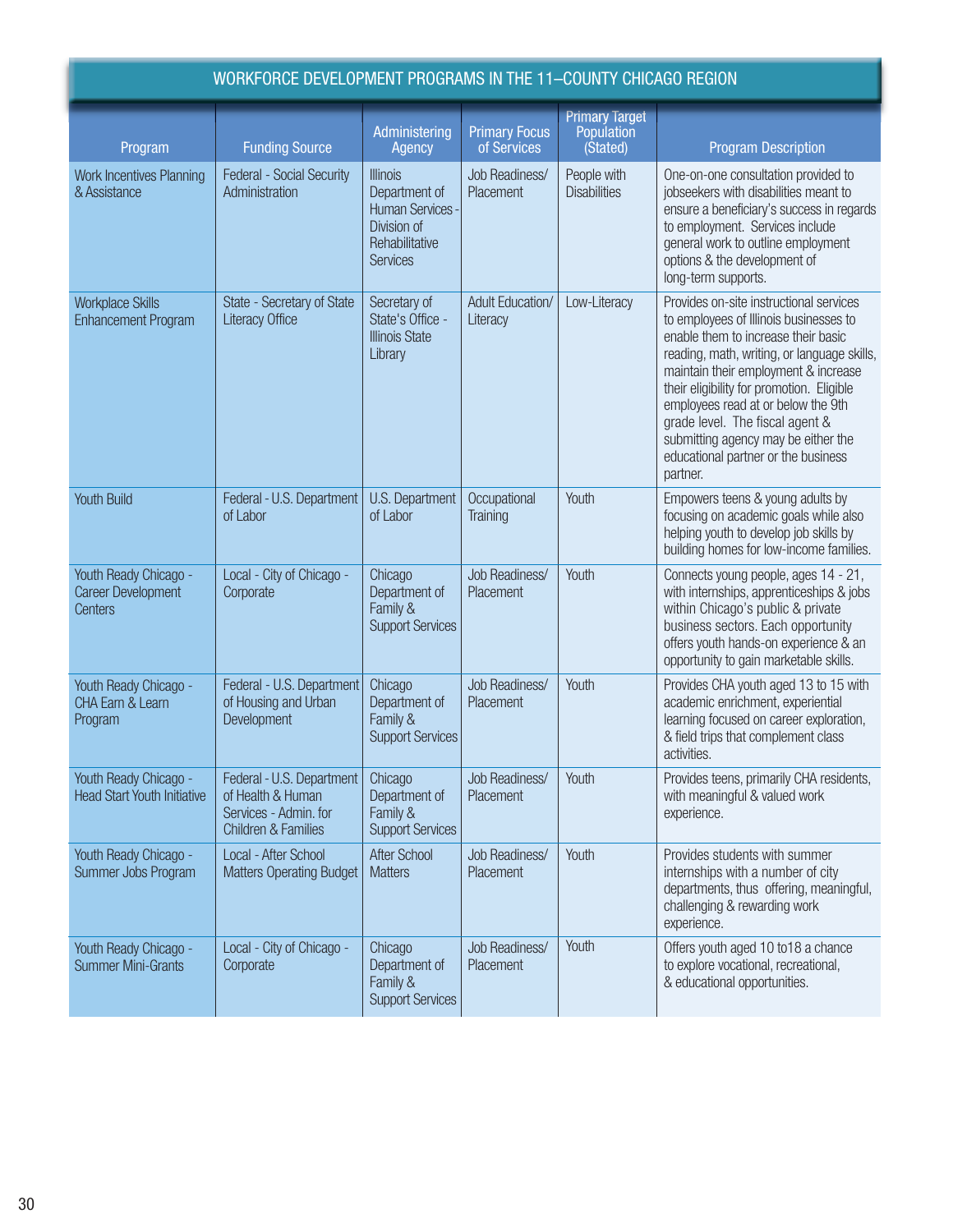## WORKFORCE DEVELOPMENT PROGRAMS IN THE 11–COUNTY CHICAGO REGION

| Program | Funding Source | Administering Agency | Primary Focus of Services | Primary Target Population (Stated) | Program Description |
|---|---|---|---|---|---|
| Work Incentives Planning & Assistance | Federal - Social Security Administration | Illinois Department of Human Services - Division of Rehabilitative Services | Job Readiness/ Placement | People with Disabilities | One-on-one consultation provided to jobseekers with disabilities meant to ensure a beneficiary's success in regards to employment. Services include general work to outline employment options & the development of long-term supports. |
| Workplace Skills Enhancement Program | State - Secretary of State Literacy Office | Secretary of State's Office - Illinois State Library | Adult Education/ Literacy | Low-Literacy | Provides on-site instructional services to employees of Illinois businesses to enable them to increase their basic reading, math, writing, or language skills, maintain their employment & increase their eligibility for promotion. Eligible employees read at or below the 9th grade level. The fiscal agent & submitting agency may be either the educational partner or the business partner. |
| Youth Build | Federal - U.S. Department of Labor | U.S. Department of Labor | Occupational Training | Youth | Empowers teens & young adults by focusing on academic goals while also helping youth to develop job skills by building homes for low-income families. |
| Youth Ready Chicago - Career Development Centers | Local - City of Chicago - Corporate | Chicago Department of Family & Support Services | Job Readiness/ Placement | Youth | Connects young people, ages 14 - 21, with internships, apprenticeships & jobs within Chicago's public & private business sectors. Each opportunity offers youth hands-on experience & an opportunity to gain marketable skills. |
| Youth Ready Chicago - CHA Earn & Learn Program | Federal - U.S. Department of Housing and Urban Development | Chicago Department of Family & Support Services | Job Readiness/ Placement | Youth | Provides CHA youth aged 13 to 15 with academic enrichment, experiential learning focused on career exploration, & field trips that complement class activities. |
| Youth Ready Chicago - Head Start Youth Initiative | Federal - U.S. Department of Health & Human Services - Admin. for Children & Families | Chicago Department of Family & Support Services | Job Readiness/ Placement | Youth | Provides teens, primarily CHA residents, with meaningful & valued work experience. |
| Youth Ready Chicago - Summer Jobs Program | Local - After School Matters Operating Budget | After School Matters | Job Readiness/ Placement | Youth | Provides students with summer internships with a number of city departments, thus offering, meaningful, challenging & rewarding work experience. |
| Youth Ready Chicago - Summer Mini-Grants | Local - City of Chicago - Corporate | Chicago Department of Family & Support Services | Job Readiness/ Placement | Youth | Offers youth aged 10 to18 a chance to explore vocational, recreational, & educational opportunities. |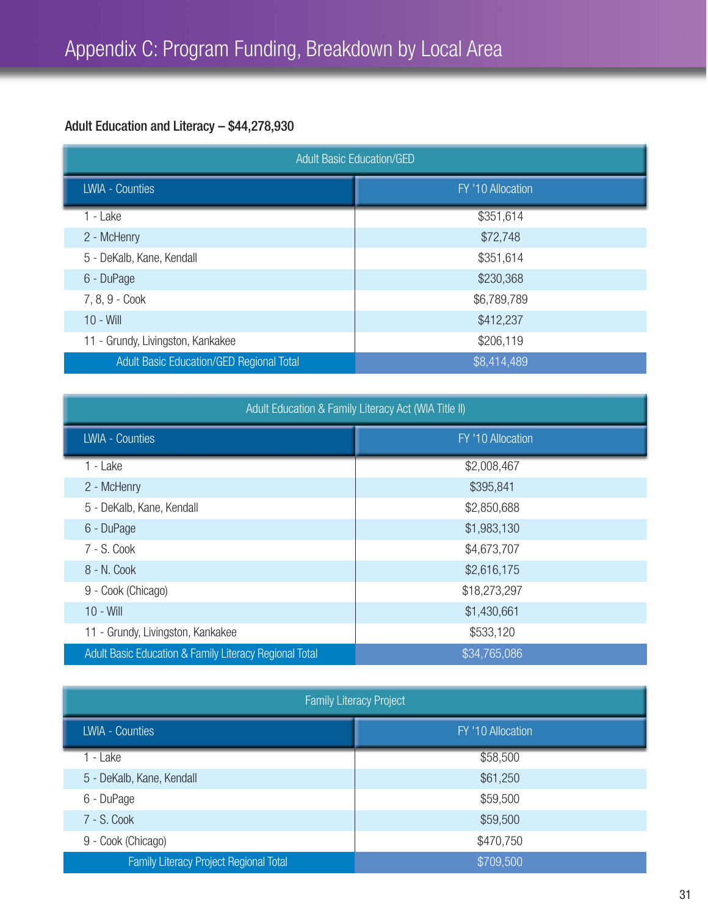# Appendix C: Program Funding, Breakdown by Local Area

**Adult Education and Literacy – $44,278,930**

| Adult Basic Education/GED | |
|---|---|
| LWIA - Counties | FY '10 Allocation |
| 1 - Lake | $351,614 |
| 2 - McHenry | $72,748 |
| 5 - DeKalb, Kane, Kendall | $351,614 |
| 6 - DuPage | $230,368 |
| 7, 8, 9 - Cook | $6,789,789 |
| 10 - Will | $412,237 |
| 11 - Grundy, Livingston, Kankakee | $206,119 |
| Adult Basic Education/GED Regional Total | $8,414,489 |

| Adult Education & Family Literacy Act (WIA Title II) | |
|---|---|
| LWIA - Counties | FY '10 Allocation |
| 1 - Lake | $2,008,467 |
| 2 - McHenry | $395,841 |
| 5 - DeKalb, Kane, Kendall | $2,850,688 |
| 6 - DuPage | $1,983,130 |
| 7 - S. Cook | $4,673,707 |
| 8 - N. Cook | $2,616,175 |
| 9 - Cook (Chicago) | $18,273,297 |
| 10 - Will | $1,430,661 |
| 11 - Grundy, Livingston, Kankakee | $533,120 |
| Adult Basic Education & Family Literacy Regional Total | $34,765,086 |

| Family Literacy Project | |
|---|---|
| LWIA - Counties | FY '10 Allocation |
| 1 - Lake | $58,500 |
| 5 - DeKalb, Kane, Kendall | $61,250 |
| 6 - DuPage | $59,500 |
| 7 - S. Cook | $59,500 |
| 9 - Cook (Chicago) | $470,750 |
| Family Literacy Project Regional Total | $709,500 |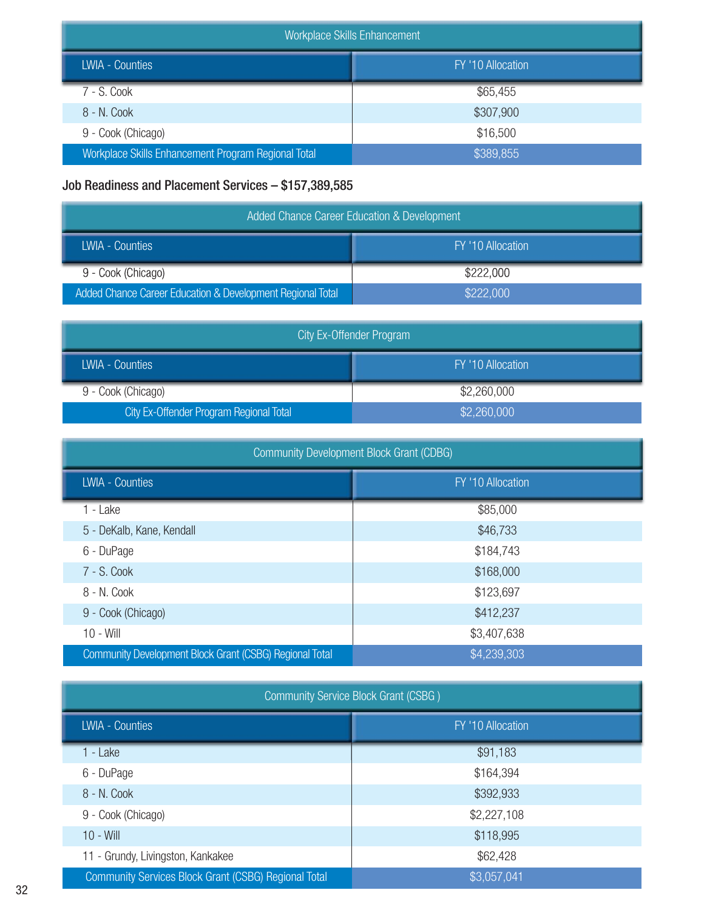| Workplace Skills Enhancement | |
|---|---|
| LWIA - Counties | FY '10 Allocation |
| 7 - S. Cook | $65,455 |
| 8 - N. Cook | $307,900 |
| 9 - Cook (Chicago) | $16,500 |
| Workplace Skills Enhancement Program Regional Total | $389,855 |

### Job Readiness and Placement Services – $157,389,585

| Added Chance Career Education & Development | |
|---|---|
| LWIA - Counties | FY '10 Allocation |
| 9 - Cook (Chicago) | $222,000 |
| Added Chance Career Education & Development Regional Total | $222,000 |

| City Ex-Offender Program | |
|---|---|
| LWIA - Counties | FY '10 Allocation |
| 9 - Cook (Chicago) | $2,260,000 |
| City Ex-Offender Program Regional Total | $2,260,000 |

| Community Development Block Grant (CDBG) | |
|---|---|
| LWIA - Counties | FY '10 Allocation |
| 1 - Lake | $85,000 |
| 5 - DeKalb, Kane, Kendall | $46,733 |
| 6 - DuPage | $184,743 |
| 7 - S. Cook | $168,000 |
| 8 - N. Cook | $123,697 |
| 9 - Cook (Chicago) | $412,237 |
| 10 - Will | $3,407,638 |
| Community Development Block Grant (CSBG) Regional Total | $4,239,303 |

| Community Service Block Grant (CSBG ) | |
|---|---|
| LWIA - Counties | FY '10 Allocation |
| 1 - Lake | $91,183 |
| 6 - DuPage | $164,394 |
| 8 - N. Cook | $392,933 |
| 9 - Cook (Chicago) | $2,227,108 |
| 10 - Will | $118,995 |
| 11 - Grundy, Livingston, Kankakee | $62,428 |
| Community Services Block Grant (CSBG) Regional Total | $3,057,041 |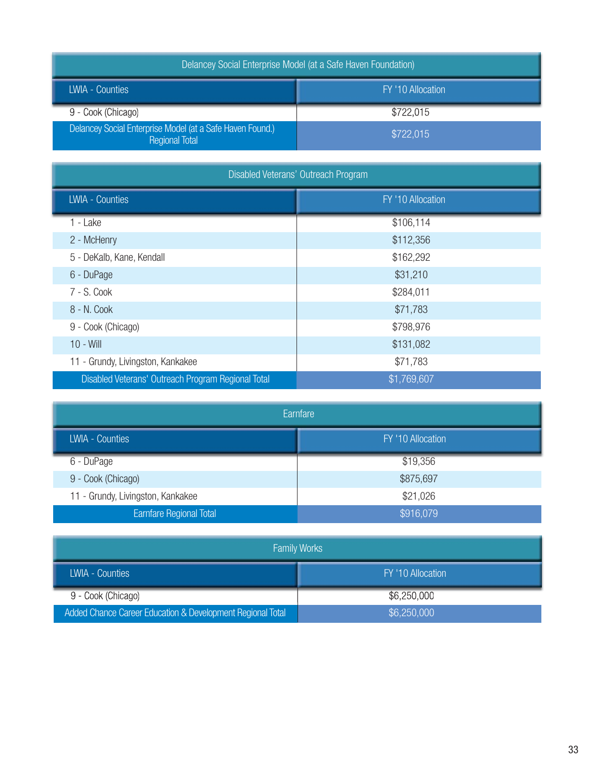| Delancey Social Enterprise Model (at a Safe Haven Foundation) | |
|---|---|
| LWIA - Counties | FY '10 Allocation |
| 9 - Cook (Chicago) | $722,015 |
| Delancey Social Enterprise Model (at a Safe Haven Found.) Regional Total | $722,015 |

| Disabled Veterans' Outreach Program | |
|---|---|
| LWIA - Counties | FY '10 Allocation |
| 1 - Lake | $106,114 |
| 2 - McHenry | $112,356 |
| 5 - DeKalb, Kane, Kendall | $162,292 |
| 6 - DuPage | $31,210 |
| 7 - S. Cook | $284,011 |
| 8 - N. Cook | $71,783 |
| 9 - Cook (Chicago) | $798,976 |
| 10 - Will | $131,082 |
| 11 - Grundy, Livingston, Kankakee | $71,783 |
| Disabled Veterans' Outreach Program Regional Total | $1,769,607 |

| Earnfare | |
|---|---|
| LWIA - Counties | FY '10 Allocation |
| 6 - DuPage | $19,356 |
| 9 - Cook (Chicago) | $875,697 |
| 11 - Grundy, Livingston, Kankakee | $21,026 |
| Earnfare Regional Total | $916,079 |

| Family Works | |
|---|---|
| LWIA - Counties | FY '10 Allocation |
| 9 - Cook (Chicago) | $6,250,000 |
| Added Chance Career Education & Development Regional Total | $6,250,000 |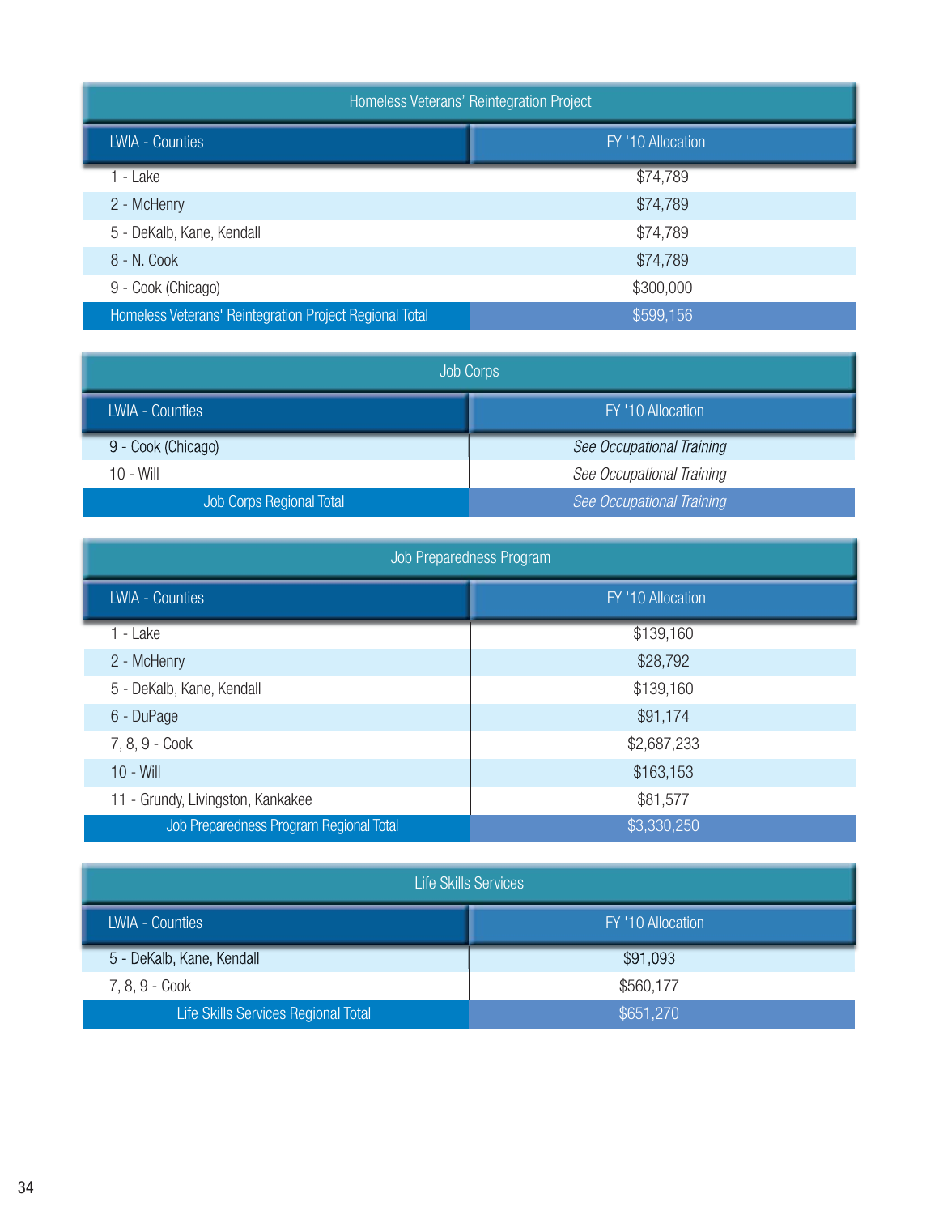| Homeless Veterans' Reintegration Project | |
|---|---|
| LWIA - Counties | FY '10 Allocation |
| 1 - Lake | $74,789 |
| 2 - McHenry | $74,789 |
| 5 - DeKalb, Kane, Kendall | $74,789 |
| 8 - N. Cook | $74,789 |
| 9 - Cook (Chicago) | $300,000 |
| Homeless Veterans' Reintegration Project Regional Total | $599,156 |

| Job Corps | |
|---|---|
| LWIA - Counties | FY '10 Allocation |
| 9 - Cook (Chicago) | *See Occupational Training* |
| 10 - Will | *See Occupational Training* |
| Job Corps Regional Total | *See Occupational Training* |

| Job Preparedness Program | |
|---|---|
| LWIA - Counties | FY '10 Allocation |
| 1 - Lake | $139,160 |
| 2 - McHenry | $28,792 |
| 5 - DeKalb, Kane, Kendall | $139,160 |
| 6 - DuPage | $91,174 |
| 7, 8, 9 - Cook | $2,687,233 |
| 10 - Will | $163,153 |
| 11 - Grundy, Livingston, Kankakee | $81,577 |
| Job Preparedness Program Regional Total | $3,330,250 |

| Life Skills Services | |
|---|---|
| LWIA - Counties | FY '10 Allocation |
| 5 - DeKalb, Kane, Kendall | $91,093 |
| 7, 8, 9 - Cook | $560,177 |
| Life Skills Services Regional Total | $651,270 |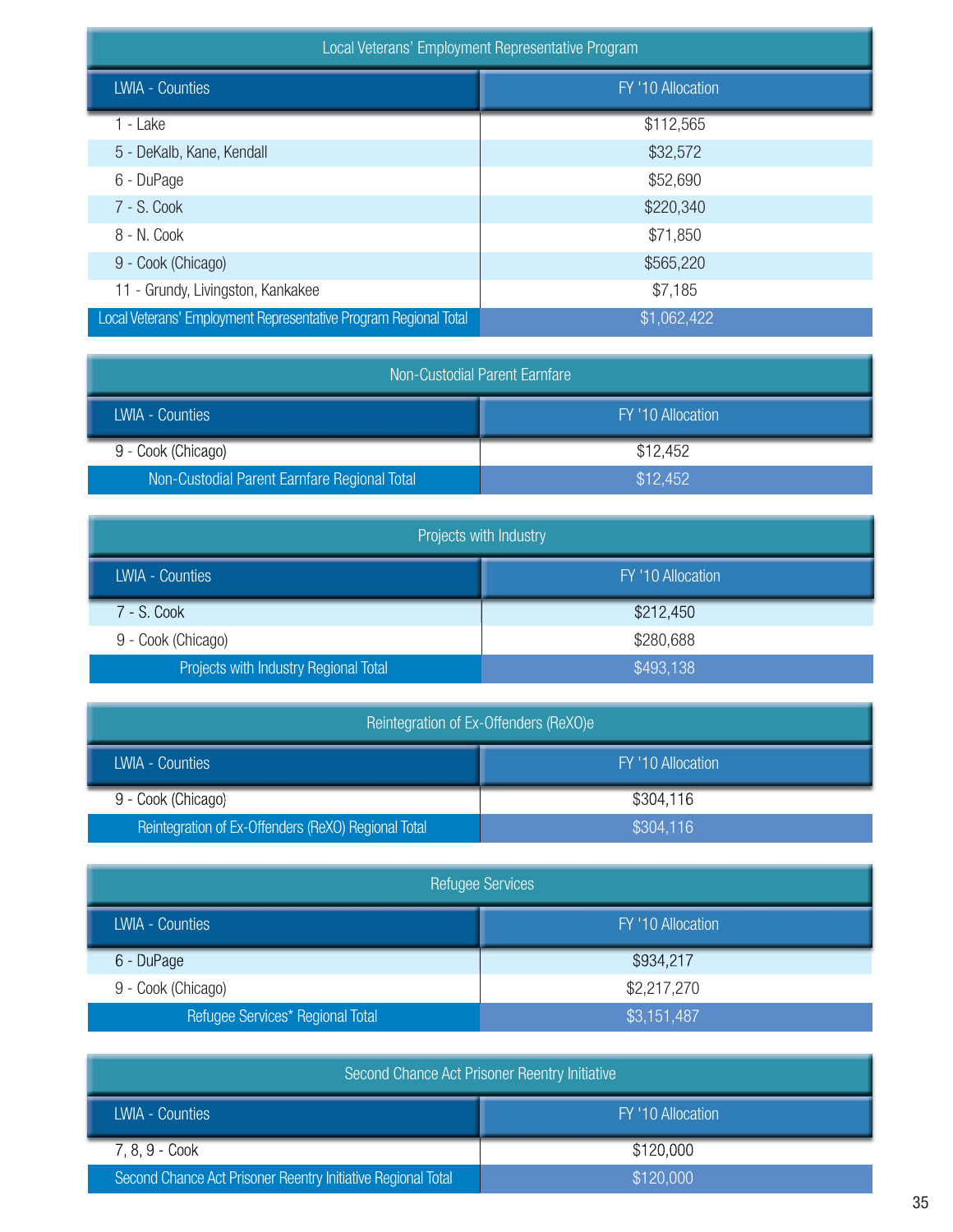| Local Veterans' Employment Representative Program | |
|---|---|
| LWIA - Counties | FY '10 Allocation |
| 1 - Lake | $112,565 |
| 5 - DeKalb, Kane, Kendall | $32,572 |
| 6 - DuPage | $52,690 |
| 7 - S. Cook | $220,340 |
| 8 - N. Cook | $71,850 |
| 9 - Cook (Chicago) | $565,220 |
| 11 - Grundy, Livingston, Kankakee | $7,185 |
| Local Veterans' Employment Representative Program Regional Total | $1,062,422 |

| Non-Custodial Parent Earnfare | |
|---|---|
| LWIA - Counties | FY '10 Allocation |
| 9 - Cook (Chicago) | $12,452 |
| Non-Custodial Parent Earnfare Regional Total | $12,452 |

| Projects with Industry | |
|---|---|
| LWIA - Counties | FY '10 Allocation |
| 7 - S. Cook | $212,450 |
| 9 - Cook (Chicago) | $280,688 |
| Projects with Industry Regional Total | $493,138 |

| Reintegration of Ex-Offenders (ReXO)e | |
|---|---|
| LWIA - Counties | FY '10 Allocation |
| 9 - Cook (Chicago} | $304,116 |
| Reintegration of Ex-Offenders (ReXO) Regional Total | $304,116 |

| Refugee Services | |
|---|---|
| LWIA - Counties | FY '10 Allocation |
| 6 - DuPage | $934,217 |
| 9 - Cook (Chicago) | $2,217,270 |
| Refugee Services* Regional Total | $3,151,487 |

| Second Chance Act Prisoner Reentry Initiative | |
|---|---|
| LWIA - Counties | FY '10 Allocation |
| 7, 8, 9 - Cook | $120,000 |
| Second Chance Act Prisoner Reentry Initiative Regional Total | $120,000 |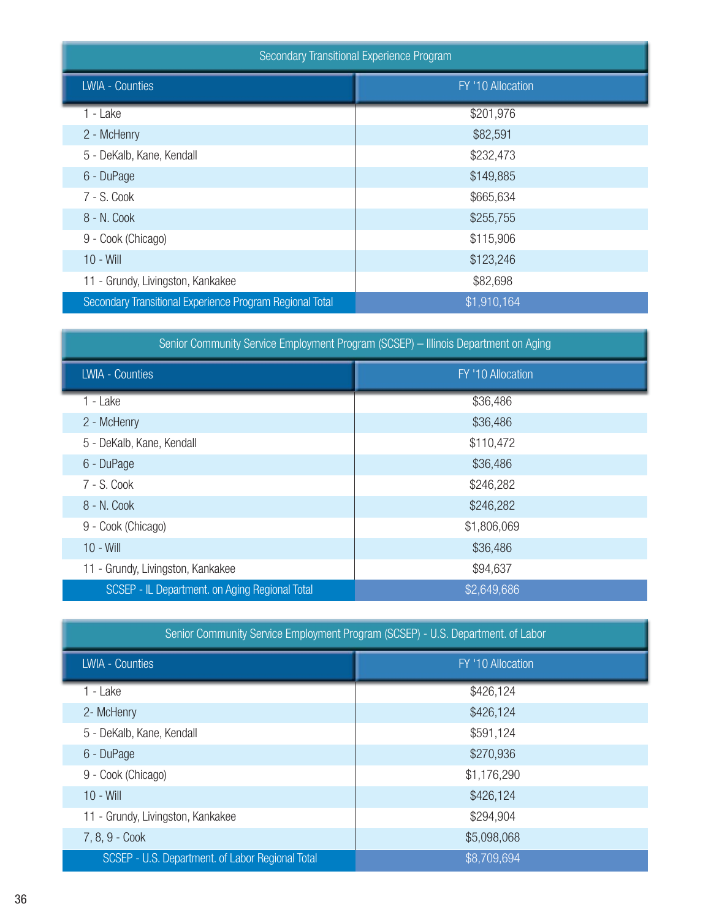| Secondary Transitional Experience Program | |
|---|---|
| LWIA - Counties | FY '10 Allocation |
| 1 - Lake | $201,976 |
| 2 - McHenry | $82,591 |
| 5 - DeKalb, Kane, Kendall | $232,473 |
| 6 - DuPage | $149,885 |
| 7 - S. Cook | $665,634 |
| 8 - N. Cook | $255,755 |
| 9 - Cook (Chicago) | $115,906 |
| 10 - Will | $123,246 |
| 11 - Grundy, Livingston, Kankakee | $82,698 |
| Secondary Transitional Experience Program Regional Total | $1,910,164 |

| Senior Community Service Employment Program (SCSEP) – Illinois Department on Aging | |
|---|---|
| LWIA - Counties | FY '10 Allocation |
| 1 - Lake | $36,486 |
| 2 - McHenry | $36,486 |
| 5 - DeKalb, Kane, Kendall | $110,472 |
| 6 - DuPage | $36,486 |
| 7 - S. Cook | $246,282 |
| 8 - N. Cook | $246,282 |
| 9 - Cook (Chicago) | $1,806,069 |
| 10 - Will | $36,486 |
| 11 - Grundy, Livingston, Kankakee | $94,637 |
| SCSEP - IL Department. on Aging Regional Total | $2,649,686 |

| Senior Community Service Employment Program (SCSEP) - U.S. Department. of Labor | |
|---|---|
| LWIA - Counties | FY '10 Allocation |
| 1 - Lake | $426,124 |
| 2- McHenry | $426,124 |
| 5 - DeKalb, Kane, Kendall | $591,124 |
| 6 - DuPage | $270,936 |
| 9 - Cook (Chicago) | $1,176,290 |
| 10 - Will | $426,124 |
| 11 - Grundy, Livingston, Kankakee | $294,904 |
| 7, 8, 9 - Cook | $5,098,068 |
| SCSEP - U.S. Department. of Labor Regional Total | $8,709,694 |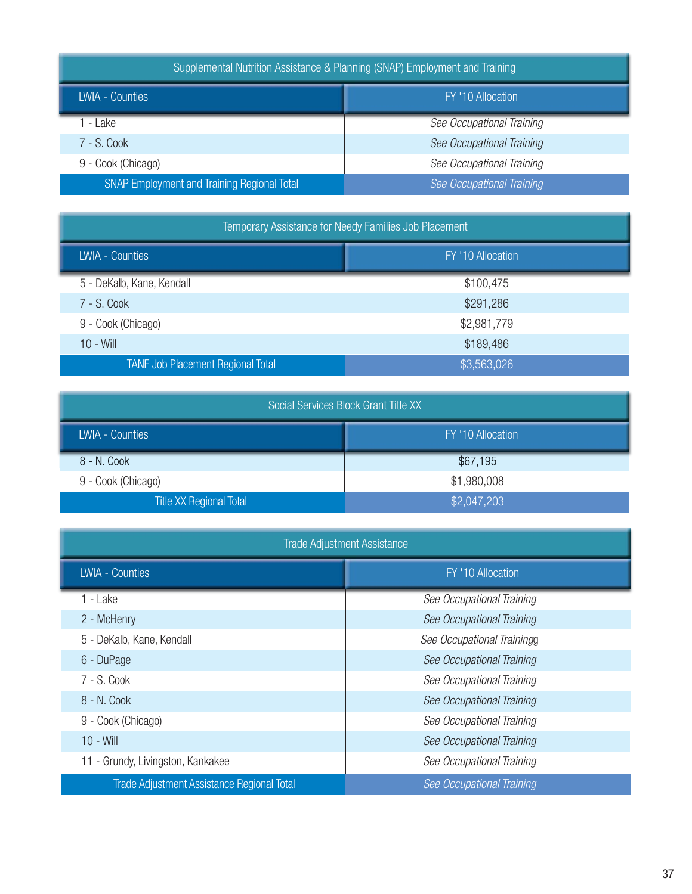| Supplemental Nutrition Assistance & Planning (SNAP) Employment and Training | |
|---|---|
| **LWIA - Counties** | **FY '10 Allocation** |
| 1 - Lake | *See Occupational Training* |
| 7 - S. Cook | *See Occupational Training* |
| 9 - Cook (Chicago) | *See Occupational Training* |
| SNAP Employment and Training Regional Total | *See Occupational Training* |

| Temporary Assistance for Needy Families Job Placement | |
|---|---|
| **LWIA - Counties** | **FY '10 Allocation** |
| 5 - DeKalb, Kane, Kendall | $100,475 |
| 7 - S. Cook | $291,286 |
| 9 - Cook (Chicago) | $2,981,779 |
| 10 - Will | $189,486 |
| TANF Job Placement Regional Total | $3,563,026 |

| Social Services Block Grant Title XX | |
|---|---|
| **LWIA - Counties** | **FY '10 Allocation** |
| 8 - N. Cook | $67,195 |
| 9 - Cook (Chicago) | $1,980,008 |
| Title XX Regional Total | $2,047,203 |

| Trade Adjustment Assistance | |
|---|---|
| **LWIA - Counties** | **FY '10 Allocation** |
| 1 - Lake | *See Occupational Training* |
| 2 - McHenry | *See Occupational Training* |
| 5 - DeKalb, Kane, Kendall | *See Occupational Trainingg* |
| 6 - DuPage | *See Occupational Training* |
| 7 - S. Cook | *See Occupational Training* |
| 8 - N. Cook | *See Occupational Training* |
| 9 - Cook (Chicago) | *See Occupational Training* |
| 10 - Will | *See Occupational Training* |
| 11 - Grundy, Livingston, Kankakee | *See Occupational Training* |
| Trade Adjustment Assistance Regional Total | *See Occupational Training* |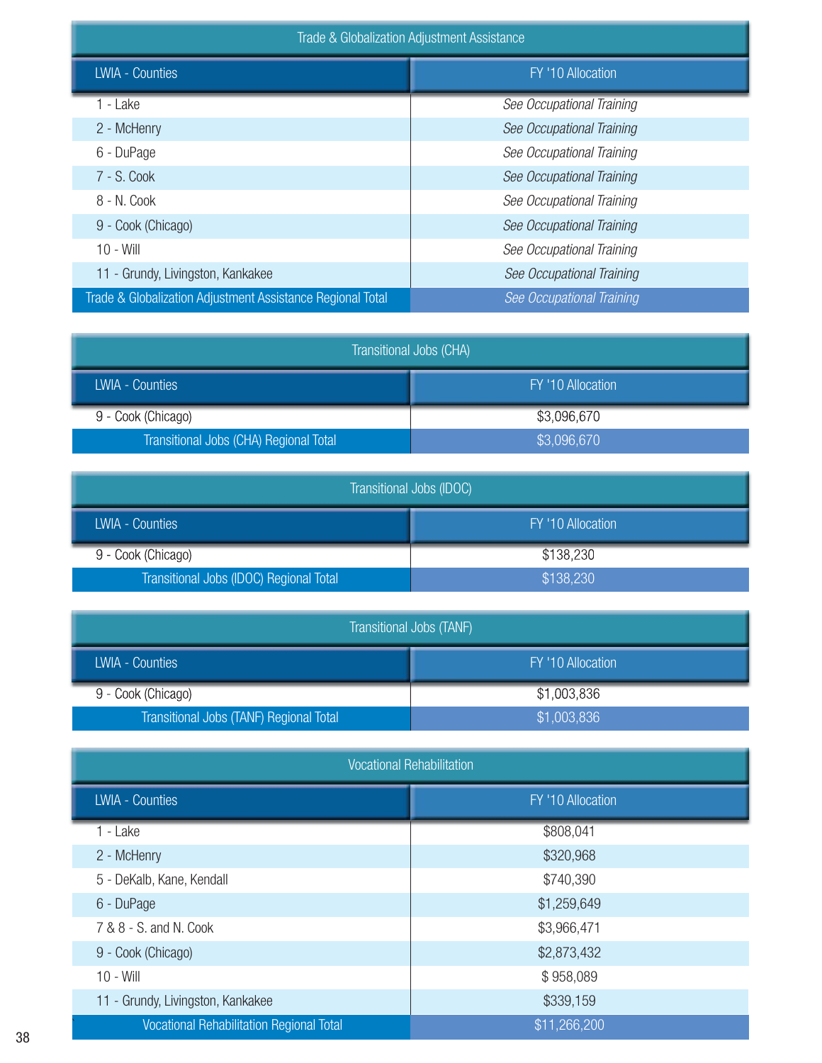| Trade & Globalization Adjustment Assistance | |
|---|---|
| **LWIA - Counties** | **FY '10 Allocation** |
| 1 - Lake | *See Occupational Training* |
| 2 - McHenry | *See Occupational Training* |
| 6 - DuPage | *See Occupational Training* |
| 7 - S. Cook | *See Occupational Training* |
| 8 - N. Cook | *See Occupational Training* |
| 9 - Cook (Chicago) | *See Occupational Training* |
| 10 - Will | *See Occupational Training* |
| 11 - Grundy, Livingston, Kankakee | *See Occupational Training* |
| Trade & Globalization Adjustment Assistance Regional Total | *See Occupational Training* |

| Transitional Jobs (CHA) | |
|---|---|
| **LWIA - Counties** | **FY '10 Allocation** |
| 9 - Cook (Chicago) | $3,096,670 |
| Transitional Jobs (CHA) Regional Total | $3,096,670 |

| Transitional Jobs (IDOC) | |
|---|---|
| **LWIA - Counties** | **FY '10 Allocation** |
| 9 - Cook (Chicago) | $138,230 |
| Transitional Jobs (IDOC) Regional Total | $138,230 |

| Transitional Jobs (TANF) | |
|---|---|
| **LWIA - Counties** | **FY '10 Allocation** |
| 9 - Cook (Chicago) | $1,003,836 |
| Transitional Jobs (TANF) Regional Total | $1,003,836 |

| Vocational Rehabilitation | |
|---|---|
| **LWIA - Counties** | **FY '10 Allocation** |
| 1 - Lake | $808,041 |
| 2 - McHenry | $320,968 |
| 5 - DeKalb, Kane, Kendall | $740,390 |
| 6 - DuPage | $1,259,649 |
| 7 & 8 - S. and N. Cook | $3,966,471 |
| 9 - Cook (Chicago) | $2,873,432 |
| 10 - Will | $ 958,089 |
| 11 - Grundy, Livingston, Kankakee | $339,159 |
| Vocational Rehabilitation Regional Total | $11,266,200 |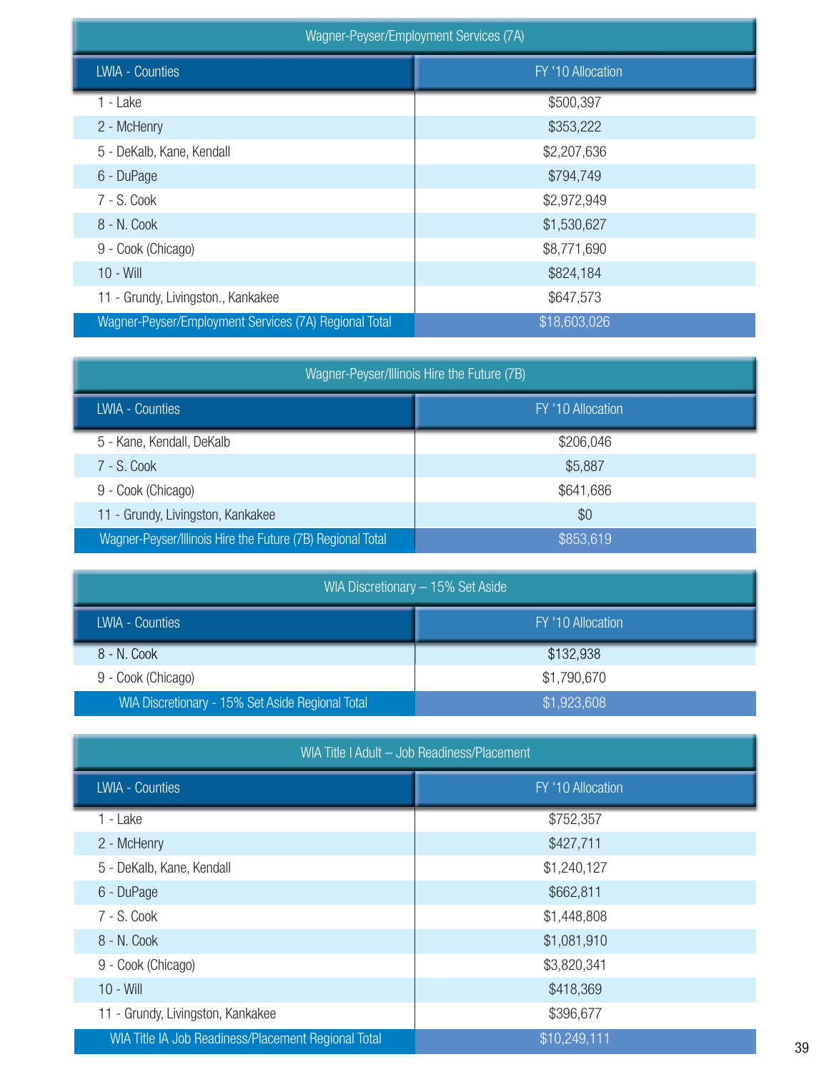| Wagner-Peyser/Employment Services (7A) | |
|---|---|
| LWIA - Counties | FY '10 Allocation |
| 1 - Lake | $500,397 |
| 2 - McHenry | $353,222 |
| 5 - DeKalb, Kane, Kendall | $2,207,636 |
| 6 - DuPage | $794,749 |
| 7 - S. Cook | $2,972,949 |
| 8 - N. Cook | $1,530,627 |
| 9 - Cook (Chicago) | $8,771,690 |
| 10 - Will | $824,184 |
| 11 - Grundy, Livingston., Kankakee | $647,573 |
| Wagner-Peyser/Employment Services (7A) Regional Total | $18,603,026 |

| Wagner-Peyser/Illinois Hire the Future (7B) | |
|---|---|
| LWIA - Counties | FY '10 Allocation |
| 5 - Kane, Kendall, DeKalb | $206,046 |
| 7 - S. Cook | $5,887 |
| 9 - Cook (Chicago) | $641,686 |
| 11 - Grundy, Livingston, Kankakee | $0 |
| Wagner-Peyser/Illinois Hire the Future (7B) Regional Total | $853,619 |

| WIA Discretionary – 15% Set Aside | |
|---|---|
| LWIA - Counties | FY '10 Allocation |
| 8 - N. Cook | $132,938 |
| 9 - Cook (Chicago) | $1,790,670 |
| WIA Discretionary - 15% Set Aside Regional Total | $1,923,608 |

| WIA Title I Adult – Job Readiness/Placement | |
|---|---|
| LWIA - Counties | FY '10 Allocation |
| 1 - Lake | $752,357 |
| 2 - McHenry | $427,711 |
| 5 - DeKalb, Kane, Kendall | $1,240,127 |
| 6 - DuPage | $662,811 |
| 7 - S. Cook | $1,448,808 |
| 8 - N. Cook | $1,081,910 |
| 9 - Cook (Chicago) | $3,820,341 |
| 10 - Will | $418,369 |
| 11 - Grundy, Livingston, Kankakee | $396,677 |
| WIA Title IA Job Readiness/Placement Regional Total | $10,249,111 |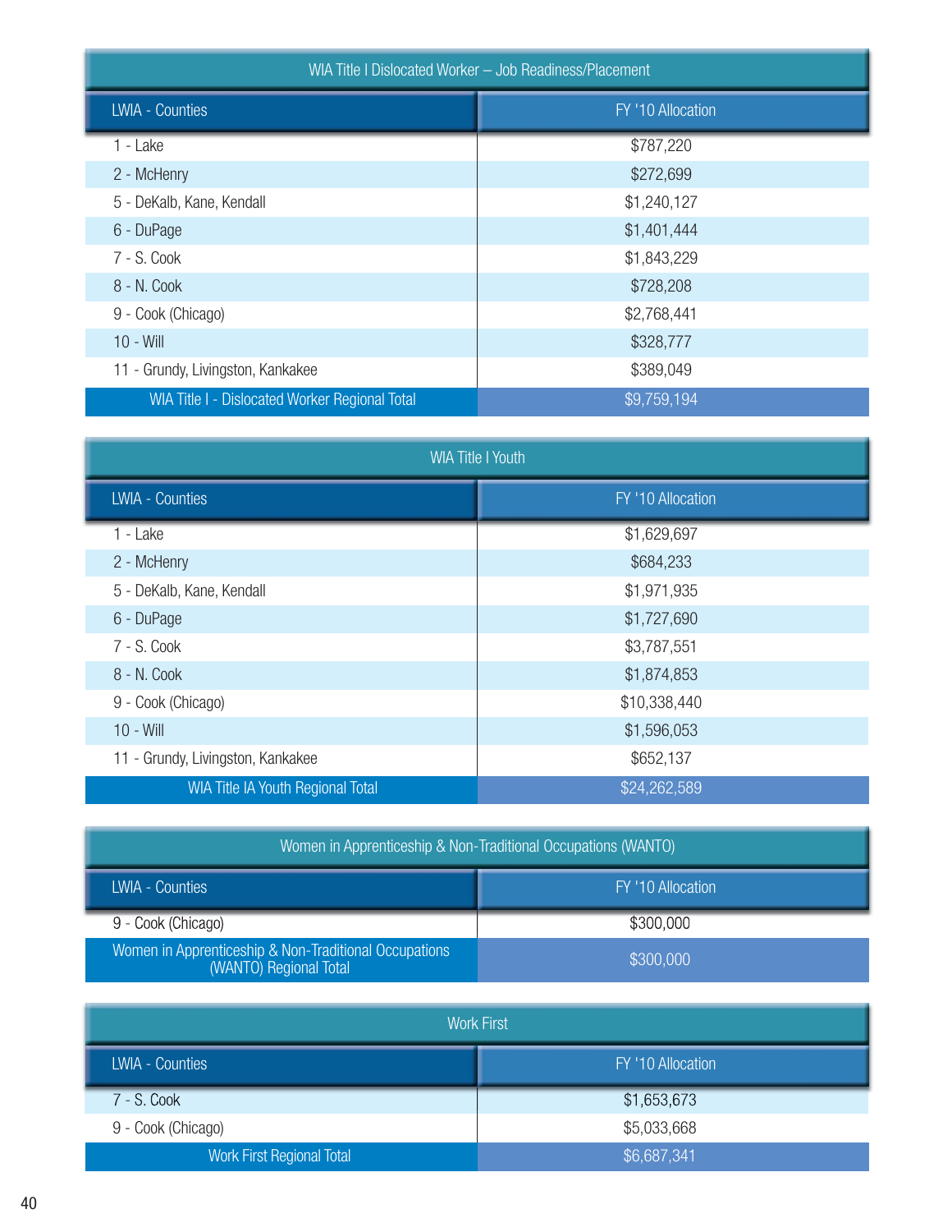| WIA Title I Dislocated Worker – Job Readiness/Placement | |
|---|---|
| **LWIA - Counties** | **FY '10 Allocation** |
| 1 - Lake | $787,220 |
| 2 - McHenry | $272,699 |
| 5 - DeKalb, Kane, Kendall | $1,240,127 |
| 6 - DuPage | $1,401,444 |
| 7 - S. Cook | $1,843,229 |
| 8 - N. Cook | $728,208 |
| 9 - Cook (Chicago) | $2,768,441 |
| 10 - Will | $328,777 |
| 11 - Grundy, Livingston, Kankakee | $389,049 |
| WIA Title I - Dislocated Worker Regional Total | $9,759,194 |

| WIA Title I Youth | |
|---|---|
| **LWIA - Counties** | **FY '10 Allocation** |
| 1 - Lake | $1,629,697 |
| 2 - McHenry | $684,233 |
| 5 - DeKalb, Kane, Kendall | $1,971,935 |
| 6 - DuPage | $1,727,690 |
| 7 - S. Cook | $3,787,551 |
| 8 - N. Cook | $1,874,853 |
| 9 - Cook (Chicago) | $10,338,440 |
| 10 - Will | $1,596,053 |
| 11 - Grundy, Livingston, Kankakee | $652,137 |
| WIA Title IA Youth Regional Total | $24,262,589 |

| Women in Apprenticeship & Non-Traditional Occupations (WANTO) | |
|---|---|
| **LWIA - Counties** | **FY '10 Allocation** |
| 9 - Cook (Chicago) | $300,000 |
| Women in Apprenticeship & Non-Traditional Occupations (WANTO) Regional Total | $300,000 |

| Work First | |
|---|---|
| **LWIA - Counties** | **FY '10 Allocation** |
| 7 - S. Cook | $1,653,673 |
| 9 - Cook (Chicago) | $5,033,668 |
| Work First Regional Total | $6,687,341 |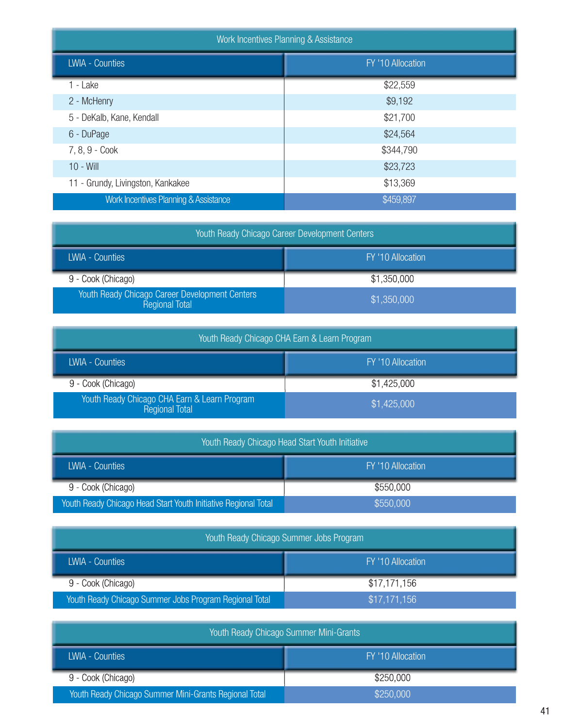| Work Incentives Planning & Assistance | |
|---|---|
| LWIA - Counties | FY '10 Allocation |
| 1 - Lake | $22,559 |
| 2 - McHenry | $9,192 |
| 5 - DeKalb, Kane, Kendall | $21,700 |
| 6 - DuPage | $24,564 |
| 7, 8, 9 - Cook | $344,790 |
| 10 - Will | $23,723 |
| 11 - Grundy, Livingston, Kankakee | $13,369 |
| Work Incentives Planning & Assistance | $459,897 |

| Youth Ready Chicago Career Development Centers | |
|---|---|
| LWIA - Counties | FY '10 Allocation |
| 9 - Cook (Chicago) | $1,350,000 |
| Youth Ready Chicago Career Development Centers Regional Total | $1,350,000 |

| Youth Ready Chicago CHA Earn & Learn Program | |
|---|---|
| LWIA - Counties | FY '10 Allocation |
| 9 - Cook (Chicago) | $1,425,000 |
| Youth Ready Chicago CHA Earn & Learn Program Regional Total | $1,425,000 |

| Youth Ready Chicago Head Start Youth Initiative | |
|---|---|
| LWIA - Counties | FY '10 Allocation |
| 9 - Cook (Chicago) | $550,000 |
| Youth Ready Chicago Head Start Youth Initiative Regional Total | $550,000 |

| Youth Ready Chicago Summer Jobs Program | |
|---|---|
| LWIA - Counties | FY '10 Allocation |
| 9 - Cook (Chicago) | $17,171,156 |
| Youth Ready Chicago Summer Jobs Program Regional Total | $17,171,156 |

| Youth Ready Chicago Summer Mini-Grants | |
|---|---|
| LWIA - Counties | FY '10 Allocation |
| 9 - Cook (Chicago) | $250,000 |
| Youth Ready Chicago Summer Mini-Grants Regional Total | $250,000 |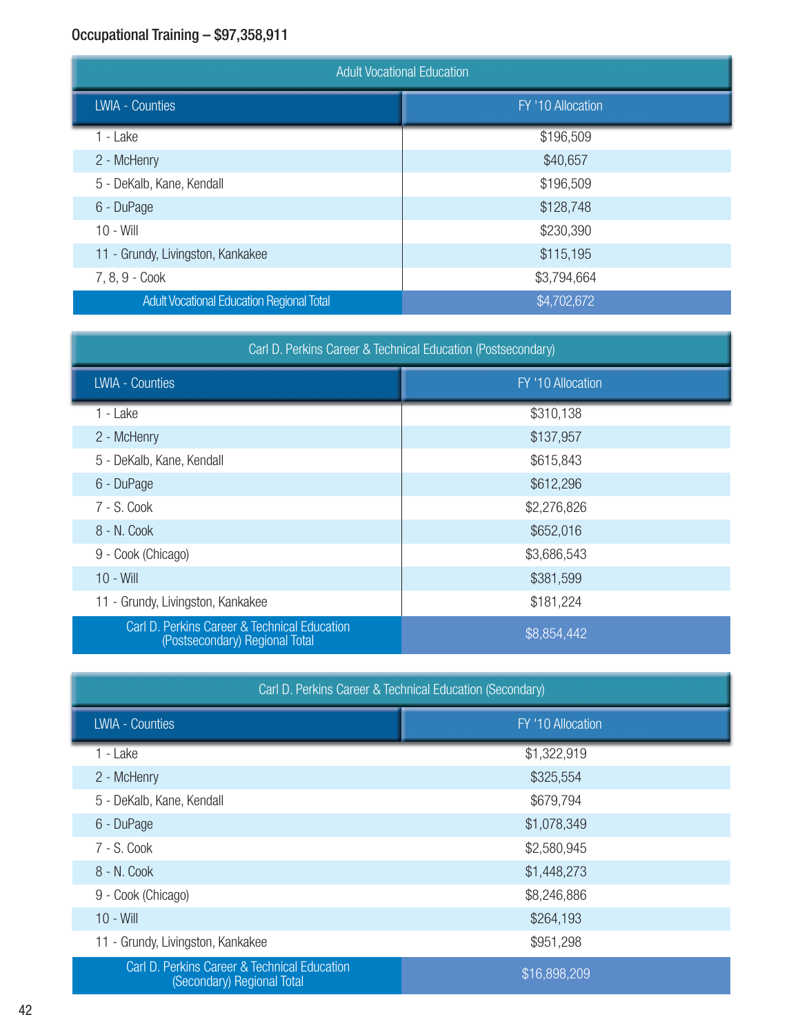## Occupational Training – $97,358,911

| Adult Vocational Education | |
|---|---|
| **LWIA - Counties** | **FY '10 Allocation** |
| 1 - Lake | $196,509 |
| 2 - McHenry | $40,657 |
| 5 - DeKalb, Kane, Kendall | $196,509 |
| 6 - DuPage | $128,748 |
| 10 - Will | $230,390 |
| 11 - Grundy, Livingston, Kankakee | $115,195 |
| 7, 8, 9 - Cook | $3,794,664 |
| Adult Vocational Education Regional Total | $4,702,672 |

| Carl D. Perkins Career & Technical Education (Postsecondary) | |
|---|---|
| **LWIA - Counties** | **FY '10 Allocation** |
| 1 - Lake | $310,138 |
| 2 - McHenry | $137,957 |
| 5 - DeKalb, Kane, Kendall | $615,843 |
| 6 - DuPage | $612,296 |
| 7 - S. Cook | $2,276,826 |
| 8 - N. Cook | $652,016 |
| 9 - Cook (Chicago) | $3,686,543 |
| 10 - Will | $381,599 |
| 11 - Grundy, Livingston, Kankakee | $181,224 |
| Carl D. Perkins Career & Technical Education (Postsecondary) Regional Total | $8,854,442 |

| Carl D. Perkins Career & Technical Education (Secondary) | |
|---|---|
| **LWIA - Counties** | **FY '10 Allocation** |
| 1 - Lake | $1,322,919 |
| 2 - McHenry | $325,554 |
| 5 - DeKalb, Kane, Kendall | $679,794 |
| 6 - DuPage | $1,078,349 |
| 7 - S. Cook | $2,580,945 |
| 8 - N. Cook | $1,448,273 |
| 9 - Cook (Chicago) | $8,246,886 |
| 10 - Will | $264,193 |
| 11 - Grundy, Livingston, Kankakee | $951,298 |
| Carl D. Perkins Career & Technical Education (Secondary) Regional Total | $16,898,209 |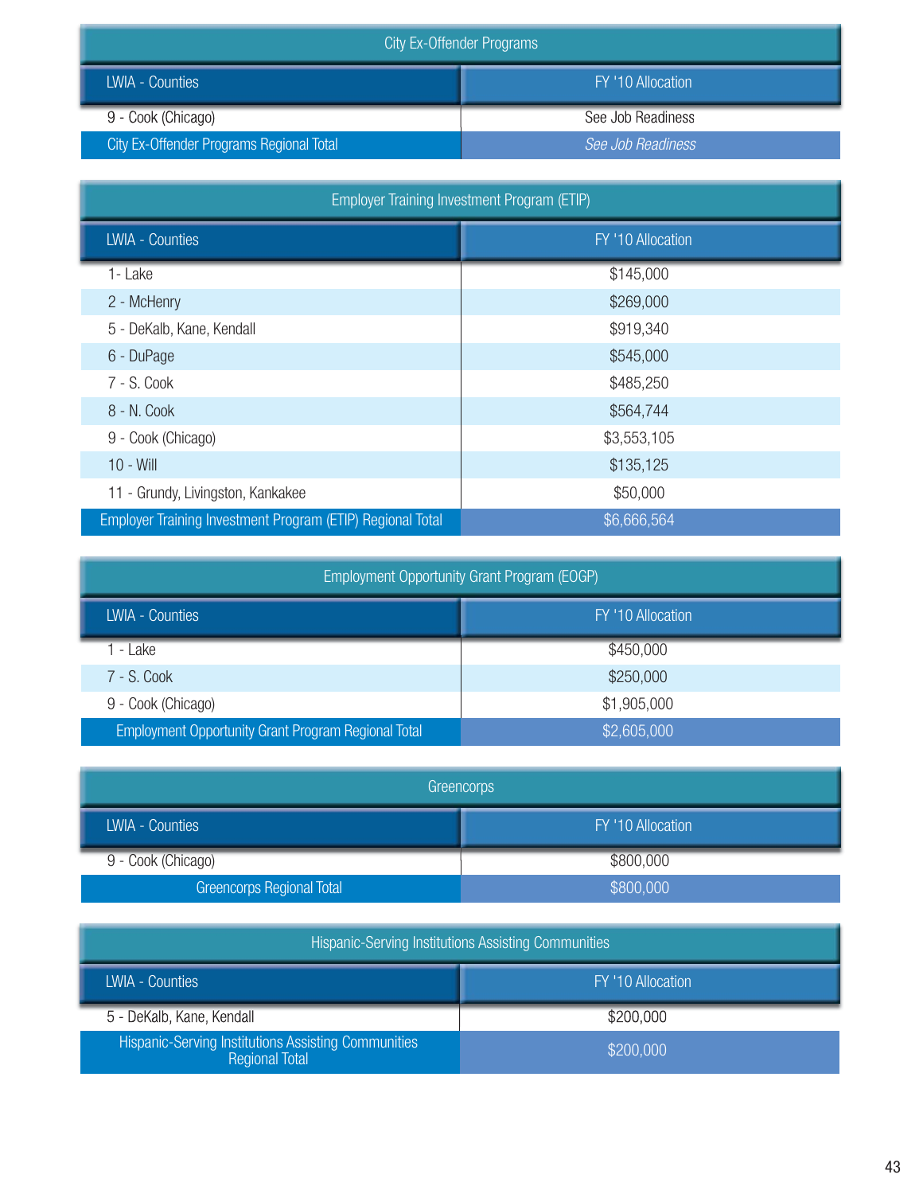## City Ex-Offender Programs

| LWIA - Counties | FY '10 Allocation |
|---|---|
| 9 - Cook (Chicago) | See Job Readiness |
| City Ex-Offender Programs Regional Total | *See Job Readiness* |

## Employer Training Investment Program (ETIP)

| LWIA - Counties | FY '10 Allocation |
|---|---|
| 1- Lake | $145,000 |
| 2 - McHenry | $269,000 |
| 5 - DeKalb, Kane, Kendall | $919,340 |
| 6 - DuPage | $545,000 |
| 7 - S. Cook | $485,250 |
| 8 - N. Cook | $564,744 |
| 9 - Cook (Chicago) | $3,553,105 |
| 10 - Will | $135,125 |
| 11 - Grundy, Livingston, Kankakee | $50,000 |
| Employer Training Investment Program (ETIP) Regional Total | $6,666,564 |

## Employment Opportunity Grant Program (EOGP)

| LWIA - Counties | FY '10 Allocation |
|---|---|
| 1 - Lake | $450,000 |
| 7 - S. Cook | $250,000 |
| 9 - Cook (Chicago) | $1,905,000 |
| Employment Opportunity Grant Program Regional Total | $2,605,000 |

## Greencorps

| LWIA - Counties | FY '10 Allocation |
|---|---|
| 9 - Cook (Chicago) | $800,000 |
| Greencorps Regional Total | $800,000 |

## Hispanic-Serving Institutions Assisting Communities

| LWIA - Counties | FY '10 Allocation |
|---|---|
| 5 - DeKalb, Kane, Kendall | $200,000 |
| Hispanic-Serving Institutions Assisting Communities Regional Total | $200,000 |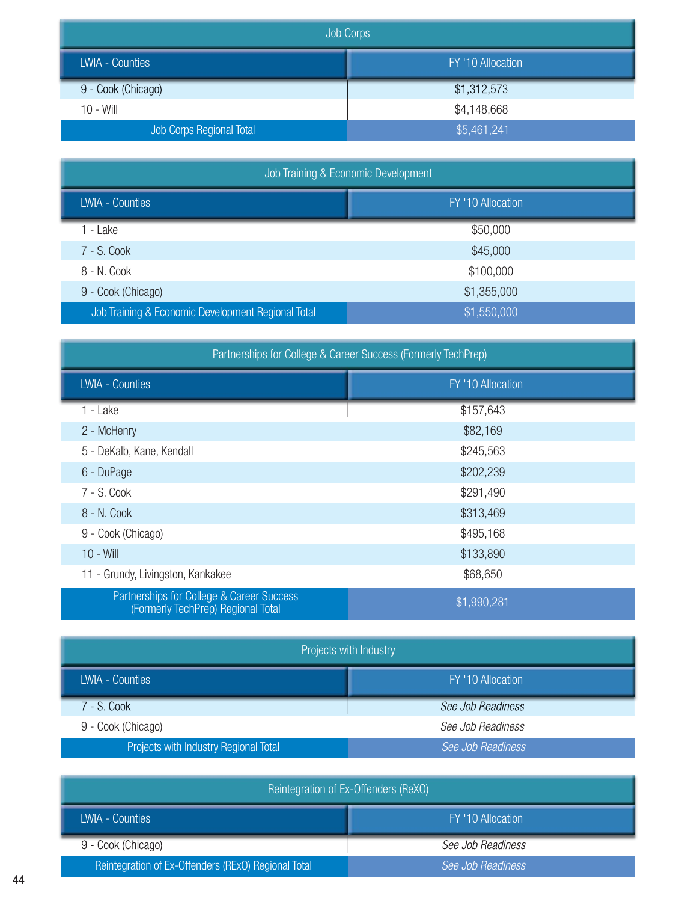| Job Corps | |
|---|---|
| **LWIA - Counties** | **FY '10 Allocation** |
| 9 - Cook (Chicago) | $1,312,573 |
| 10 - Will | $4,148,668 |
| Job Corps Regional Total | $5,461,241 |

| Job Training & Economic Development | |
|---|---|
| **LWIA - Counties** | **FY '10 Allocation** |
| 1 - Lake | $50,000 |
| 7 - S. Cook | $45,000 |
| 8 - N. Cook | $100,000 |
| 9 - Cook (Chicago) | $1,355,000 |
| Job Training & Economic Development Regional Total | $1,550,000 |

| Partnerships for College & Career Success (Formerly TechPrep) | |
|---|---|
| **LWIA - Counties** | **FY '10 Allocation** |
| 1 - Lake | $157,643 |
| 2 - McHenry | $82,169 |
| 5 - DeKalb, Kane, Kendall | $245,563 |
| 6 - DuPage | $202,239 |
| 7 - S. Cook | $291,490 |
| 8 - N. Cook | $313,469 |
| 9 - Cook (Chicago) | $495,168 |
| 10 - Will | $133,890 |
| 11 - Grundy, Livingston, Kankakee | $68,650 |
| Partnerships for College & Career Success (Formerly TechPrep) Regional Total | $1,990,281 |

| Projects with Industry | |
|---|---|
| **LWIA - Counties** | **FY '10 Allocation** |
| 7 - S. Cook | *See Job Readiness* |
| 9 - Cook (Chicago) | *See Job Readiness* |
| Projects with Industry Regional Total | *See Job Readiness* |

| Reintegration of Ex-Offenders (ReXO) | |
|---|---|
| **LWIA - Counties** | **FY '10 Allocation** |
| 9 - Cook (Chicago) | *See Job Readiness* |
| Reintegration of Ex-Offenders (RExO) Regional Total | *See Job Readiness* |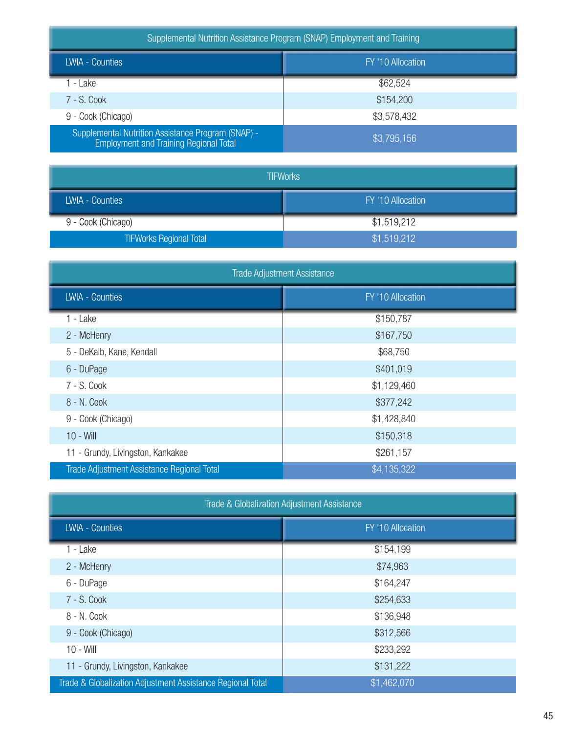| Supplemental Nutrition Assistance Program (SNAP) Employment and Training | |
|---|---|
| LWIA - Counties | FY '10 Allocation |
| 1 - Lake | $62,524 |
| 7 - S. Cook | $154,200 |
| 9 - Cook (Chicago) | $3,578,432 |
| Supplemental Nutrition Assistance Program (SNAP) - Employment and Training Regional Total | $3,795,156 |

| TIFWorks | |
|---|---|
| LWIA - Counties | FY '10 Allocation |
| 9 - Cook (Chicago) | $1,519,212 |
| TIFWorks Regional Total | $1,519,212 |

| Trade Adjustment Assistance | |
|---|---|
| LWIA - Counties | FY '10 Allocation |
| 1 - Lake | $150,787 |
| 2 - McHenry | $167,750 |
| 5 - DeKalb, Kane, Kendall | $68,750 |
| 6 - DuPage | $401,019 |
| 7 - S. Cook | $1,129,460 |
| 8 - N. Cook | $377,242 |
| 9 - Cook (Chicago) | $1,428,840 |
| 10 - Will | $150,318 |
| 11 - Grundy, Livingston, Kankakee | $261,157 |
| Trade Adjustment Assistance Regional Total | $4,135,322 |

| Trade & Globalization Adjustment Assistance | |
|---|---|
| LWIA - Counties | FY '10 Allocation |
| 1 - Lake | $154,199 |
| 2 - McHenry | $74,963 |
| 6 - DuPage | $164,247 |
| 7 - S. Cook | $254,633 |
| 8 - N. Cook | $136,948 |
| 9 - Cook (Chicago) | $312,566 |
| 10 - Will | $233,292 |
| 11 - Grundy, Livingston, Kankakee | $131,222 |
| Trade & Globalization Adjustment Assistance Regional Total | $1,462,070 |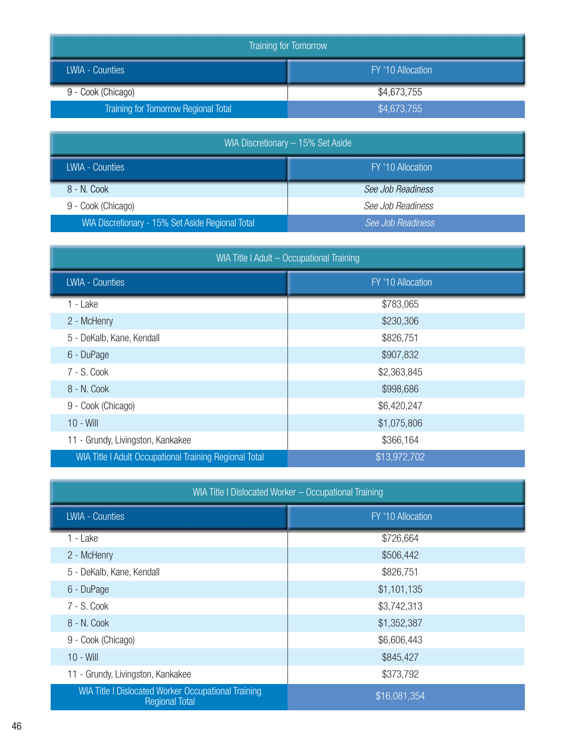| Training for Tomorrow | |
|---|---|
| LWIA - Counties | FY '10 Allocation |
| 9 - Cook (Chicago) | $4,673,755 |
| Training for Tomorrow Regional Total | $4,673,755 |

| WIA Discretionary – 15% Set Aside | |
|---|---|
| LWIA - Counties | FY '10 Allocation |
| 8 - N. Cook | *See Job Readiness* |
| 9 - Cook (Chicago) | *See Job Readiness* |
| WIA Discretionary - 15% Set Aside Regional Total | *See Job Readiness* |

| WIA Title I Adult – Occupational Training | |
|---|---|
| LWIA - Counties | FY '10 Allocation |
| 1 - Lake | $783,065 |
| 2 - McHenry | $230,306 |
| 5 - DeKalb, Kane, Kendall | $826,751 |
| 6 - DuPage | $907,832 |
| 7 - S. Cook | $2,363,845 |
| 8 - N. Cook | $998,686 |
| 9 - Cook (Chicago) | $6,420,247 |
| 10 - Will | $1,075,806 |
| 11 - Grundy, Livingston, Kankakee | $366,164 |
| WIA Title I Adult Occupational Training Regional Total | $13,972,702 |

| WIA Title I Dislocated Worker – Occupational Training | |
|---|---|
| LWIA - Counties | FY '10 Allocation |
| 1 - Lake | $726,664 |
| 2 - McHenry | $506,442 |
| 5 - DeKalb, Kane, Kendall | $826,751 |
| 6 - DuPage | $1,101,135 |
| 7 - S. Cook | $3,742,313 |
| 8 - N. Cook | $1,352,387 |
| 9 - Cook (Chicago) | $6,606,443 |
| 10 - Will | $845,427 |
| 11 - Grundy, Livingston, Kankakee | $373,792 |
| WIA Title I Dislocated Worker Occupational Training Regional Total | $16,081,354 |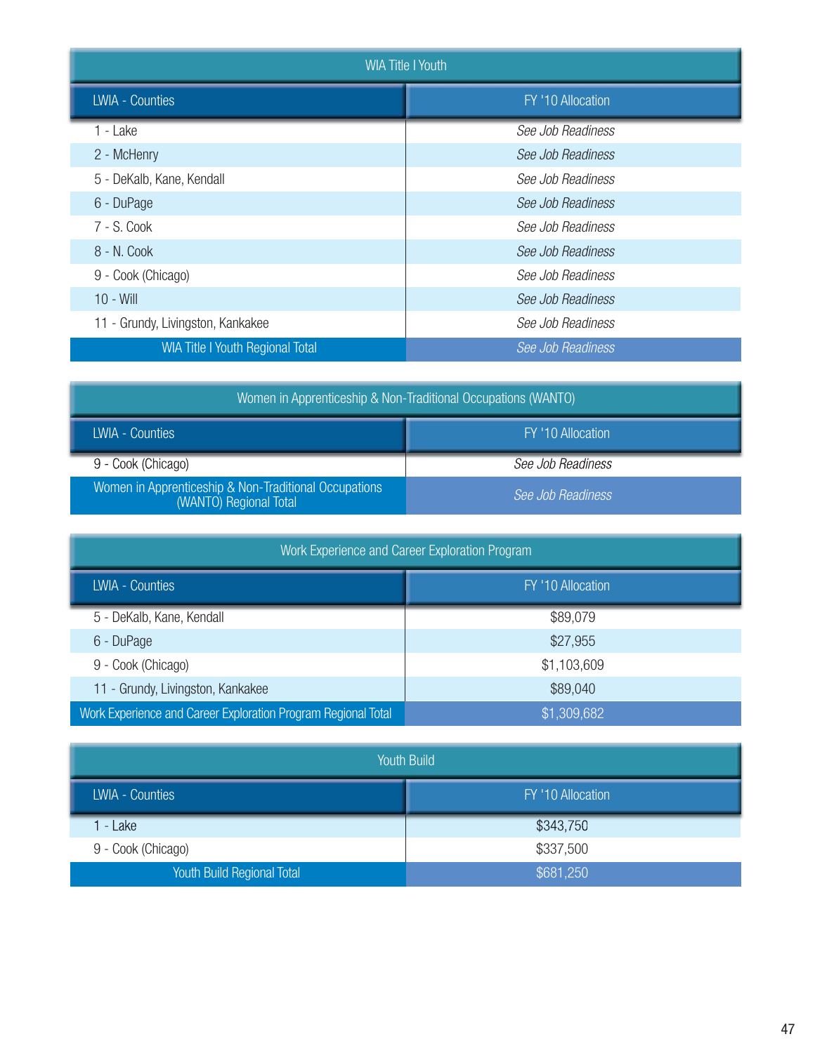| WIA Title I Youth | |
|---|---|
| **LWIA - Counties** | **FY '10 Allocation** |
| 1 - Lake | *See Job Readiness* |
| 2 - McHenry | *See Job Readiness* |
| 5 - DeKalb, Kane, Kendall | *See Job Readiness* |
| 6 - DuPage | *See Job Readiness* |
| 7 - S. Cook | *See Job Readiness* |
| 8 - N. Cook | *See Job Readiness* |
| 9 - Cook (Chicago) | *See Job Readiness* |
| 10 - Will | *See Job Readiness* |
| 11 - Grundy, Livingston, Kankakee | *See Job Readiness* |
| WIA Title I Youth Regional Total | *See Job Readiness* |

| Women in Apprenticeship & Non-Traditional Occupations (WANTO) | |
|---|---|
| **LWIA - Counties** | **FY '10 Allocation** |
| 9 - Cook (Chicago) | *See Job Readiness* |
| Women in Apprenticeship & Non-Traditional Occupations (WANTO) Regional Total | *See Job Readiness* |

| Work Experience and Career Exploration Program | |
|---|---|
| **LWIA - Counties** | **FY '10 Allocation** |
| 5 - DeKalb, Kane, Kendall | $89,079 |
| 6 - DuPage | $27,955 |
| 9 - Cook (Chicago) | $1,103,609 |
| 11 - Grundy, Livingston, Kankakee | $89,040 |
| Work Experience and Career Exploration Program Regional Total | $1,309,682 |

| Youth Build | |
|---|---|
| **LWIA - Counties** | **FY '10 Allocation** |
| 1 - Lake | $343,750 |
| 9 - Cook (Chicago) | $337,500 |
| Youth Build Regional Total | $681,250 |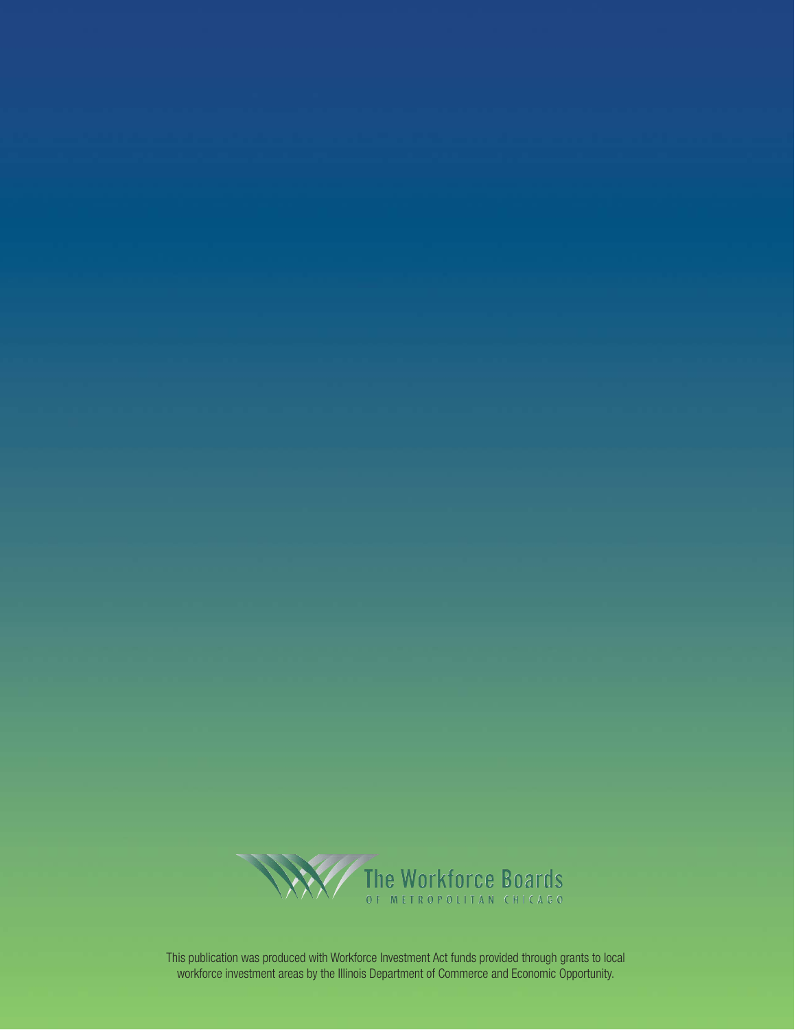The Workforce Boards

OF METROPOLITAN CHICAGO

This publication was produced with Workforce Investment Act funds provided through grants to local workforce investment areas by the Illinois Department of Commerce and Economic Opportunity.